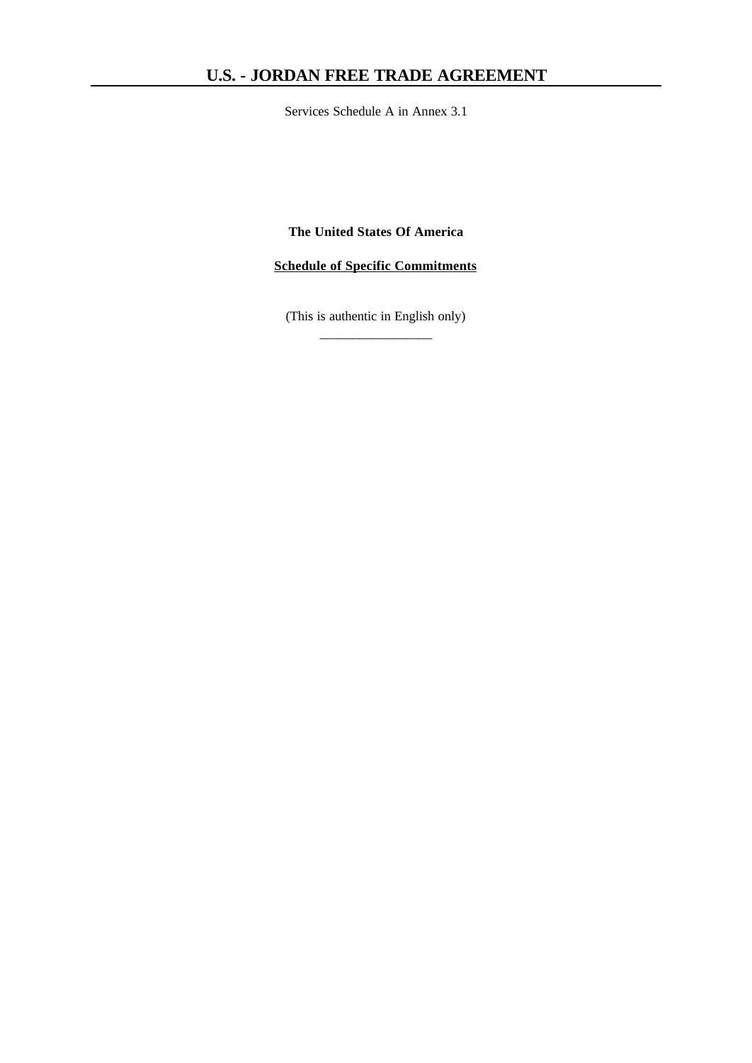# U.S. - JORDAN FREE TRADE AGREEMENT

Services Schedule A in Annex 3.1

**The United States Of America**

**Schedule of Specific Commitments**

(This is authentic in English only)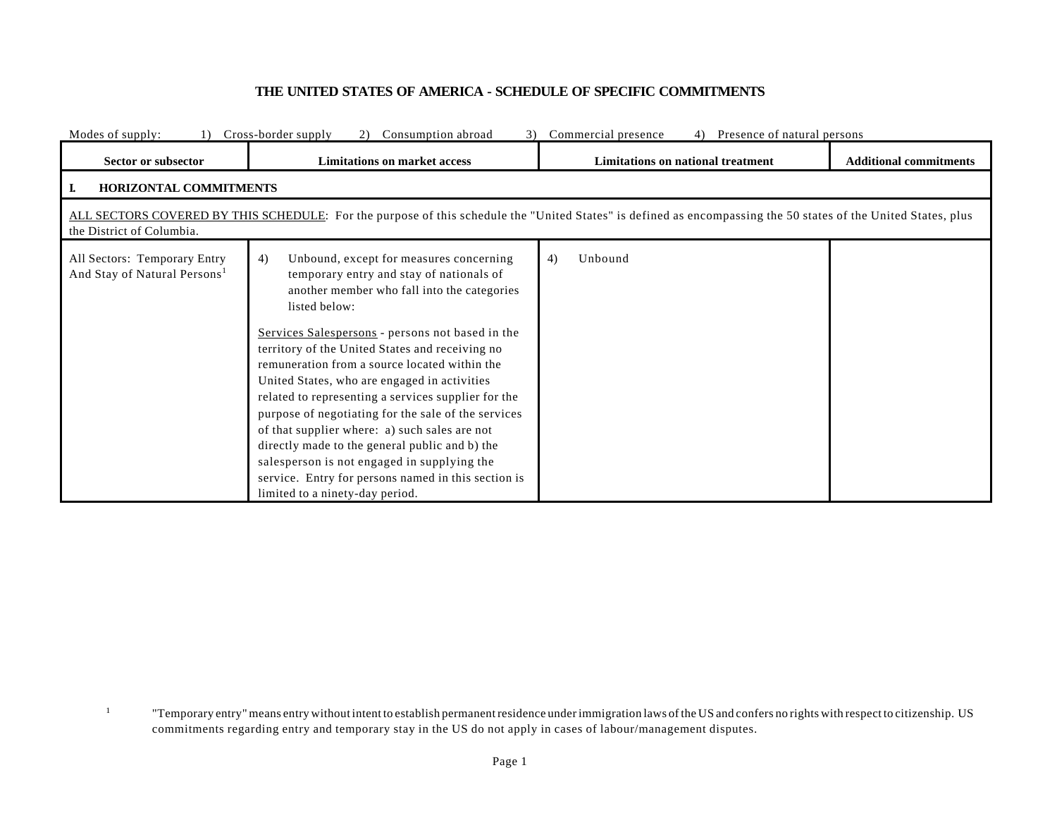## THE UNITED STATES OF AMERICA - SCHEDULE OF SPECIFIC COMMITMENTS

Modes of supply: 1) Cross-border supply 2) Consumption abroad 3) Commercial presence 4) Presence of natural persons

| Sector or subsector | Limitations on market access | Limitations on national treatment | Additional commitments |
|---|---|---|---|
| **I. HORIZONTAL COMMITMENTS** | | | |
| ALL SECTORS COVERED BY THIS SCHEDULE: For the purpose of this schedule the "United States" is defined as encompassing the 50 states of the United States, plus the District of Columbia. | | | |
| All Sectors: Temporary Entry And Stay of Natural Persons[1] | 4) Unbound, except for measures concerning temporary entry and stay of nationals of another member who fall into the categories listed below:<br><br>Services Salespersons - persons not based in the territory of the United States and receiving no remuneration from a source located within the United States, who are engaged in activities related to representing a services supplier for the purpose of negotiating for the sale of the services of that supplier where: a) such sales are not directly made to the general public and b) the salesperson is not engaged in supplying the service. Entry for persons named in this section is limited to a ninety-day period. | 4) Unbound | |

[1] "Temporary entry" means entry without intent to establish permanent residence under immigration laws of the US and confers no rights with respect to citizenship. US commitments regarding entry and temporary stay in the US do not apply in cases of labour/management disputes.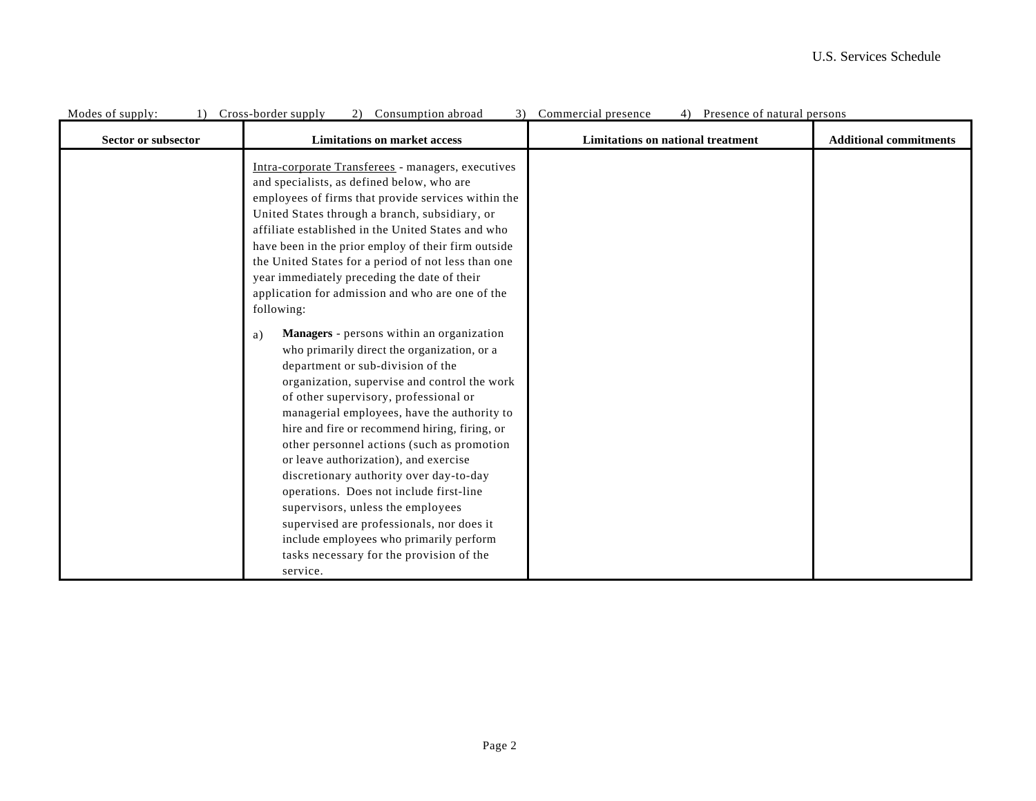Modes of supply: 1) Cross-border supply 2) Consumption abroad 3) Commercial presence 4) Presence of natural persons

| Sector or subsector | Limitations on market access | Limitations on national treatment | Additional commitments |
|---|---|---|---|
| | Intra-corporate Transferees - managers, executives and specialists, as defined below, who are employees of firms that provide services within the United States through a branch, subsidiary, or affiliate established in the United States and who have been in the prior employ of their firm outside the United States for a period of not less than one year immediately preceding the date of their application for admission and who are one of the following:<br><br>a) **Managers** - persons within an organization who primarily direct the organization, or a department or sub-division of the organization, supervise and control the work of other supervisory, professional or managerial employees, have the authority to hire and fire or recommend hiring, firing, or other personnel actions (such as promotion or leave authorization), and exercise discretionary authority over day-to-day operations. Does not include first-line supervisors, unless the employees supervised are professionals, nor does it include employees who primarily perform tasks necessary for the provision of the service. | | |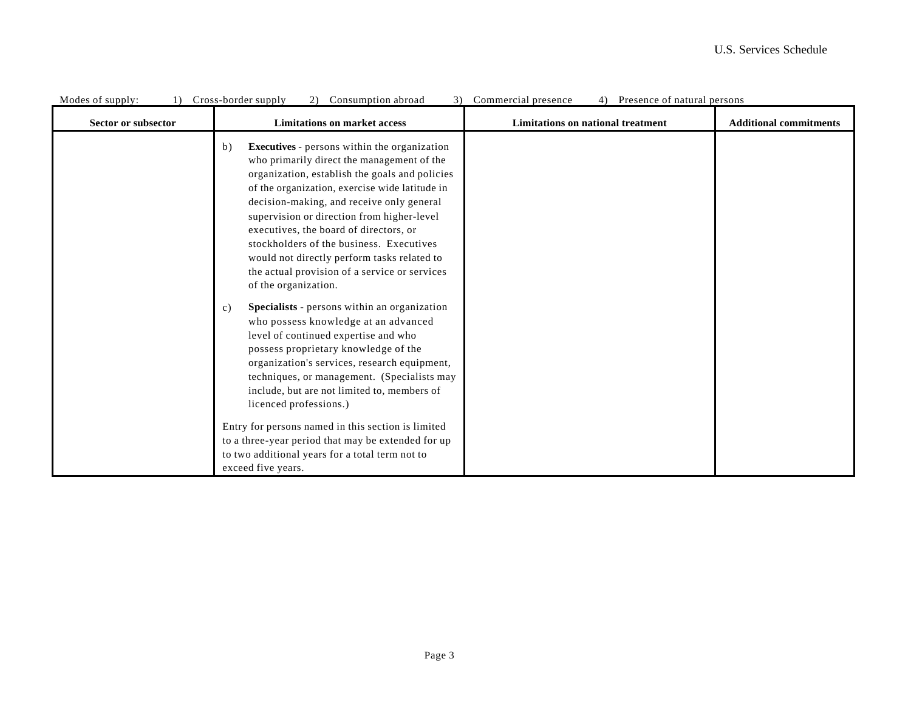Modes of supply: 1) Cross-border supply 2) Consumption abroad 3) Commercial presence 4) Presence of natural persons

| Sector or subsector | Limitations on market access | Limitations on national treatment | Additional commitments |
|---|---|---|---|
| | b) **Executives** - persons within the organization who primarily direct the management of the organization, establish the goals and policies of the organization, exercise wide latitude in decision-making, and receive only general supervision or direction from higher-level executives, the board of directors, or stockholders of the business. Executives would not directly perform tasks related to the actual provision of a service or services of the organization.<br><br>c) **Specialists** - persons within an organization who possess knowledge at an advanced level of continued expertise and who possess proprietary knowledge of the organization's services, research equipment, techniques, or management. (Specialists may include, but are not limited to, members of licenced professions.)<br><br>Entry for persons named in this section is limited to a three-year period that may be extended for up to two additional years for a total term not to exceed five years. | | |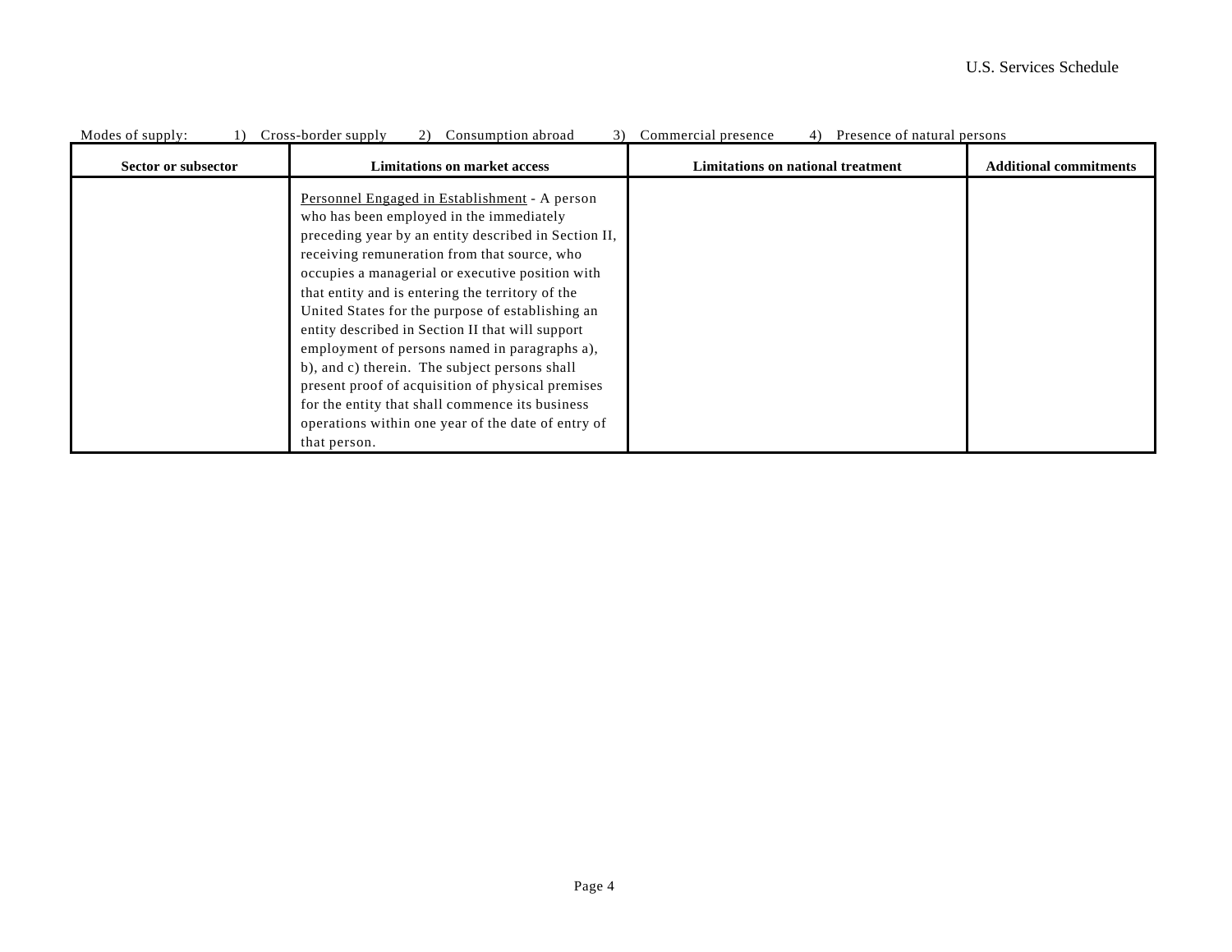Modes of supply: 1) Cross-border supply 2) Consumption abroad 3) Commercial presence 4) Presence of natural persons

| Sector or subsector | Limitations on market access | Limitations on national treatment | Additional commitments |
| --- | --- | --- | --- |
| | Personnel Engaged in Establishment - A person who has been employed in the immediately preceding year by an entity described in Section II, receiving remuneration from that source, who occupies a managerial or executive position with that entity and is entering the territory of the United States for the purpose of establishing an entity described in Section II that will support employment of persons named in paragraphs a), b), and c) therein. The subject persons shall present proof of acquisition of physical premises for the entity that shall commence its business operations within one year of the date of entry of that person. | | |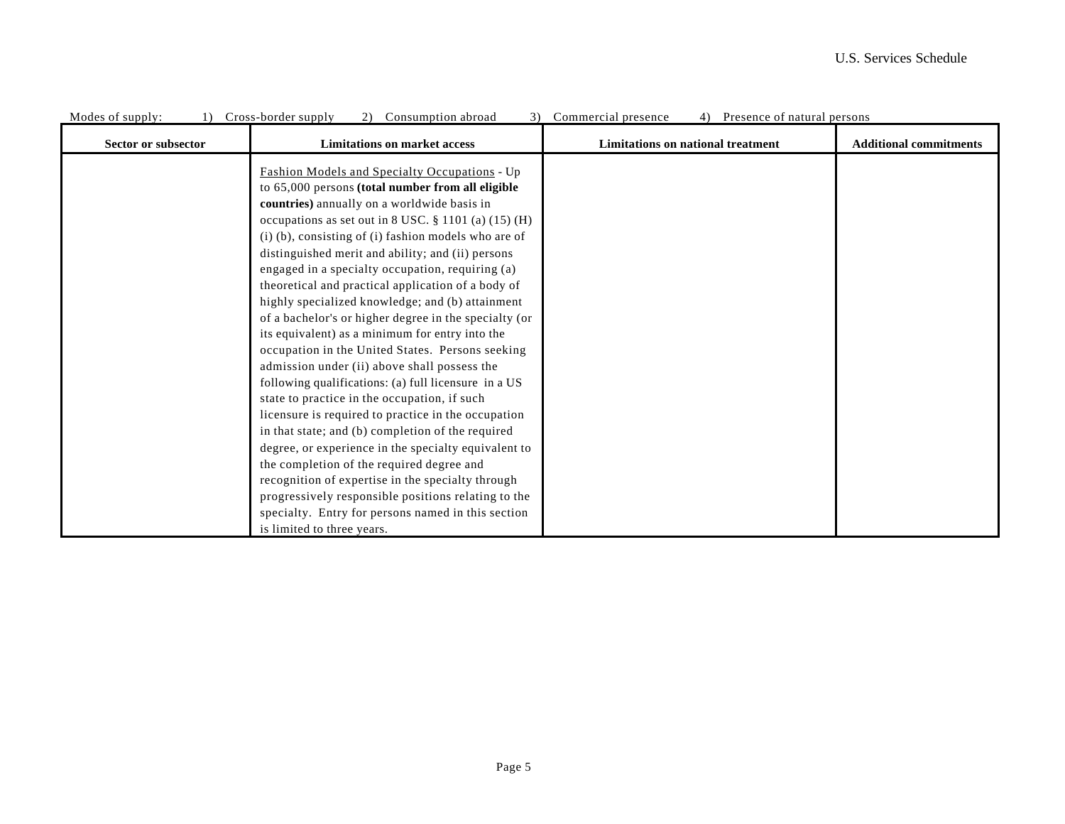Modes of supply: 1) Cross-border supply 2) Consumption abroad 3) Commercial presence 4) Presence of natural persons

| Sector or subsector | Limitations on market access | Limitations on national treatment | Additional commitments |
|---|---|---|---|
| | Fashion Models and Specialty Occupations - Up to 65,000 persons **(total number from all eligible countries)** annually on a worldwide basis in occupations as set out in 8 USC. § 1101 (a) (15) (H) (i) (b), consisting of (i) fashion models who are of distinguished merit and ability; and (ii) persons engaged in a specialty occupation, requiring (a) theoretical and practical application of a body of highly specialized knowledge; and (b) attainment of a bachelor's or higher degree in the specialty (or its equivalent) as a minimum for entry into the occupation in the United States. Persons seeking admission under (ii) above shall possess the following qualifications: (a) full licensure in a US state to practice in the occupation, if such licensure is required to practice in the occupation in that state; and (b) completion of the required degree, or experience in the specialty equivalent to the completion of the required degree and recognition of expertise in the specialty through progressively responsible positions relating to the specialty. Entry for persons named in this section is limited to three years. | | |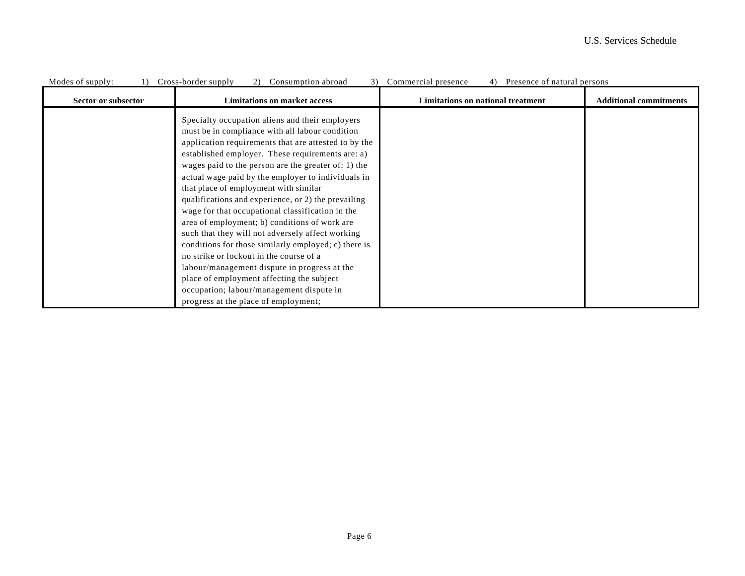Modes of supply: 1) Cross-border supply 2) Consumption abroad 3) Commercial presence 4) Presence of natural persons

| Sector or subsector | Limitations on market access | Limitations on national treatment | Additional commitments |
| --- | --- | --- | --- |
| | Specialty occupation aliens and their employers must be in compliance with all labour condition application requirements that are attested to by the established employer. These requirements are: a) wages paid to the person are the greater of: 1) the actual wage paid by the employer to individuals in that place of employment with similar qualifications and experience, or 2) the prevailing wage for that occupational classification in the area of employment; b) conditions of work are such that they will not adversely affect working conditions for those similarly employed; c) there is no strike or lockout in the course of a labour/management dispute in progress at the place of employment affecting the subject occupation; labour/management dispute in progress at the place of employment; | | |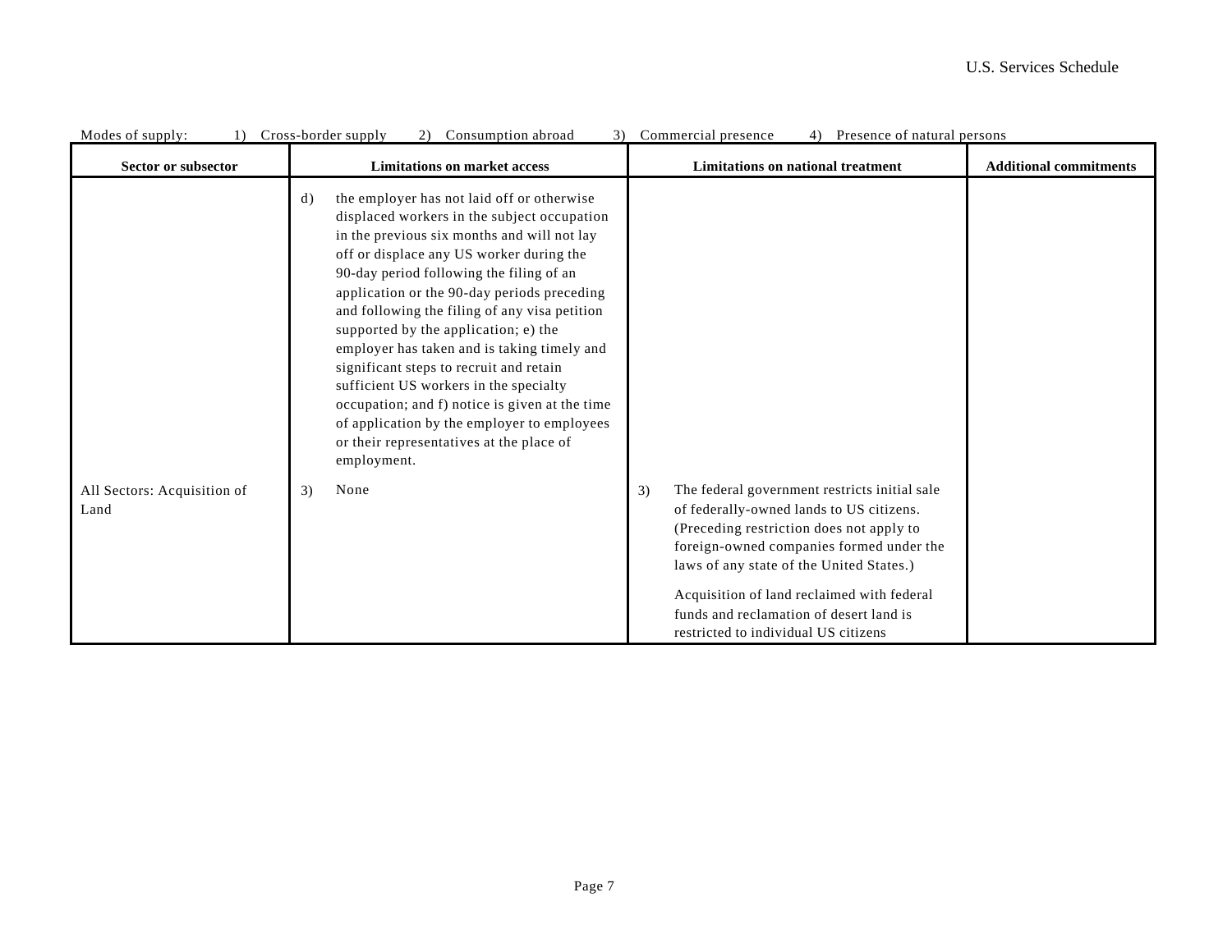Modes of supply: 1) Cross-border supply 2) Consumption abroad 3) Commercial presence 4) Presence of natural persons

| Sector or subsector | Limitations on market access | Limitations on national treatment | Additional commitments |
|---|---|---|---|
| | d) the employer has not laid off or otherwise displaced workers in the subject occupation in the previous six months and will not lay off or displace any US worker during the 90-day period following the filing of an application or the 90-day periods preceding and following the filing of any visa petition supported by the application; e) the employer has taken and is taking timely and significant steps to recruit and retain sufficient US workers in the specialty occupation; and f) notice is given at the time of application by the employer to employees or their representatives at the place of employment. | | |
| All Sectors: Acquisition of Land | 3) None | 3) The federal government restricts initial sale of federally-owned lands to US citizens. (Preceding restriction does not apply to foreign-owned companies formed under the laws of any state of the United States.)<br><br>Acquisition of land reclaimed with federal funds and reclamation of desert land is restricted to individual US citizens | |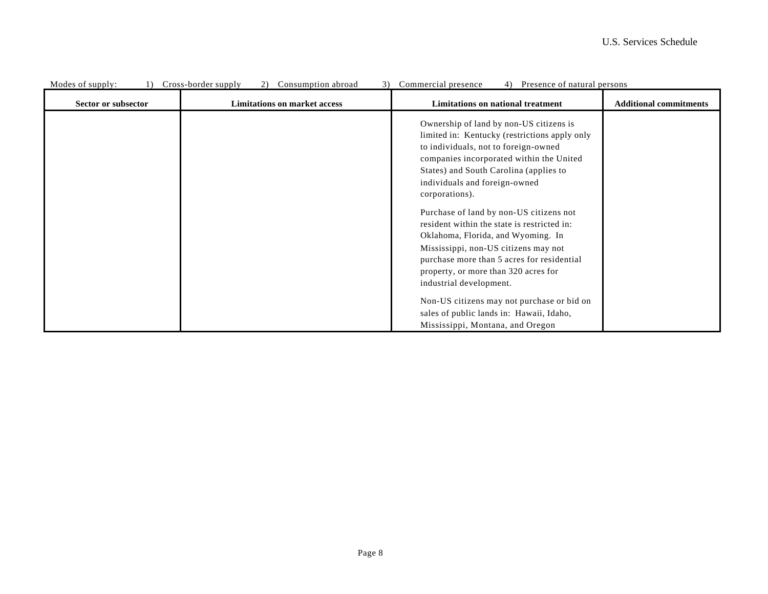Modes of supply: 1) Cross-border supply 2) Consumption abroad 3) Commercial presence 4) Presence of natural persons

| Sector or subsector | Limitations on market access | Limitations on national treatment | Additional commitments |
|---|---|---|---|
| | | Ownership of land by non-US citizens is limited in: Kentucky (restrictions apply only to individuals, not to foreign-owned companies incorporated within the United States) and South Carolina (applies to individuals and foreign-owned corporations).<br><br>Purchase of land by non-US citizens not resident within the state is restricted in: Oklahoma, Florida, and Wyoming. In Mississippi, non-US citizens may not purchase more than 5 acres for residential property, or more than 320 acres for industrial development.<br><br>Non-US citizens may not purchase or bid on sales of public lands in: Hawaii, Idaho, Mississippi, Montana, and Oregon | |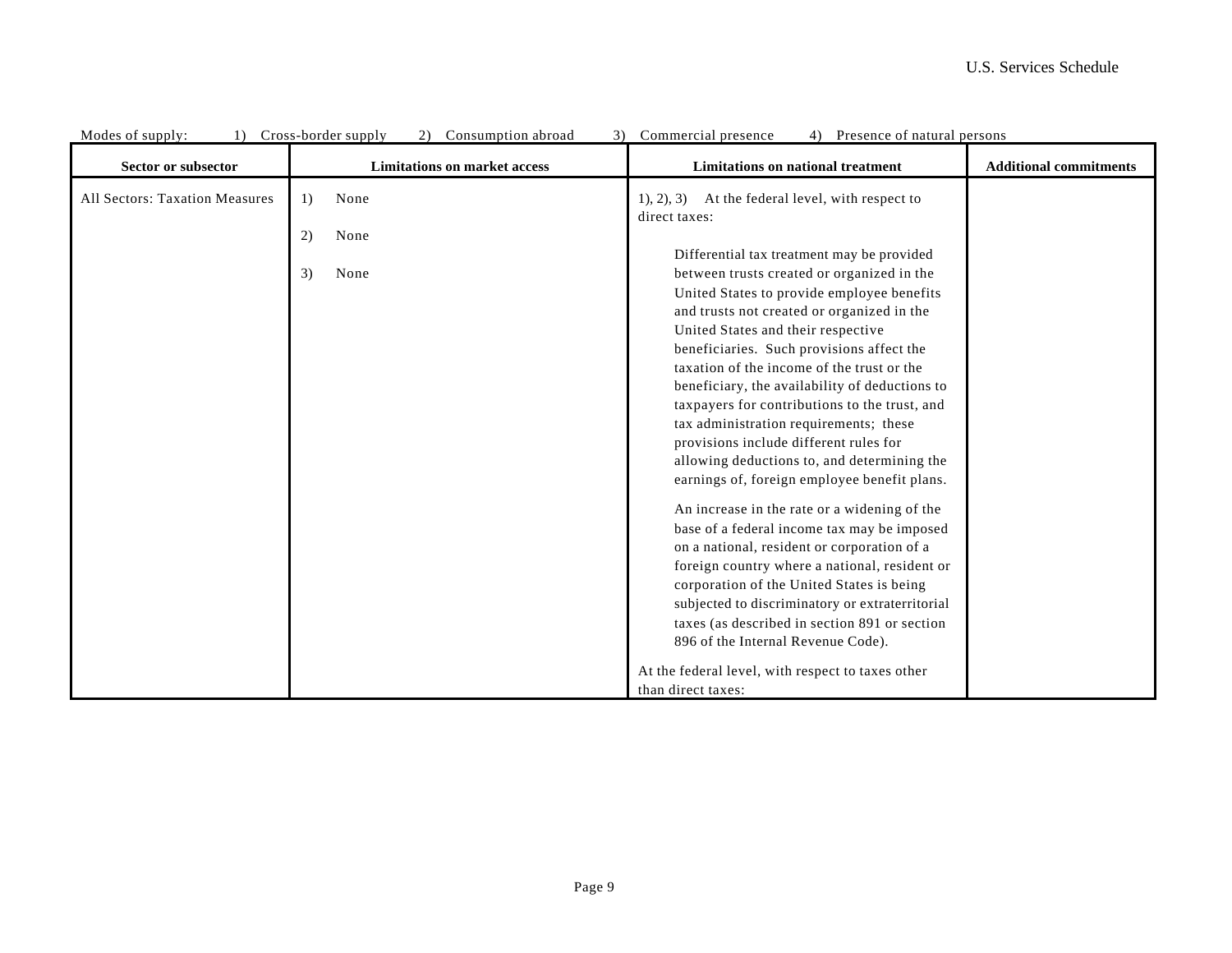Modes of supply: 1) Cross-border supply 2) Consumption abroad 3) Commercial presence 4) Presence of natural persons

| Sector or subsector | Limitations on market access | Limitations on national treatment | Additional commitments |
| --- | --- | --- | --- |
| All Sectors: Taxation Measures | 1) None<br><br>2) None<br><br>3) None | 1), 2), 3) At the federal level, with respect to direct taxes:<br><br>Differential tax treatment may be provided between trusts created or organized in the United States to provide employee benefits and trusts not created or organized in the United States and their respective beneficiaries. Such provisions affect the taxation of the income of the trust or the beneficiary, the availability of deductions to taxpayers for contributions to the trust, and tax administration requirements; these provisions include different rules for allowing deductions to, and determining the earnings of, foreign employee benefit plans.<br><br>An increase in the rate or a widening of the base of a federal income tax may be imposed on a national, resident or corporation of a foreign country where a national, resident or corporation of the United States is being subjected to discriminatory or extraterritorial taxes (as described in section 891 or section 896 of the Internal Revenue Code).<br><br>At the federal level, with respect to taxes other than direct taxes: | |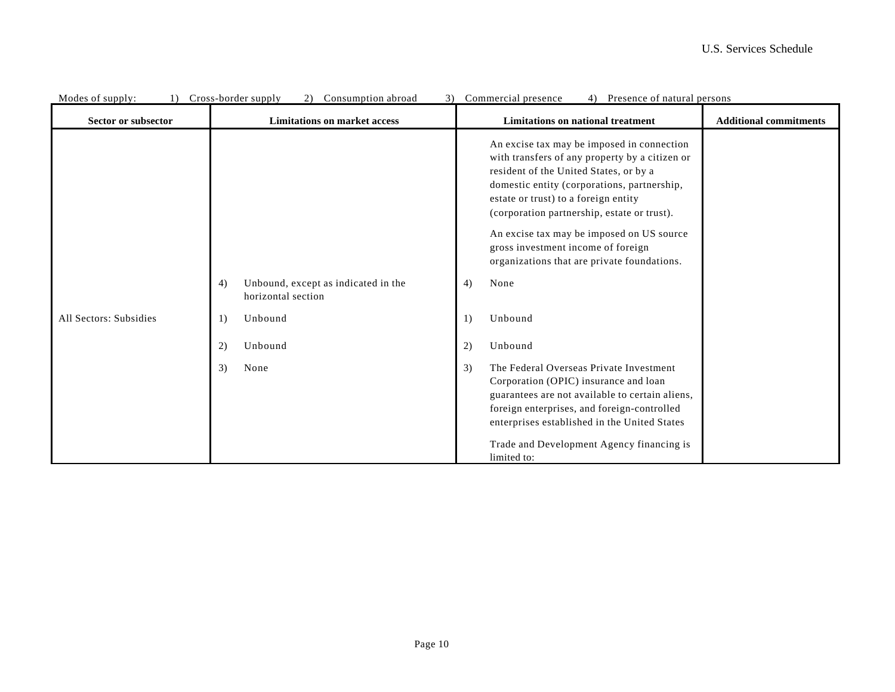Modes of supply: 1) Cross-border supply 2) Consumption abroad 3) Commercial presence 4) Presence of natural persons

| Sector or subsector | Limitations on market access | Limitations on national treatment | Additional commitments |
|---|---|---|---|
| | | An excise tax may be imposed in connection with transfers of any property by a citizen or resident of the United States, or by a domestic entity (corporations, partnership, estate or trust) to a foreign entity (corporation partnership, estate or trust). | |
| | | An excise tax may be imposed on US source gross investment income of foreign organizations that are private foundations. | |
| | 4) Unbound, except as indicated in the horizontal section | 4) None | |
| All Sectors: Subsidies | 1) Unbound | 1) Unbound | |
| | 2) Unbound | 2) Unbound | |
| | 3) None | 3) The Federal Overseas Private Investment Corporation (OPIC) insurance and loan guarantees are not available to certain aliens, foreign enterprises, and foreign-controlled enterprises established in the United States | |
| | | Trade and Development Agency financing is limited to: | |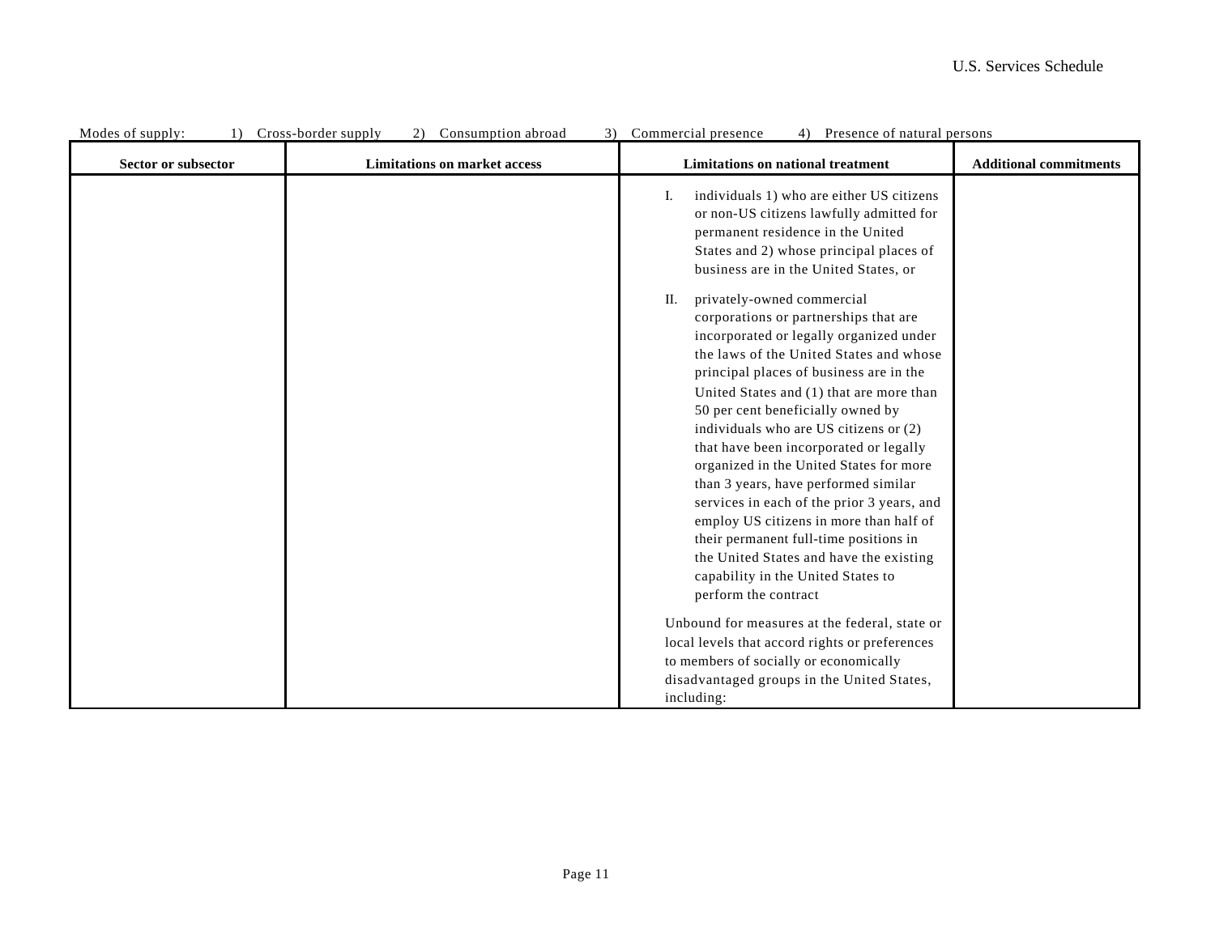Modes of supply: 1) Cross-border supply 2) Consumption abroad 3) Commercial presence 4) Presence of natural persons

| Sector or subsector | Limitations on market access | Limitations on national treatment | Additional commitments |
|---|---|---|---|
| | | I. individuals 1) who are either US citizens or non-US citizens lawfully admitted for permanent residence in the United States and 2) whose principal places of business are in the United States, or<br><br>II. privately-owned commercial corporations or partnerships that are incorporated or legally organized under the laws of the United States and whose principal places of business are in the United States and (1) that are more than 50 per cent beneficially owned by individuals who are US citizens or (2) that have been incorporated or legally organized in the United States for more than 3 years, have performed similar services in each of the prior 3 years, and employ US citizens in more than half of their permanent full-time positions in the United States and have the existing capability in the United States to perform the contract<br><br>Unbound for measures at the federal, state or local levels that accord rights or preferences to members of socially or economically disadvantaged groups in the United States, including: | |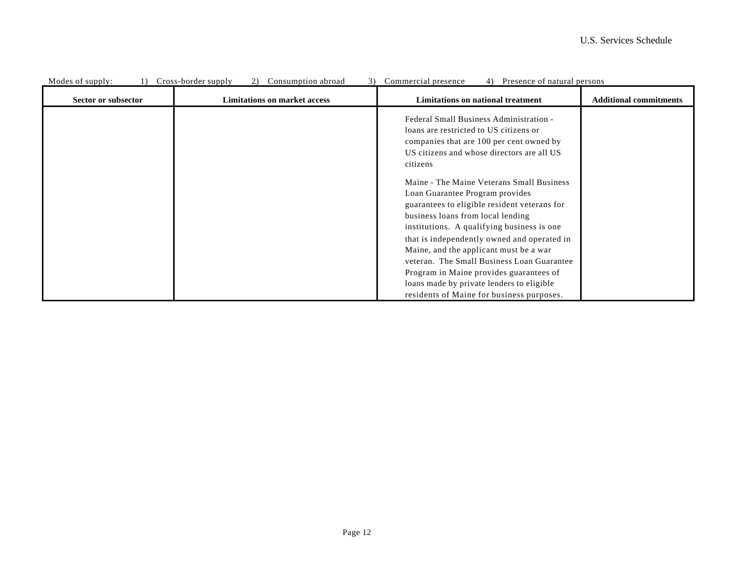Modes of supply: 1) Cross-border supply 2) Consumption abroad 3) Commercial presence 4) Presence of natural persons

| Sector or subsector | Limitations on market access | Limitations on national treatment | Additional commitments |
| --- | --- | --- | --- |
| | | Federal Small Business Administration - loans are restricted to US citizens or companies that are 100 per cent owned by US citizens and whose directors are all US citizens<br><br>Maine - The Maine Veterans Small Business Loan Guarantee Program provides guarantees to eligible resident veterans for business loans from local lending institutions. A qualifying business is one that is independently owned and operated in Maine, and the applicant must be a war veteran. The Small Business Loan Guarantee Program in Maine provides guarantees of loans made by private lenders to eligible residents of Maine for business purposes. | |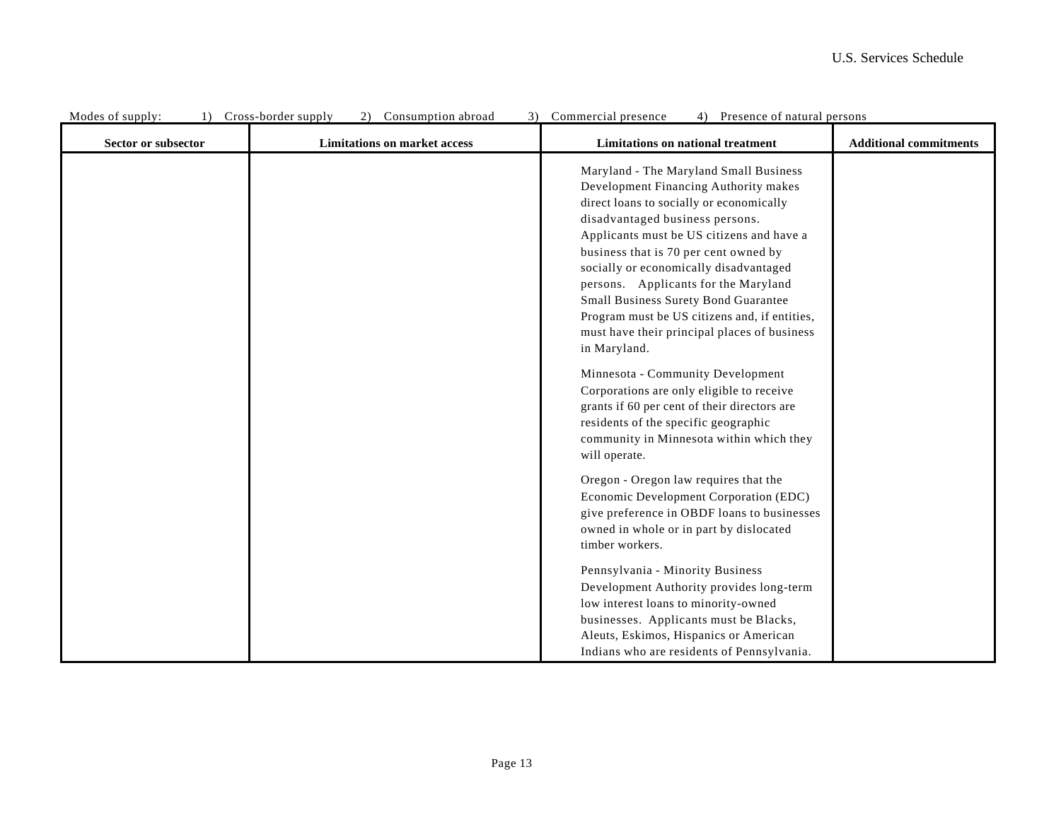Modes of supply: 1) Cross-border supply 2) Consumption abroad 3) Commercial presence 4) Presence of natural persons

| Sector or subsector | Limitations on market access | Limitations on national treatment | Additional commitments |
|---|---|---|---|
| | | Maryland - The Maryland Small Business Development Financing Authority makes direct loans to socially or economically disadvantaged business persons. Applicants must be US citizens and have a business that is 70 per cent owned by socially or economically disadvantaged persons. Applicants for the Maryland Small Business Surety Bond Guarantee Program must be US citizens and, if entities, must have their principal places of business in Maryland.<br><br>Minnesota - Community Development Corporations are only eligible to receive grants if 60 per cent of their directors are residents of the specific geographic community in Minnesota within which they will operate.<br><br>Oregon - Oregon law requires that the Economic Development Corporation (EDC) give preference in OBDF loans to businesses owned in whole or in part by dislocated timber workers.<br><br>Pennsylvania - Minority Business Development Authority provides long-term low interest loans to minority-owned businesses. Applicants must be Blacks, Aleuts, Eskimos, Hispanics or American Indians who are residents of Pennsylvania. | |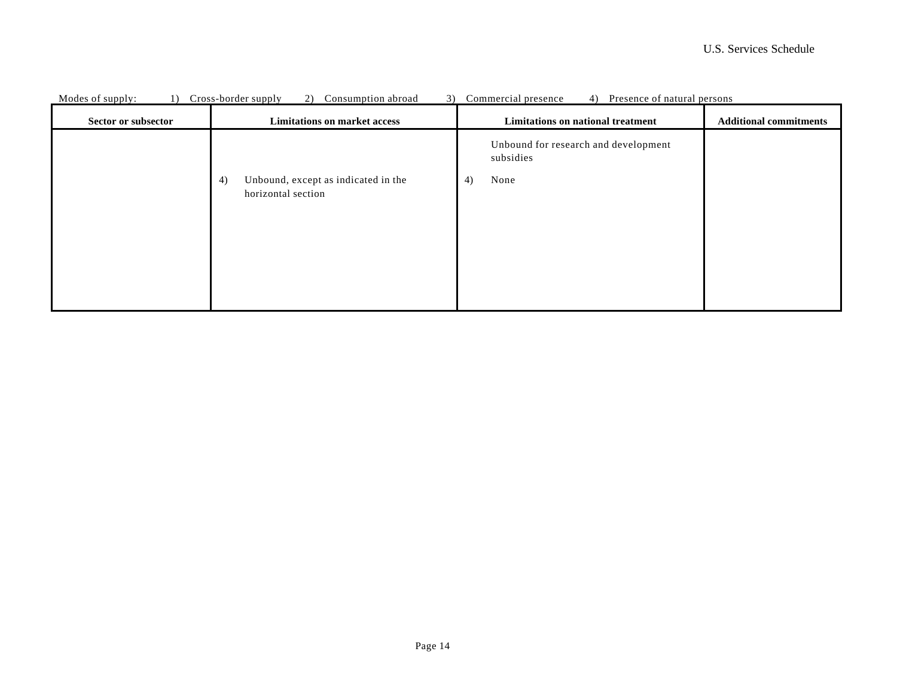Modes of supply: 1) Cross-border supply 2) Consumption abroad 3) Commercial presence 4) Presence of natural persons

| Sector or subsector | Limitations on market access | Limitations on national treatment | Additional commitments |
| --- | --- | --- | --- |
| | | Unbound for research and development subsidies | |
| | 4) Unbound, except as indicated in the horizontal section | 4) None | |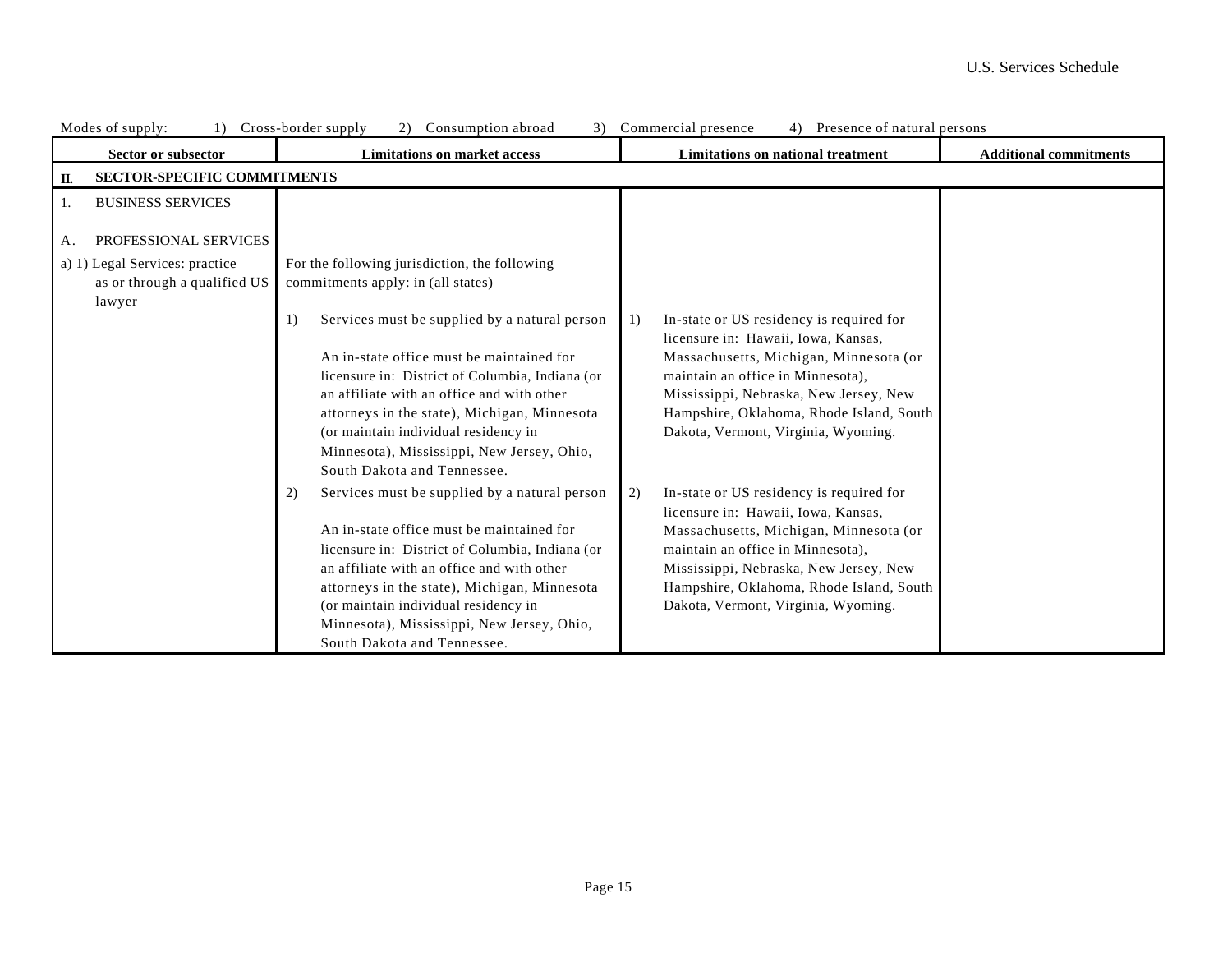Modes of supply: 1) Cross-border supply 2) Consumption abroad 3) Commercial presence 4) Presence of natural persons

| Sector or subsector | Limitations on market access | Limitations on national treatment | Additional commitments |
|---|---|---|---|
| **II. SECTOR-SPECIFIC COMMITMENTS** | | | |
| 1. BUSINESS SERVICES<br><br>A. PROFESSIONAL SERVICES | | | |
| a) 1) Legal Services: practice as or through a qualified US lawyer | For the following jurisdiction, the following commitments apply: in (all states) | | |
| | 1) Services must be supplied by a natural person<br><br>An in-state office must be maintained for licensure in: District of Columbia, Indiana (or an affiliate with an office and with other attorneys in the state), Michigan, Minnesota (or maintain individual residency in Minnesota), Mississippi, New Jersey, Ohio, South Dakota and Tennessee. | 1) In-state or US residency is required for licensure in: Hawaii, Iowa, Kansas, Massachusetts, Michigan, Minnesota (or maintain an office in Minnesota), Mississippi, Nebraska, New Jersey, New Hampshire, Oklahoma, Rhode Island, South Dakota, Vermont, Virginia, Wyoming. | |
| | 2) Services must be supplied by a natural person<br><br>An in-state office must be maintained for licensure in: District of Columbia, Indiana (or an affiliate with an office and with other attorneys in the state), Michigan, Minnesota (or maintain individual residency in Minnesota), Mississippi, New Jersey, Ohio, South Dakota and Tennessee. | 2) In-state or US residency is required for licensure in: Hawaii, Iowa, Kansas, Massachusetts, Michigan, Minnesota (or maintain an office in Minnesota), Mississippi, Nebraska, New Jersey, New Hampshire, Oklahoma, Rhode Island, South Dakota, Vermont, Virginia, Wyoming. | |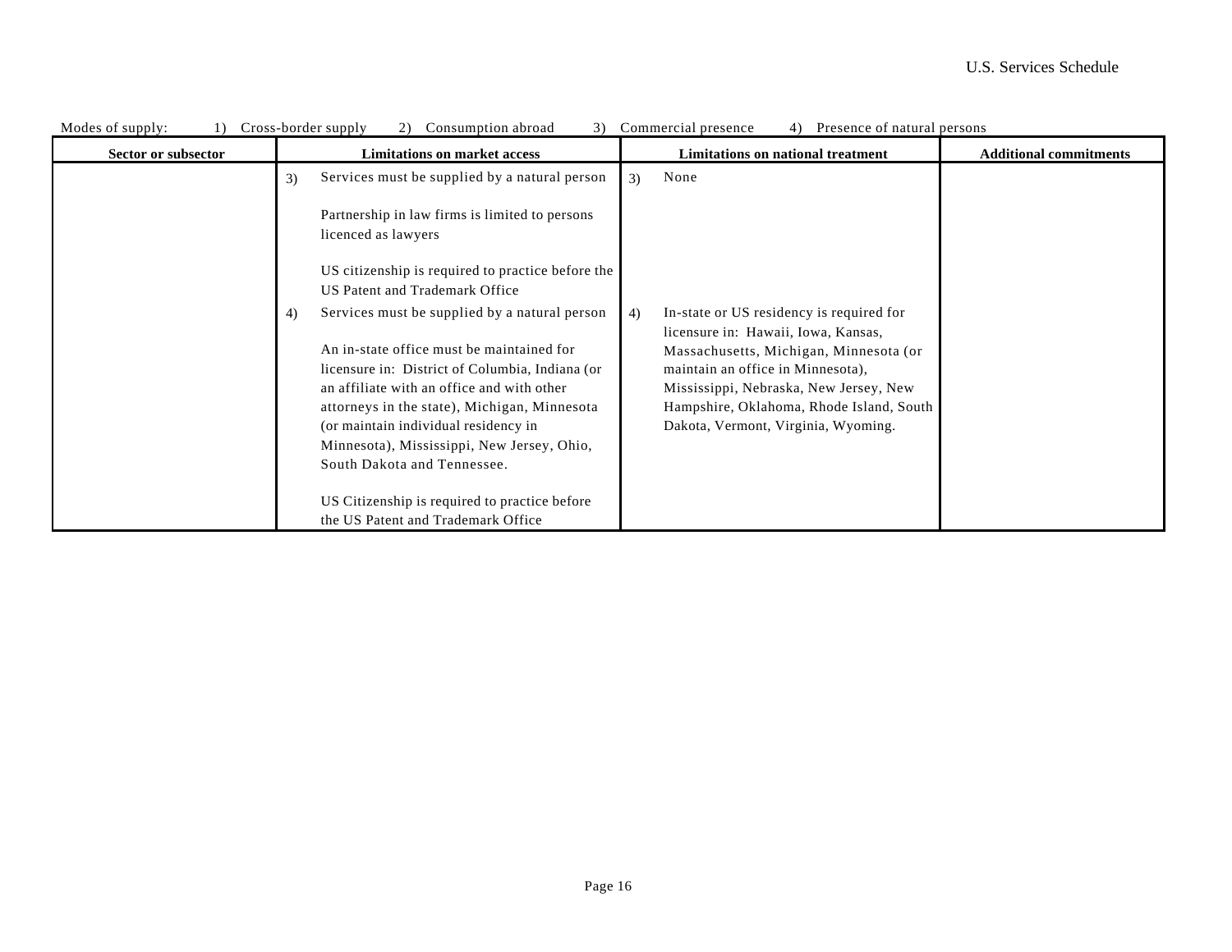Modes of supply: 1) Cross-border supply 2) Consumption abroad 3) Commercial presence 4) Presence of natural persons

| Sector or subsector | Limitations on market access | Limitations on national treatment | Additional commitments |
|---|---|---|---|
| | 3) Services must be supplied by a natural person<br><br>Partnership in law firms is limited to persons licenced as lawyers<br><br>US citizenship is required to practice before the US Patent and Trademark Office | 3) None | |
| | 4) Services must be supplied by a natural person<br><br>An in-state office must be maintained for licensure in: District of Columbia, Indiana (or an affiliate with an office and with other attorneys in the state), Michigan, Minnesota (or maintain individual residency in Minnesota), Mississippi, New Jersey, Ohio, South Dakota and Tennessee.<br><br>US Citizenship is required to practice before the US Patent and Trademark Office | 4) In-state or US residency is required for licensure in: Hawaii, Iowa, Kansas, Massachusetts, Michigan, Minnesota (or maintain an office in Minnesota), Mississippi, Nebraska, New Jersey, New Hampshire, Oklahoma, Rhode Island, South Dakota, Vermont, Virginia, Wyoming. | |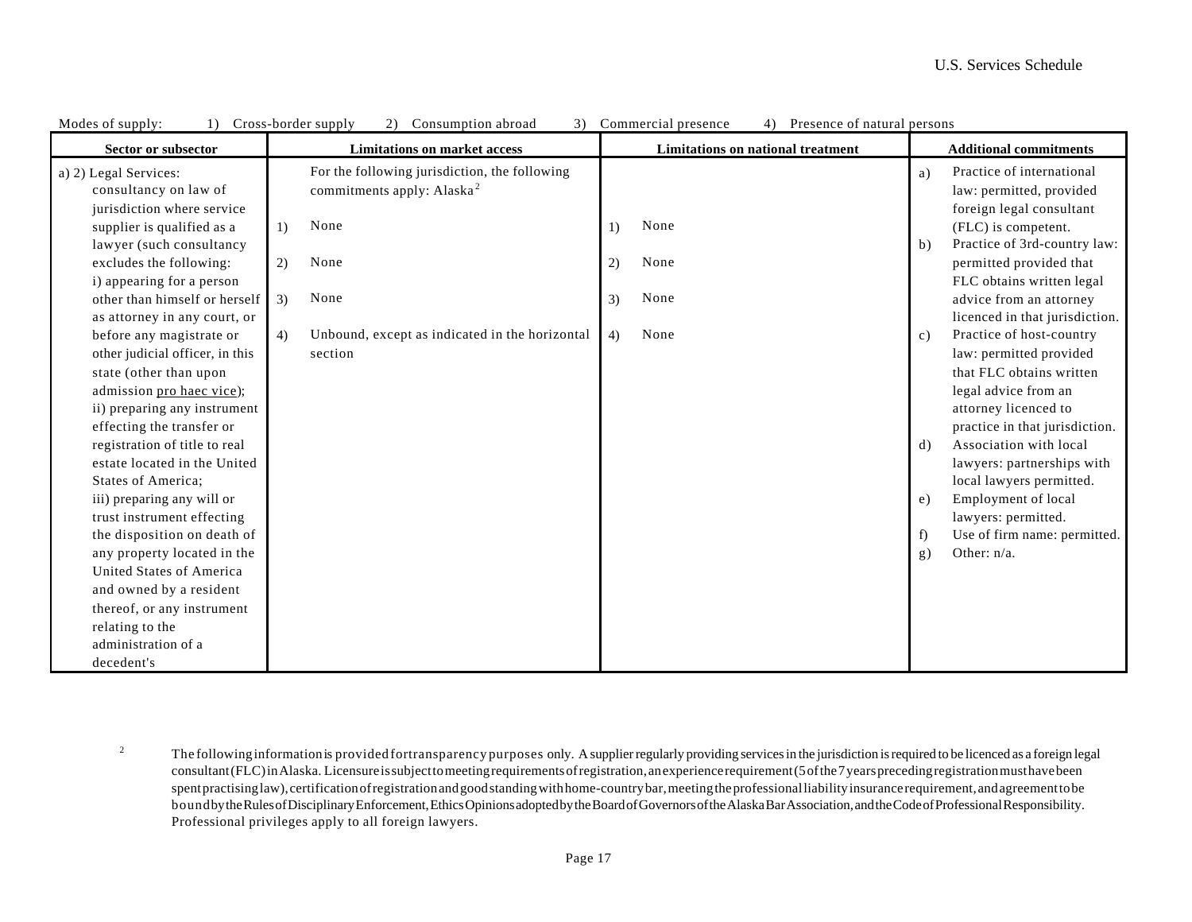Modes of supply: 1) Cross-border supply 2) Consumption abroad 3) Commercial presence 4) Presence of natural persons

| Sector or subsector | Limitations on market access | Limitations on national treatment | Additional commitments |
|---|---|---|---|
| a) 2) Legal Services: consultancy on law of jurisdiction where service supplier is qualified as a lawyer (such consultancy excludes the following: i) appearing for a person other than himself or herself as attorney in any court, or before any magistrate or other judicial officer, in this state (other than upon admission pro haec vice); ii) preparing any instrument effecting the transfer or registration of title to real estate located in the United States of America; iii) preparing any will or trust instrument effecting the disposition on death of any property located in the United States of America and owned by a resident thereof, or any instrument relating to the administration of a decedent's | For the following jurisdiction, the following commitments apply: Alaska[2]<br><br>1) None<br><br>2) None<br><br>3) None<br><br>4) Unbound, except as indicated in the horizontal section | 1) None<br><br>2) None<br><br>3) None<br><br>4) None | a) Practice of international law: permitted, provided foreign legal consultant (FLC) is competent.<br>b) Practice of 3rd-country law: permitted provided that FLC obtains written legal advice from an attorney licenced in that jurisdiction.<br>c) Practice of host-country law: permitted provided that FLC obtains written legal advice from an attorney licenced to practice in that jurisdiction.<br>d) Association with local lawyers: partnerships with local lawyers permitted.<br>e) Employment of local lawyers: permitted.<br>f) Use of firm name: permitted.<br>g) Other: n/a. |

[2] The following information is provided for transparency purposes only. A supplier regularly providing services in the jurisdiction is required to be licenced as a foreign legal consultant (FLC) in Alaska. Licensure is subject to meeting requirements of registration, an experience requirement (5 of the 7 years preceding registration must have been spent practising law), certification of registration and good standing with home-country bar, meeting the professional liability insurance requirement, and agreement to be bound by the Rules of Disciplinary Enforcement, Ethics Opinions adopted by the Board of Governors of the Alaska Bar Association, and the Code of Professional Responsibility. Professional privileges apply to all foreign lawyers.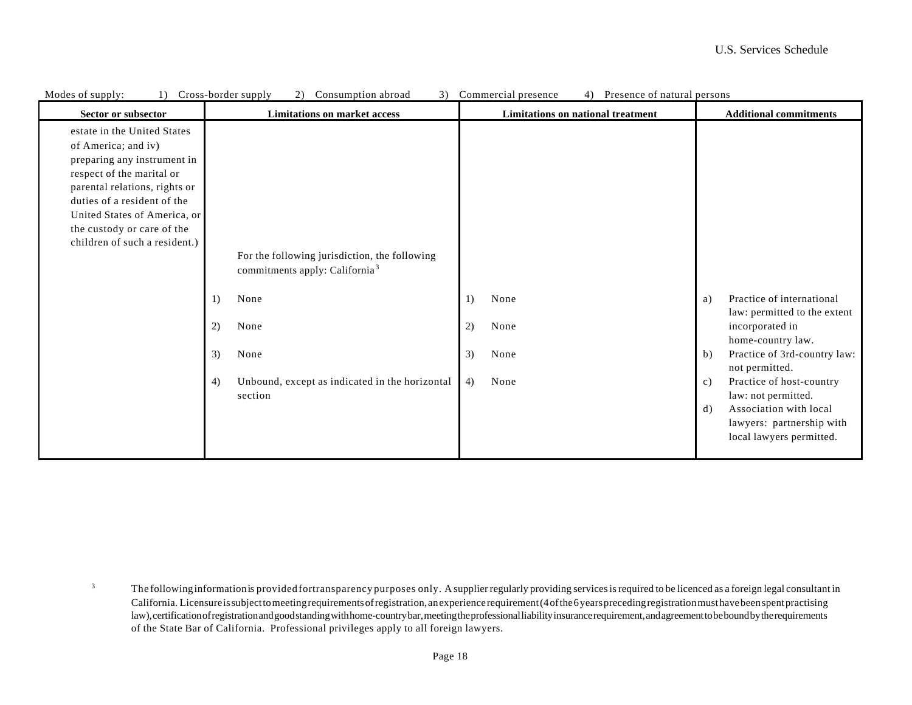Modes of supply: 1) Cross-border supply 2) Consumption abroad 3) Commercial presence 4) Presence of natural persons

| Sector or subsector | Limitations on market access | Limitations on national treatment | Additional commitments |
|---|---|---|---|
| estate in the United States of America; and iv) preparing any instrument in respect of the marital or parental relations, rights or duties of a resident of the United States of America, or the custody or care of the children of such a resident.) | For the following jurisdiction, the following commitments apply: California[3]<br><br>1) None<br><br>2) None<br><br>3) None<br><br>4) Unbound, except as indicated in the horizontal section | <br><br>1) None<br><br>2) None<br><br>3) None<br><br>4) None | <br><br>a) Practice of international law: permitted to the extent incorporated in home-country law.<br>b) Practice of 3rd-country law: not permitted.<br>c) Practice of host-country law: not permitted.<br>d) Association with local lawyers: partnership with local lawyers permitted. |

[3] The following information is provided for transparency purposes only. A supplier regularly providing services is required to be licenced as a foreign legal consultant in California. Licensure is subject to meeting requirements of registration, an experience requirement (4 of the 6 years preceding registration must have been spent practising law), certification of registration and good standing with home-country bar, meeting the professional liability insurance requirement, and agreement to be bound by the requirements of the State Bar of California. Professional privileges apply to all foreign lawyers.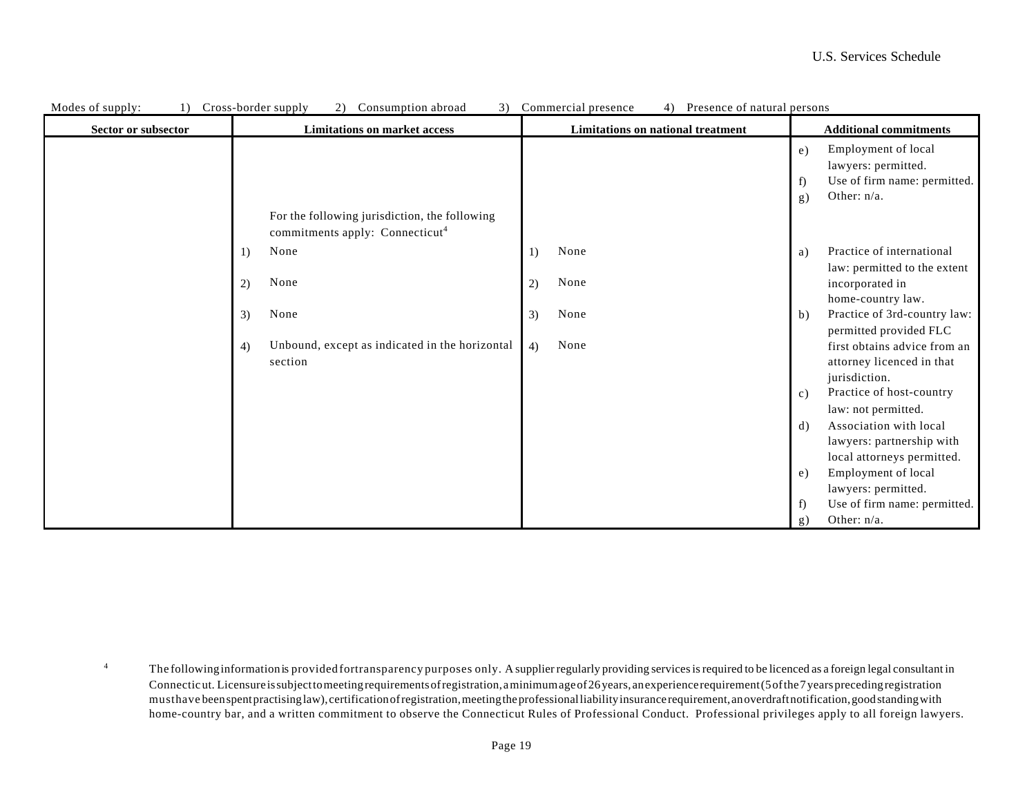Modes of supply: 1) Cross-border supply 2) Consumption abroad 3) Commercial presence 4) Presence of natural persons

| Sector or subsector | Limitations on market access | Limitations on national treatment | Additional commitments |
|---|---|---|---|
| | | | e) Employment of local lawyers: permitted.<br>f) Use of firm name: permitted.<br>g) Other: n/a. |
| | For the following jurisdiction, the following commitments apply: Connecticut[4]<br>1) None<br>2) None<br>3) None<br>4) Unbound, except as indicated in the horizontal section | 1) None<br>2) None<br>3) None<br>4) None | a) Practice of international law: permitted to the extent incorporated in home-country law.<br>b) Practice of 3rd-country law: permitted provided FLC first obtains advice from an attorney licenced in that jurisdiction.<br>c) Practice of host-country law: not permitted.<br>d) Association with local lawyers: partnership with local attorneys permitted.<br>e) Employment of local lawyers: permitted.<br>f) Use of firm name: permitted.<br>g) Other: n/a. |

[4] The following information is provided for transparency purposes only. A supplier regularly providing services is required to be licenced as a foreign legal consultant in Connecticut. Licensure is subject to meeting requirements of registration, a minimum age of 26 years, an experience requirement (5 of the 7 years preceding registration must have been spent practising law), certification of registration, meeting the professional liability insurance requirement, an overdraft notification, good standing with home-country bar, and a written commitment to observe the Connecticut Rules of Professional Conduct. Professional privileges apply to all foreign lawyers.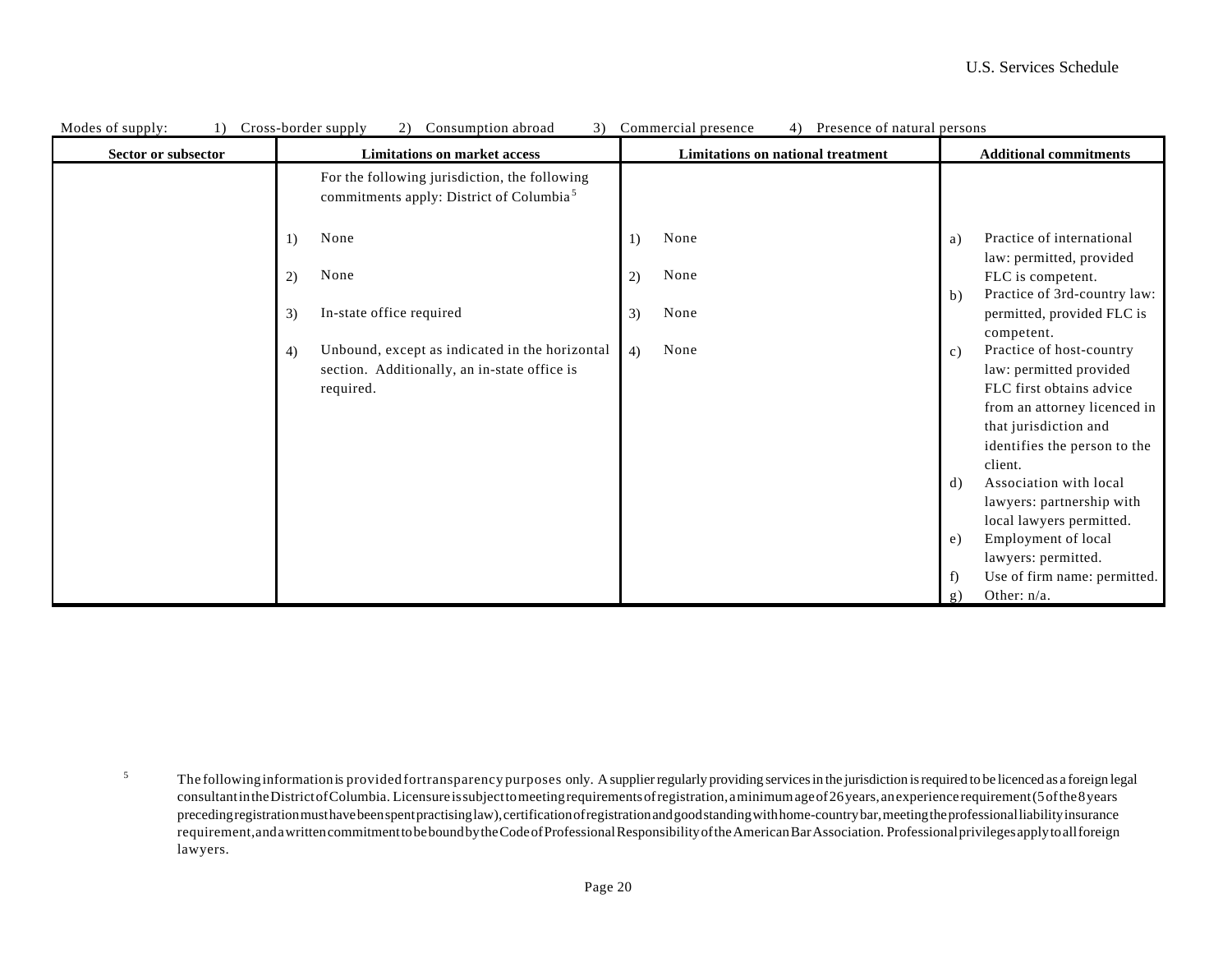Modes of supply: 1) Cross-border supply 2) Consumption abroad 3) Commercial presence 4) Presence of natural persons

| Sector or subsector | Limitations on market access | Limitations on national treatment | Additional commitments |
|---|---|---|---|
| | For the following jurisdiction, the following commitments apply: District of Columbia[5]<br><br>1) None<br><br>2) None<br><br>3) In-state office required<br><br>4) Unbound, except as indicated in the horizontal section. Additionally, an in-state office is required. | <br><br>1) None<br><br>2) None<br><br>3) None<br><br>4) None | a) Practice of international law: permitted, provided FLC is competent.<br>b) Practice of 3rd-country law: permitted, provided FLC is competent.<br>c) Practice of host-country law: permitted provided FLC first obtains advice from an attorney licenced in that jurisdiction and identifies the person to the client.<br>d) Association with local lawyers: partnership with local lawyers permitted.<br>e) Employment of local lawyers: permitted.<br>f) Use of firm name: permitted.<br>g) Other: n/a. |

[5] The following information is provided for transparency purposes only. A supplier regularly providing services in the jurisdiction is required to be licenced as a foreign legal consultant in the District of Columbia. Licensure is subject to meeting requirements of registration, a minimum age of 26 years, an experience requirement (5 of the 8 years preceding registration must have been spent practising law), certification of registration and good standing with home-country bar, meeting the professional liability insurance requirement, and a written commitment to be bound by the Code of Professional Responsibility of the American Bar Association. Professional privileges apply to all foreign lawyers.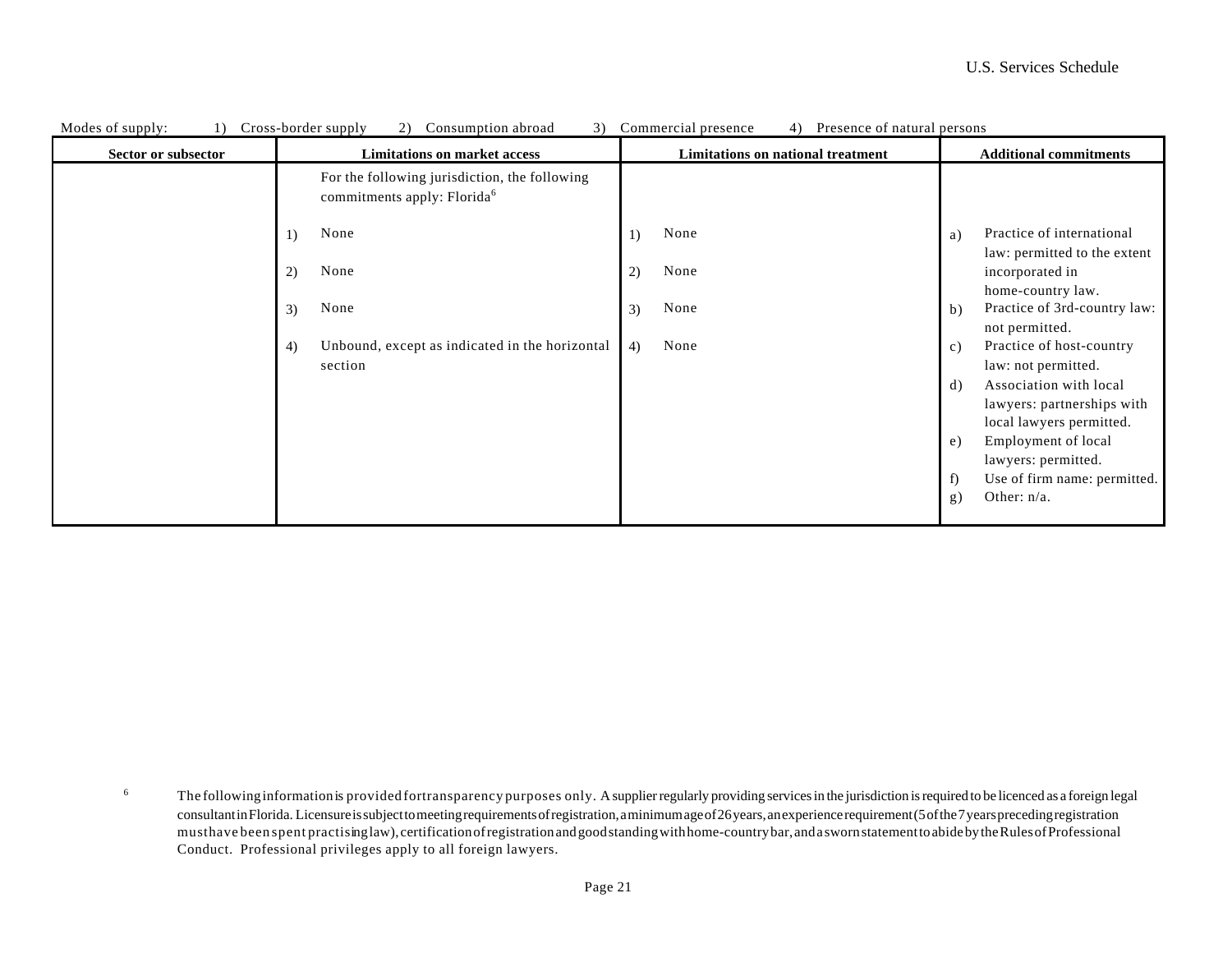Modes of supply: 1) Cross-border supply 2) Consumption abroad 3) Commercial presence 4) Presence of natural persons

| Sector or subsector | Limitations on market access | Limitations on national treatment | Additional commitments |
|---|---|---|---|
| | For the following jurisdiction, the following commitments apply: Florida[6]<br><br>1) None<br>2) None<br>3) None<br>4) Unbound, except as indicated in the horizontal section | 1) None<br>2) None<br>3) None<br>4) None | a) Practice of international law: permitted to the extent incorporated in home-country law.<br>b) Practice of 3rd-country law: not permitted.<br>c) Practice of host-country law: not permitted.<br>d) Association with local lawyers: partnerships with local lawyers permitted.<br>e) Employment of local lawyers: permitted.<br>f) Use of firm name: permitted.<br>g) Other: n/a. |

[6] The following information is provided for transparency purposes only. A supplier regularly providing services in the jurisdiction is required to be licenced as a foreign legal consultant in Florida. Licensure is subject to meeting requirements of registration, a minimum age of 26 years, an experience requirement (5 of the 7 years preceding registration must have been spent practising law), certification of registration and good standing with home-country bar, and a sworn statement to abide by the Rules of Professional Conduct. Professional privileges apply to all foreign lawyers.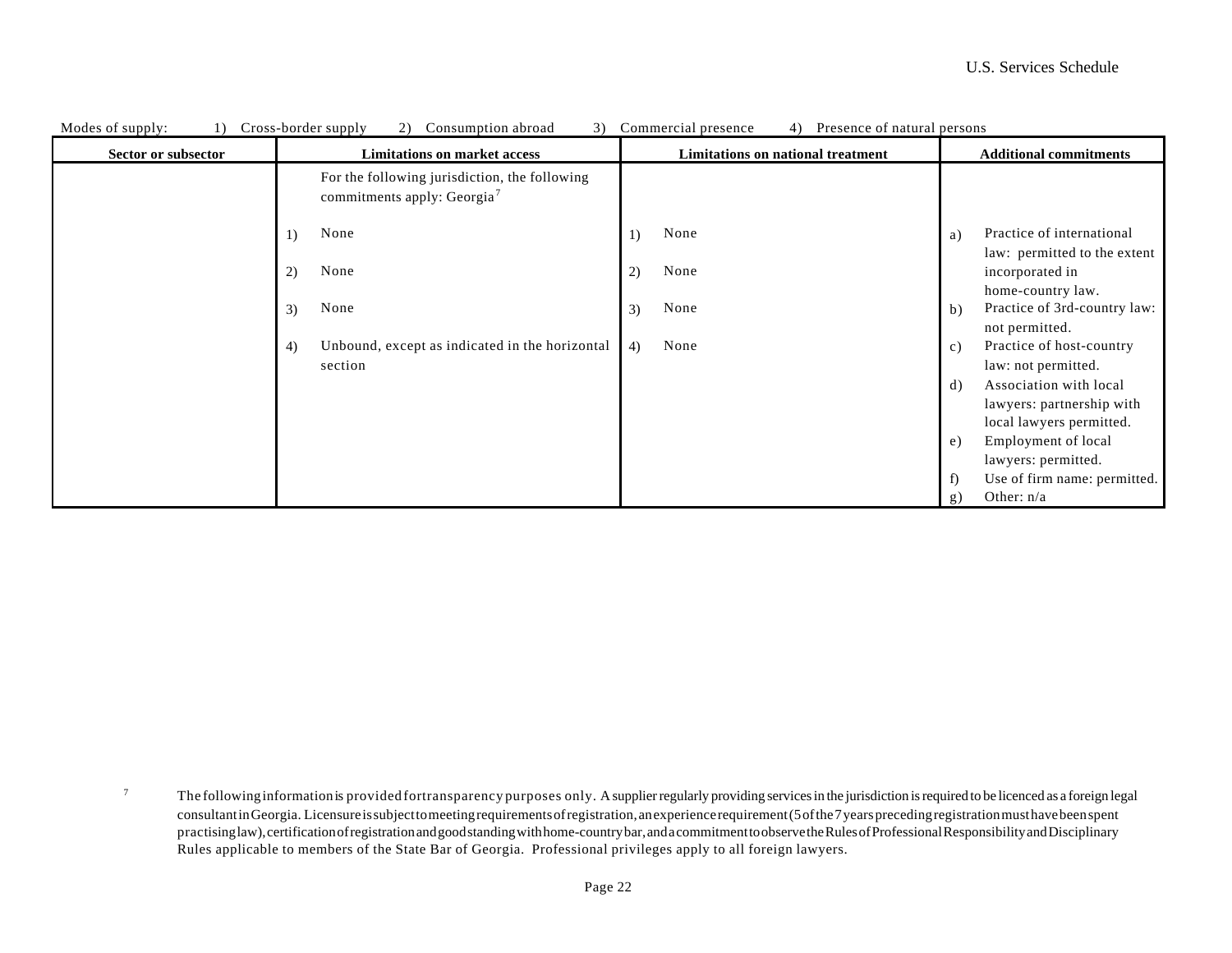Modes of supply: 1) Cross-border supply 2) Consumption abroad 3) Commercial presence 4) Presence of natural persons

| Sector or subsector | Limitations on market access | Limitations on national treatment | Additional commitments |
|---|---|---|---|
| | For the following jurisdiction, the following commitments apply: Georgia[7] | | |
| | 1) None | 1) None | a) Practice of international law: permitted to the extent incorporated in home-country law. |
| | 2) None | 2) None | b) Practice of 3rd-country law: not permitted. |
| | 3) None | 3) None | c) Practice of host-country law: not permitted. |
| | 4) Unbound, except as indicated in the horizontal section | 4) None | d) Association with local lawyers: partnership with local lawyers permitted. |
| | | | e) Employment of local lawyers: permitted. |
| | | | f) Use of firm name: permitted. |
| | | | g) Other: n/a |

[7] The following information is provided for transparency purposes only. A supplier regularly providing services in the jurisdiction is required to be licenced as a foreign legal consultant in Georgia. Licensure is subject to meeting requirements of registration, an experience requirement (5 of the 7 years preceding registration must have been spent practising law), certification of registration and good standing with home-country bar, and a commitment to observe the Rules of Professional Responsibility and Disciplinary Rules applicable to members of the State Bar of Georgia. Professional privileges apply to all foreign lawyers.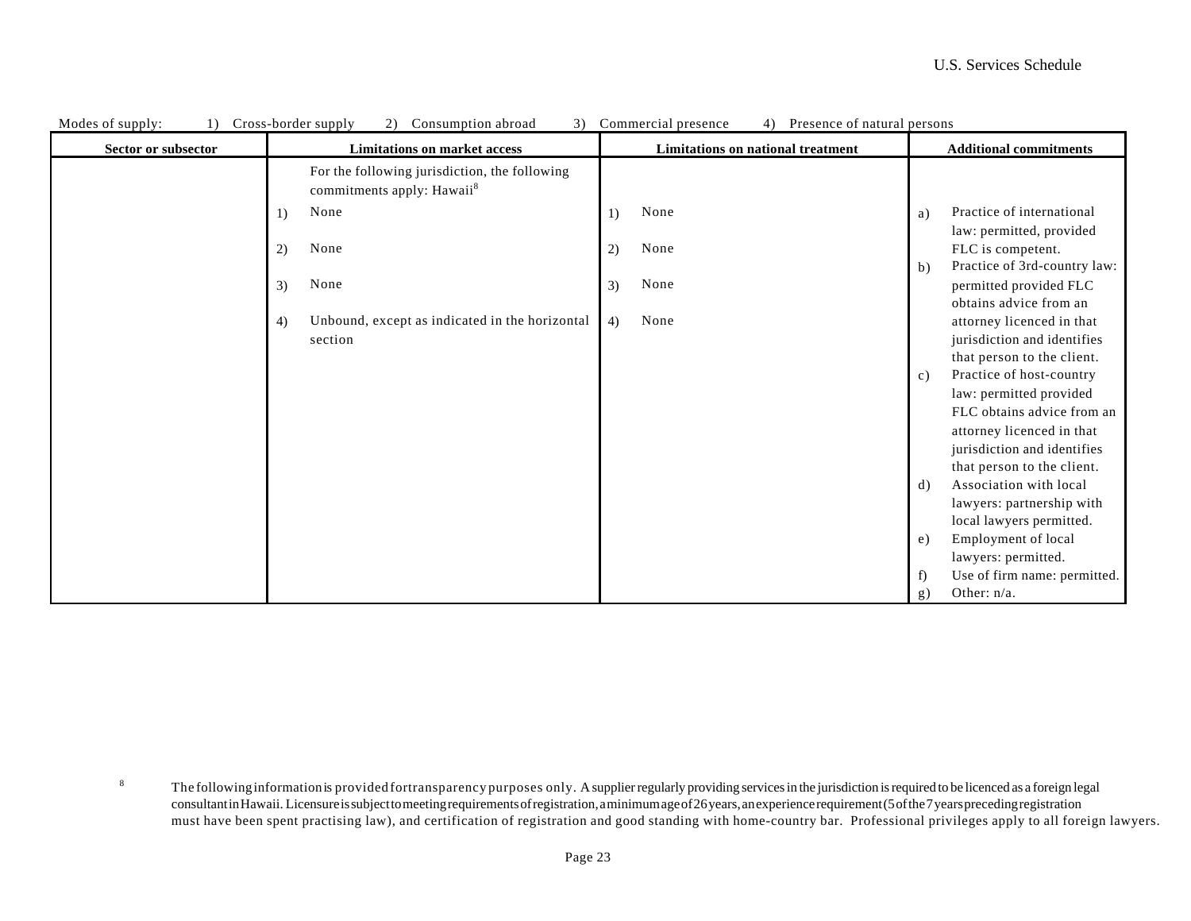Modes of supply: 1) Cross-border supply 2) Consumption abroad 3) Commercial presence 4) Presence of natural persons

| Sector or subsector | Limitations on market access | Limitations on national treatment | Additional commitments |
|---|---|---|---|
| | For the following jurisdiction, the following commitments apply: Hawaii[8]<br>1) None<br>2) None<br>3) None<br>4) Unbound, except as indicated in the horizontal section | 1) None<br>2) None<br>3) None<br>4) None | a) Practice of international law: permitted, provided FLC is competent.<br>b) Practice of 3rd-country law: permitted provided FLC obtains advice from an attorney licenced in that jurisdiction and identifies that person to the client.<br>c) Practice of host-country law: permitted provided FLC obtains advice from an attorney licenced in that jurisdiction and identifies that person to the client.<br>d) Association with local lawyers: partnership with local lawyers permitted.<br>e) Employment of local lawyers: permitted.<br>f) Use of firm name: permitted.<br>g) Other: n/a. |

[8] The following information is provided for transparency purposes only. A supplier regularly providing services in the jurisdiction is required to be licenced as a foreign legal consultant in Hawaii. Licensure is subject to meeting requirements of registration, a minimum age of 26 years, an experience requirement (5 of the 7 years preceding registration must have been spent practising law), and certification of registration and good standing with home-country bar. Professional privileges apply to all foreign lawyers.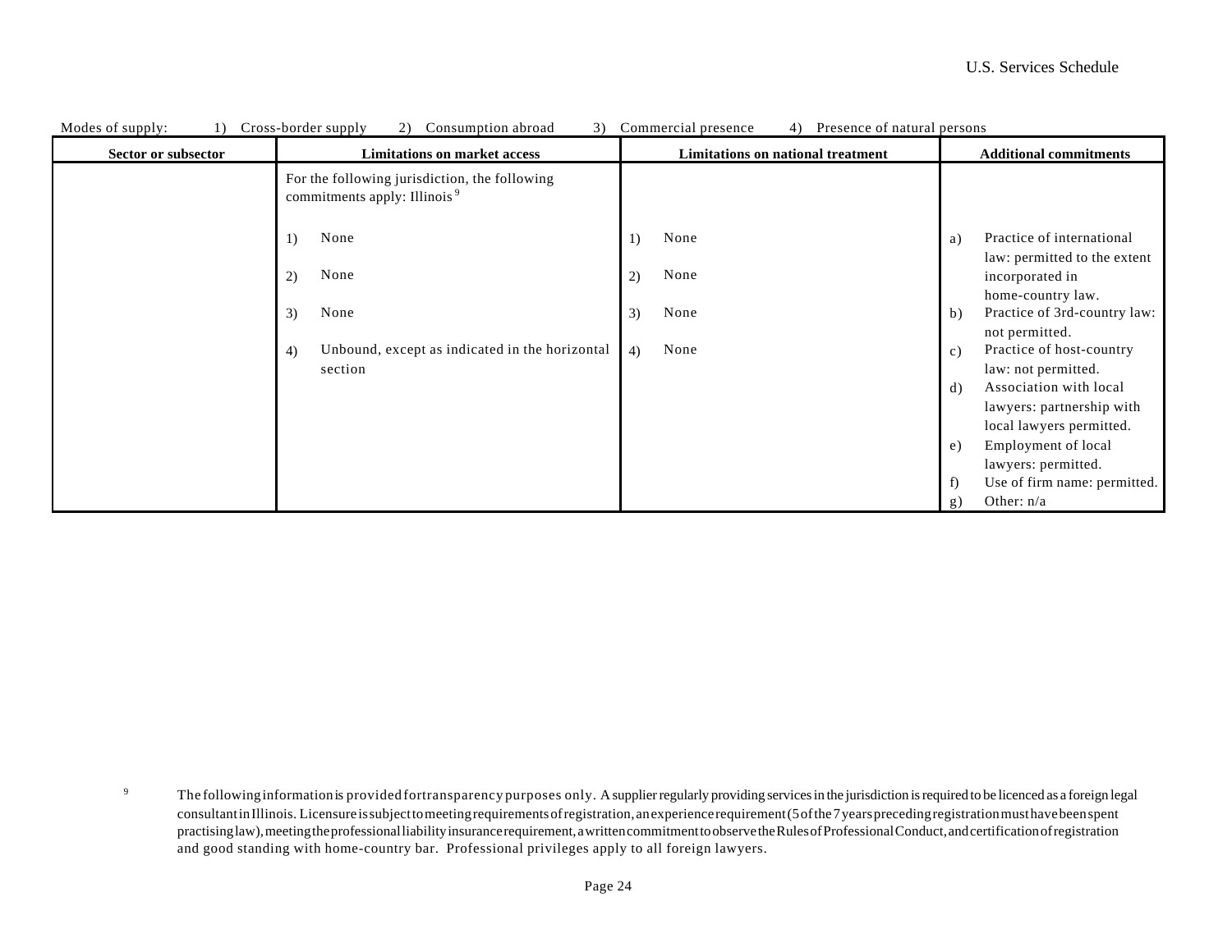Modes of supply: 1) Cross-border supply 2) Consumption abroad 3) Commercial presence 4) Presence of natural persons

| Sector or subsector | Limitations on market access | Limitations on national treatment | Additional commitments |
|---|---|---|---|
| | For the following jurisdiction, the following commitments apply: Illinois [9]<br><br>1) None<br><br>2) None<br><br>3) None<br><br>4) Unbound, except as indicated in the horizontal section | <br><br>1) None<br><br>2) None<br><br>3) None<br><br>4) None | <br><br>a) Practice of international law: permitted to the extent incorporated in home-country law.<br>b) Practice of 3rd-country law: not permitted.<br>c) Practice of host-country law: not permitted.<br>d) Association with local lawyers: partnership with local lawyers permitted.<br>e) Employment of local lawyers: permitted.<br>f) Use of firm name: permitted.<br>g) Other: n/a |

[9] The following information is provided for transparency purposes only. A supplier regularly providing services in the jurisdiction is required to be licenced as a foreign legal consultant in Illinois. Licensure is subject to meeting requirements of registration, an experience requirement (5 of the 7 years preceding registration must have been spent practising law), meeting the professional liability insurance requirement, a written commitment to observe the Rules of Professional Conduct, and certification of registration and good standing with home-country bar. Professional privileges apply to all foreign lawyers.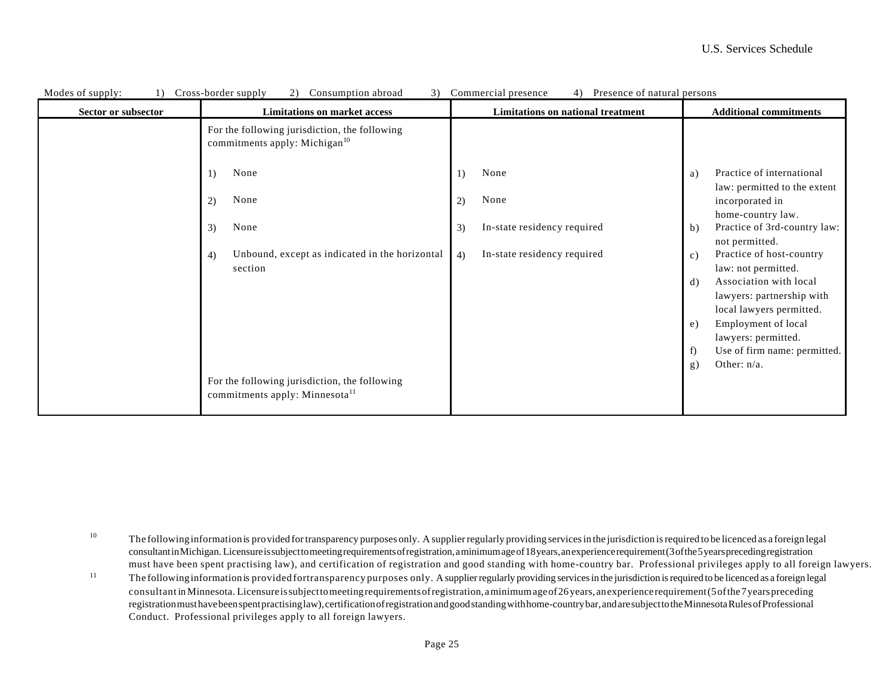Modes of supply: 1) Cross-border supply 2) Consumption abroad 3) Commercial presence 4) Presence of natural persons

| Sector or subsector | Limitations on market access | Limitations on national treatment | Additional commitments |
|---|---|---|---|
| | For the following jurisdiction, the following commitments apply: Michigan[10] | | |
| | 1) None<br>2) None<br>3) None<br>4) Unbound, except as indicated in the horizontal section | 1) None<br>2) None<br>3) In-state residency required<br>4) In-state residency required | a) Practice of international law: permitted to the extent incorporated in home-country law.<br>b) Practice of 3rd-country law: not permitted.<br>c) Practice of host-country law: not permitted.<br>d) Association with local lawyers: partnership with local lawyers permitted.<br>e) Employment of local lawyers: permitted.<br>f) Use of firm name: permitted.<br>g) Other: n/a. |
| | For the following jurisdiction, the following commitments apply: Minnesota[11] | | |

[10] The following information is provided for transparency purposes only. A supplier regularly providing services in the jurisdiction is required to be licenced as a foreign legal consultant in Michigan. Licensure is subject to meeting requirements of registration, a minimum age of 18 years, an experience requirement (3 of the 5 years preceding registration must have been spent practising law), and certification of registration and good standing with home-country bar. Professional privileges apply to all foreign lawyers.

[11] The following information is provided for transparency purposes only. A supplier regularly providing services in the jurisdiction is required to be licenced as a foreign legal consultant in Minnesota. Licensure is subject to meeting requirements of registration, a minimum age of 26 years, an experience requirement (5 of the 7 years preceding registration must have been spent practising law), certification of registration and good standing with home-country bar, and are subject to the Minnesota Rules of Professional Conduct. Professional privileges apply to all foreign lawyers.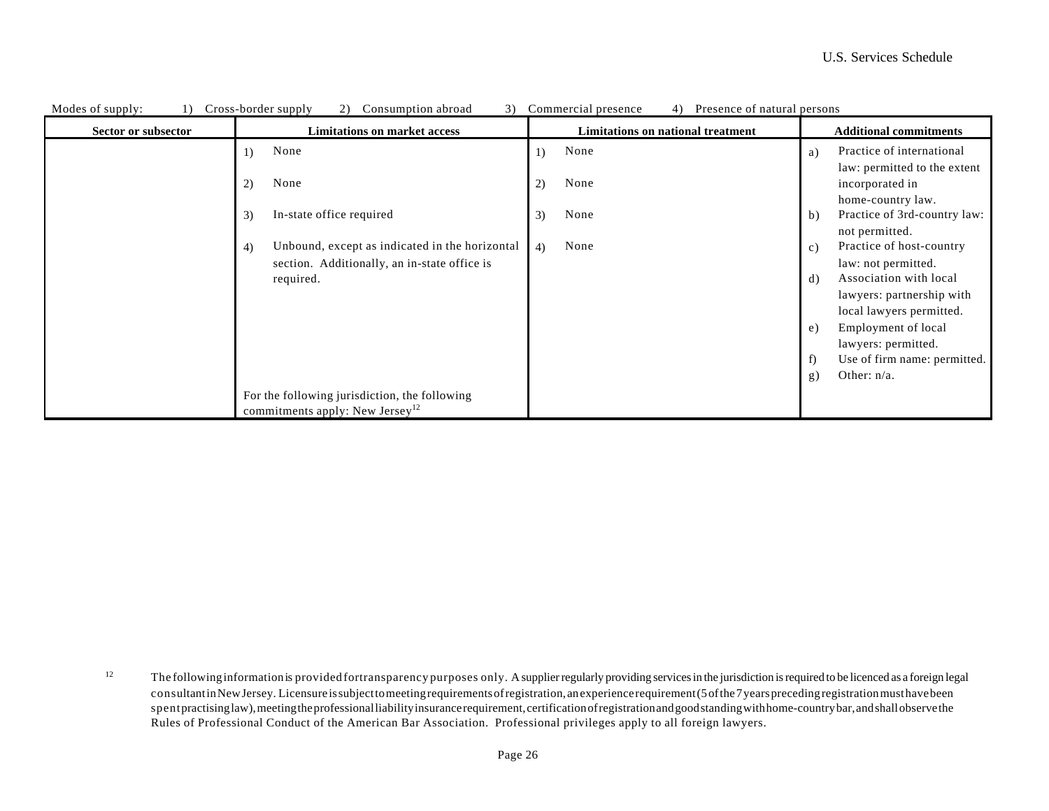Modes of supply: 1) Cross-border supply 2) Consumption abroad 3) Commercial presence 4) Presence of natural persons

| Sector or subsector | Limitations on market access | Limitations on national treatment | Additional commitments |
|---|---|---|---|
| | 1) None<br><br>2) None<br><br>3) In-state office required<br><br>4) Unbound, except as indicated in the horizontal section. Additionally, an in-state office is required.<br><br>For the following jurisdiction, the following commitments apply: New Jersey[12] | 1) None<br><br>2) None<br><br>3) None<br><br>4) None | a) Practice of international law: permitted to the extent incorporated in home-country law.<br>b) Practice of 3rd-country law: not permitted.<br>c) Practice of host-country law: not permitted.<br>d) Association with local lawyers: partnership with local lawyers permitted.<br>e) Employment of local lawyers: permitted.<br>f) Use of firm name: permitted.<br>g) Other: n/a. |

[12] The following information is provided for transparency purposes only. A supplier regularly providing services in the jurisdiction is required to be licenced as a foreign legal consultant in New Jersey. Licensure is subject to meeting requirements of registration, an experience requirement (5 of the 7 years preceding registration must have been spent practising law), meeting the professional liability insurance requirement, certification of registration and good standing with home-country bar, and shall observe the Rules of Professional Conduct of the American Bar Association. Professional privileges apply to all foreign lawyers.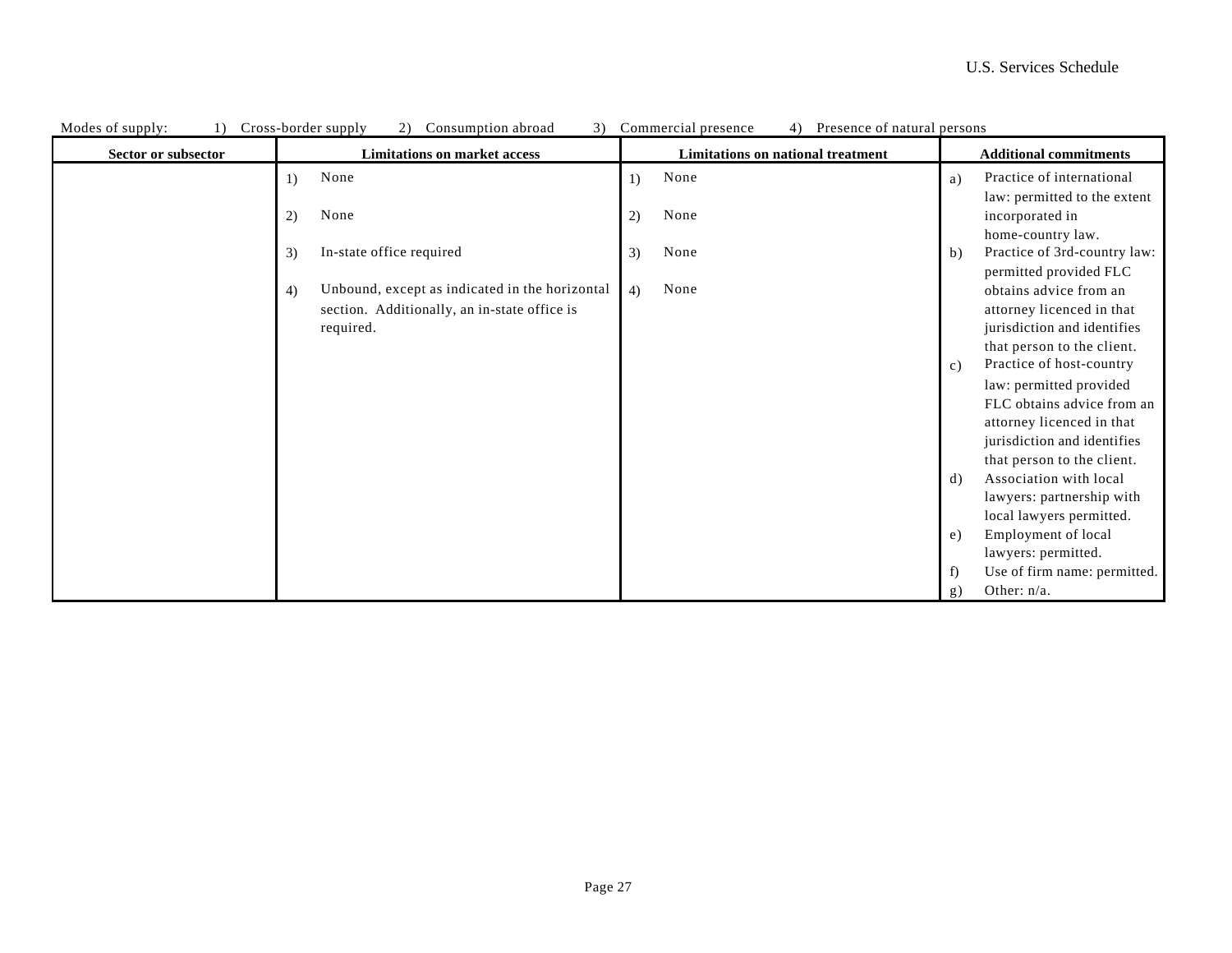Modes of supply: 1) Cross-border supply 2) Consumption abroad 3) Commercial presence 4) Presence of natural persons

| Sector or subsector | Limitations on market access | Limitations on national treatment | Additional commitments |
|---|---|---|---|
| | 1) None<br><br>2) None<br><br>3) In-state office required<br><br>4) Unbound, except as indicated in the horizontal section. Additionally, an in-state office is required. | 1) None<br><br>2) None<br><br>3) None<br><br>4) None | a) Practice of international law: permitted to the extent incorporated in home-country law.<br>b) Practice of 3rd-country law: permitted provided FLC obtains advice from an attorney licenced in that jurisdiction and identifies that person to the client.<br>c) Practice of host-country law: permitted provided FLC obtains advice from an attorney licenced in that jurisdiction and identifies that person to the client.<br>d) Association with local lawyers: partnership with local lawyers permitted.<br>e) Employment of local lawyers: permitted.<br>f) Use of firm name: permitted.<br>g) Other: n/a. |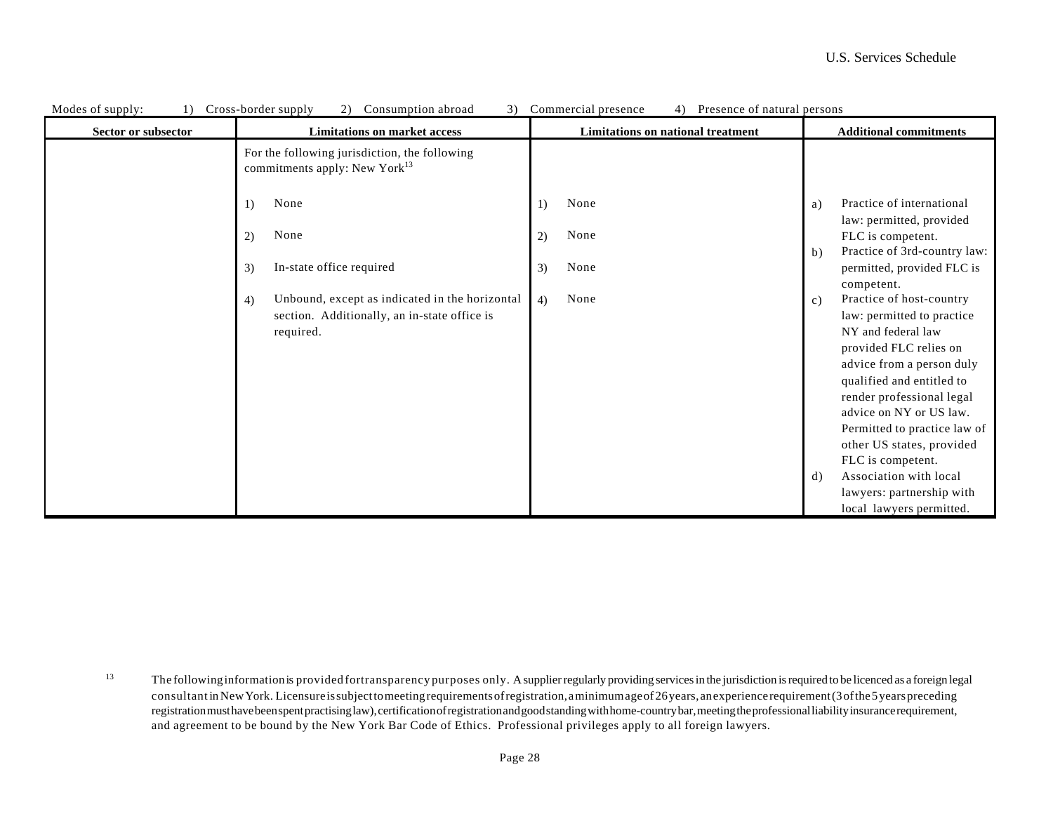Modes of supply: 1) Cross-border supply 2) Consumption abroad 3) Commercial presence 4) Presence of natural persons

| Sector or subsector | Limitations on market access | Limitations on national treatment | Additional commitments |
|---|---|---|---|
| | For the following jurisdiction, the following commitments apply: New York[13]<br><br>1) None<br><br>2) None<br><br>3) In-state office required<br><br>4) Unbound, except as indicated in the horizontal section. Additionally, an in-state office is required. | <br><br>1) None<br><br>2) None<br><br>3) None<br><br>4) None | a) Practice of international law: permitted, provided FLC is competent.<br>b) Practice of 3rd-country law: permitted, provided FLC is competent.<br>c) Practice of host-country law: permitted to practice NY and federal law provided FLC relies on advice from a person duly qualified and entitled to render professional legal advice on NY or US law. Permitted to practice law of other US states, provided FLC is competent.<br>d) Association with local lawyers: partnership with local lawyers permitted. |

[13] The following information is provided for transparency purposes only. A supplier regularly providing services in the jurisdiction is required to be licenced as a foreign legal consultant in New York. Licensure is subject to meeting requirements of registration, a minimum age of 26 years, an experience requirement (3 of the 5 years preceding registration must have been spent practising law), certification of registration and good standing with home-country bar, meeting the professional liability insurance requirement, and agreement to be bound by the New York Bar Code of Ethics. Professional privileges apply to all foreign lawyers.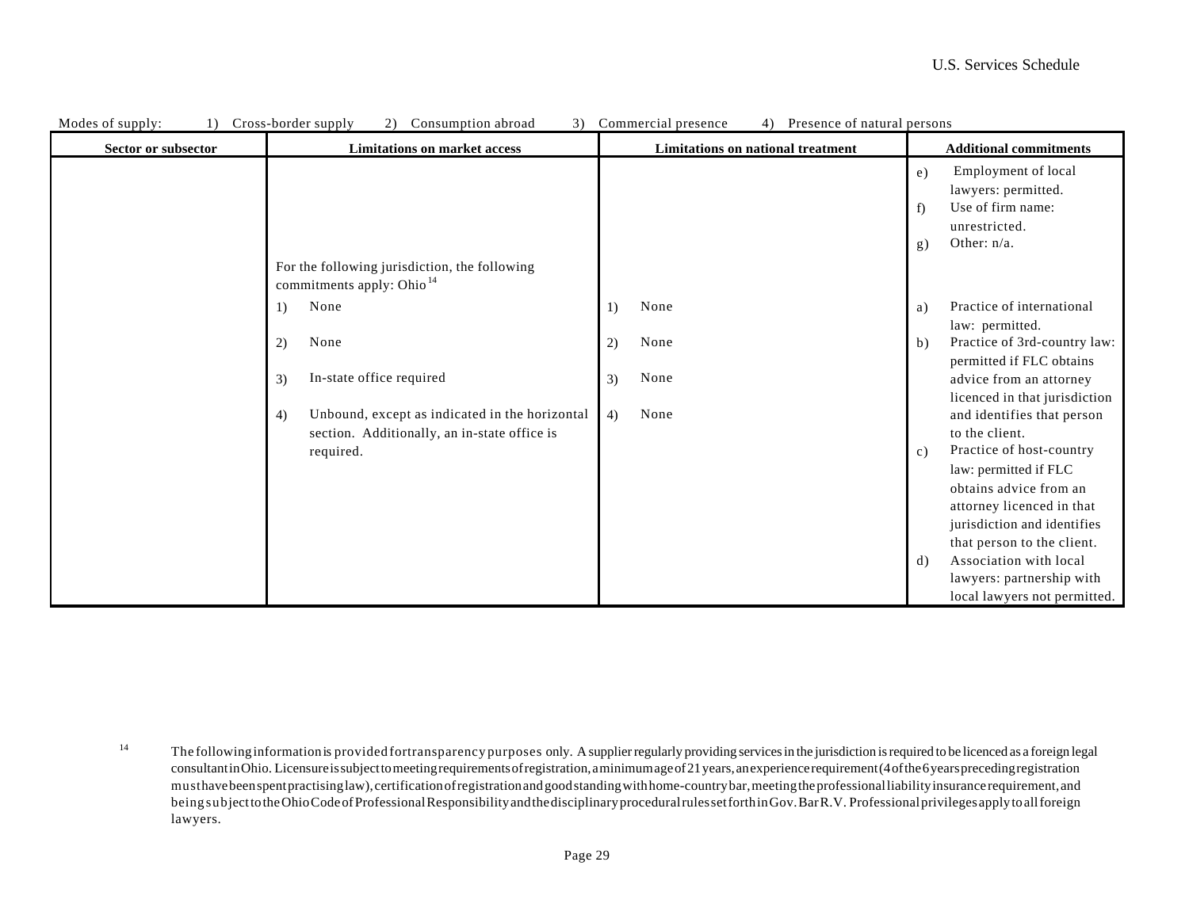Modes of supply: 1) Cross-border supply 2) Consumption abroad 3) Commercial presence 4) Presence of natural persons

| Sector or subsector | Limitations on market access | Limitations on national treatment | Additional commitments |
|---|---|---|---|
| | | | e) Employment of local lawyers: permitted.<br>f) Use of firm name: unrestricted.<br>g) Other: n/a. |
| | For the following jurisdiction, the following commitments apply: Ohio[14]<br>1) None<br>2) None<br>3) In-state office required<br>4) Unbound, except as indicated in the horizontal section. Additionally, an in-state office is required. | 1) None<br>2) None<br>3) None<br>4) None | a) Practice of international law: permitted.<br>b) Practice of 3rd-country law: permitted if FLC obtains advice from an attorney licenced in that jurisdiction and identifies that person to the client.<br>c) Practice of host-country law: permitted if FLC obtains advice from an attorney licenced in that jurisdiction and identifies that person to the client.<br>d) Association with local lawyers: partnership with local lawyers not permitted. |

[14] The following information is provided for transparency purposes only. A supplier regularly providing services in the jurisdiction is required to be licenced as a foreign legal consultant in Ohio. Licensure is subject to meeting requirements of registration, a minimum age of 21 years, an experience requirement (4 of the 6 years preceding registration must have been spent practising law), certification of registration and good standing with home-country bar, meeting the professional liability insurance requirement, and being subject to the Ohio Code of Professional Responsibility and the disciplinary procedural rules set forth in Gov. Bar R.V. Professional privileges apply to all foreign lawyers.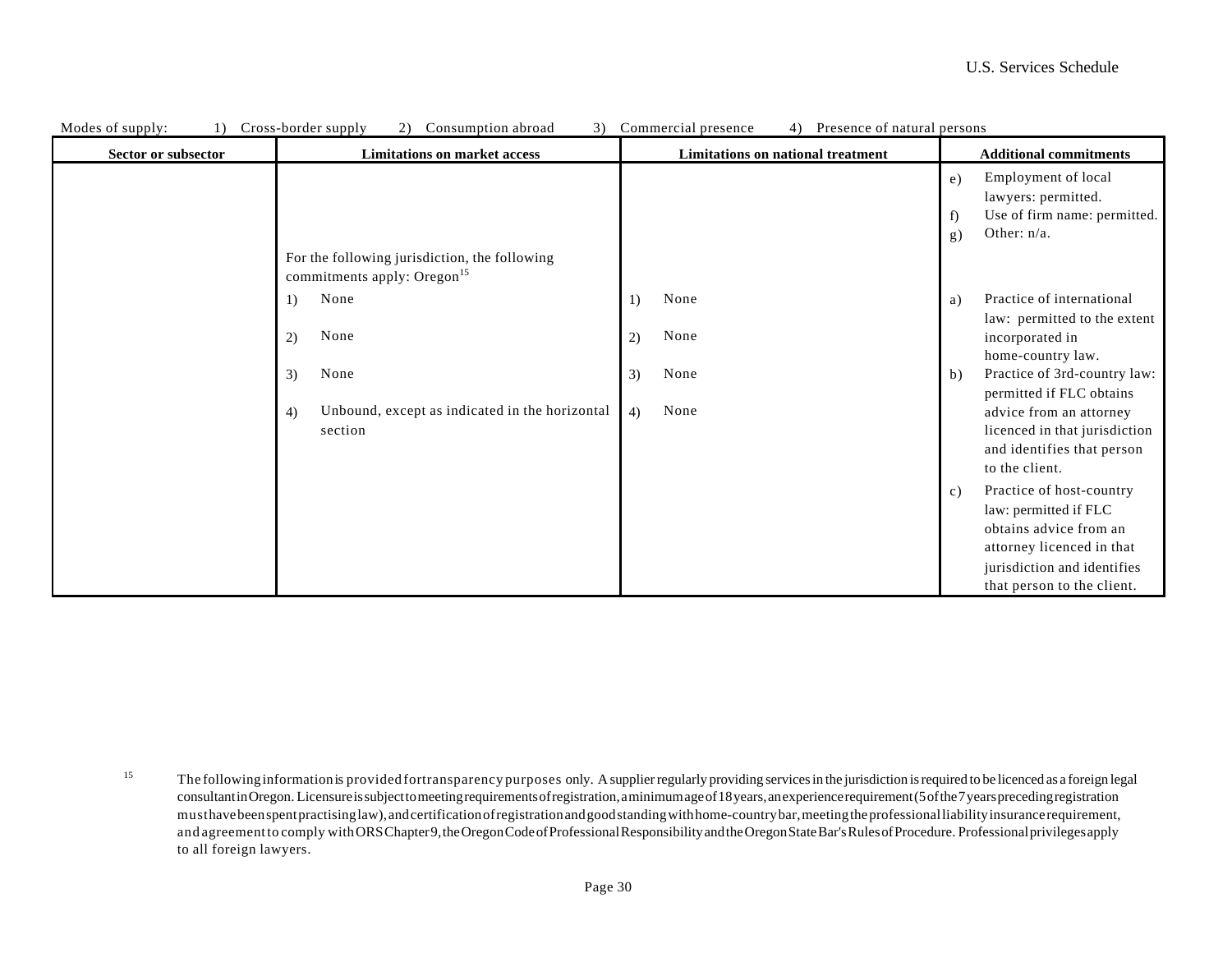Modes of supply: 1) Cross-border supply 2) Consumption abroad 3) Commercial presence 4) Presence of natural persons

| Sector or subsector | Limitations on market access | Limitations on national treatment | Additional commitments |
|---|---|---|---|
| | | | e) Employment of local lawyers: permitted.<br>f) Use of firm name: permitted.<br>g) Other: n/a. |
| | For the following jurisdiction, the following commitments apply: Oregon[15] | | |
| | 1) None<br><br>2) None<br><br>3) None<br><br>4) Unbound, except as indicated in the horizontal section | 1) None<br><br>2) None<br><br>3) None<br><br>4) None | a) Practice of international law: permitted to the extent incorporated in home-country law.<br>b) Practice of 3rd-country law: permitted if FLC obtains advice from an attorney licenced in that jurisdiction and identifies that person to the client.<br>c) Practice of host-country law: permitted if FLC obtains advice from an attorney licenced in that jurisdiction and identifies that person to the client. |

[15] The following information is provided for transparency purposes only. A supplier regularly providing services in the jurisdiction is required to be licenced as a foreign legal consultant in Oregon. Licensure is subject to meeting requirements of registration, a minimum age of 18 years, an experience requirement (5 of the 7 years preceding registration must have been spent practising law), and certification of registration and good standing with home-country bar, meeting the professional liability insurance requirement, and agreement to comply with ORS Chapter 9, the Oregon Code of Professional Responsibility and the Oregon State Bar's Rules of Procedure. Professional privileges apply to all foreign lawyers.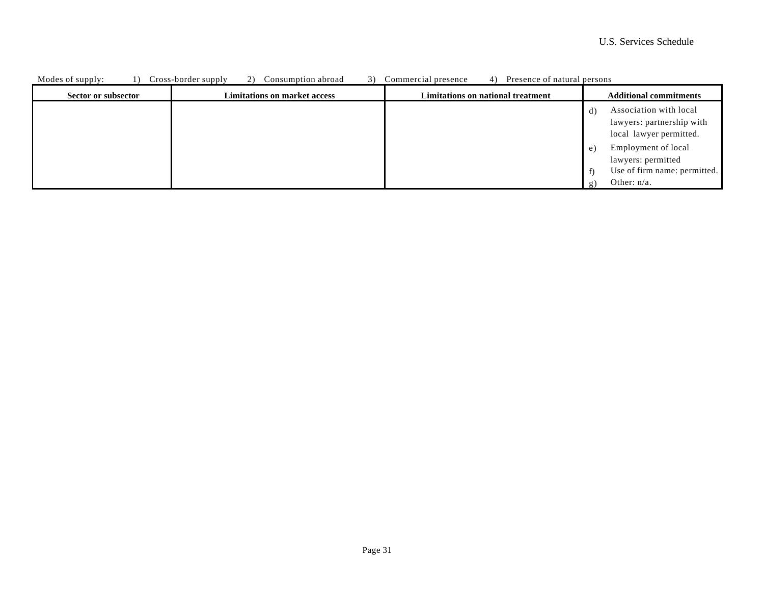Modes of supply: 1) Cross-border supply 2) Consumption abroad 3) Commercial presence 4) Presence of natural persons

| Sector or subsector | Limitations on market access | Limitations on national treatment | Additional commitments |
|---|---|---|---|
| | | | d) Association with local lawyers: partnership with local lawyer permitted.<br>e) Employment of local lawyers: permitted<br>f) Use of firm name: permitted.<br>g) Other: n/a. |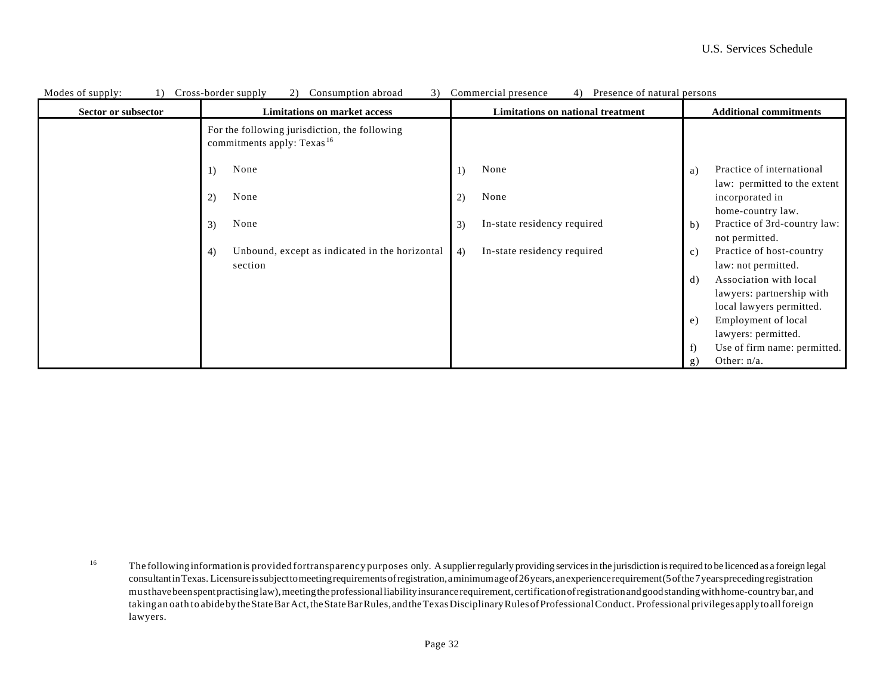Modes of supply: 1) Cross-border supply 2) Consumption abroad 3) Commercial presence 4) Presence of natural persons

| Sector or subsector | Limitations on market access | Limitations on national treatment | Additional commitments |
|---|---|---|---|
| | For the following jurisdiction, the following commitments apply: Texas[16]<br><br>1) None<br><br>2) None<br><br>3) None<br><br>4) Unbound, except as indicated in the horizontal section | 1) None<br><br>2) None<br><br>3) In-state residency required<br><br>4) In-state residency required | a) Practice of international law: permitted to the extent incorporated in home-country law.<br>b) Practice of 3rd-country law: not permitted.<br>c) Practice of host-country law: not permitted.<br>d) Association with local lawyers: partnership with local lawyers permitted.<br>e) Employment of local lawyers: permitted.<br>f) Use of firm name: permitted.<br>g) Other: n/a. |

[16] The following information is provided for transparency purposes only. A supplier regularly providing services in the jurisdiction is required to be licenced as a foreign legal consultant in Texas. Licensure is subject to meeting requirements of registration, a minimum age of 26 years, an experience requirement (5 of the 7 years preceding registration must have been spent practising law), meeting the professional liability insurance requirement, certification of registration and good standing with home-country bar, and taking an oath to abide by the State Bar Act, the State Bar Rules, and the Texas Disciplinary Rules of Professional Conduct. Professional privileges apply to all foreign lawyers.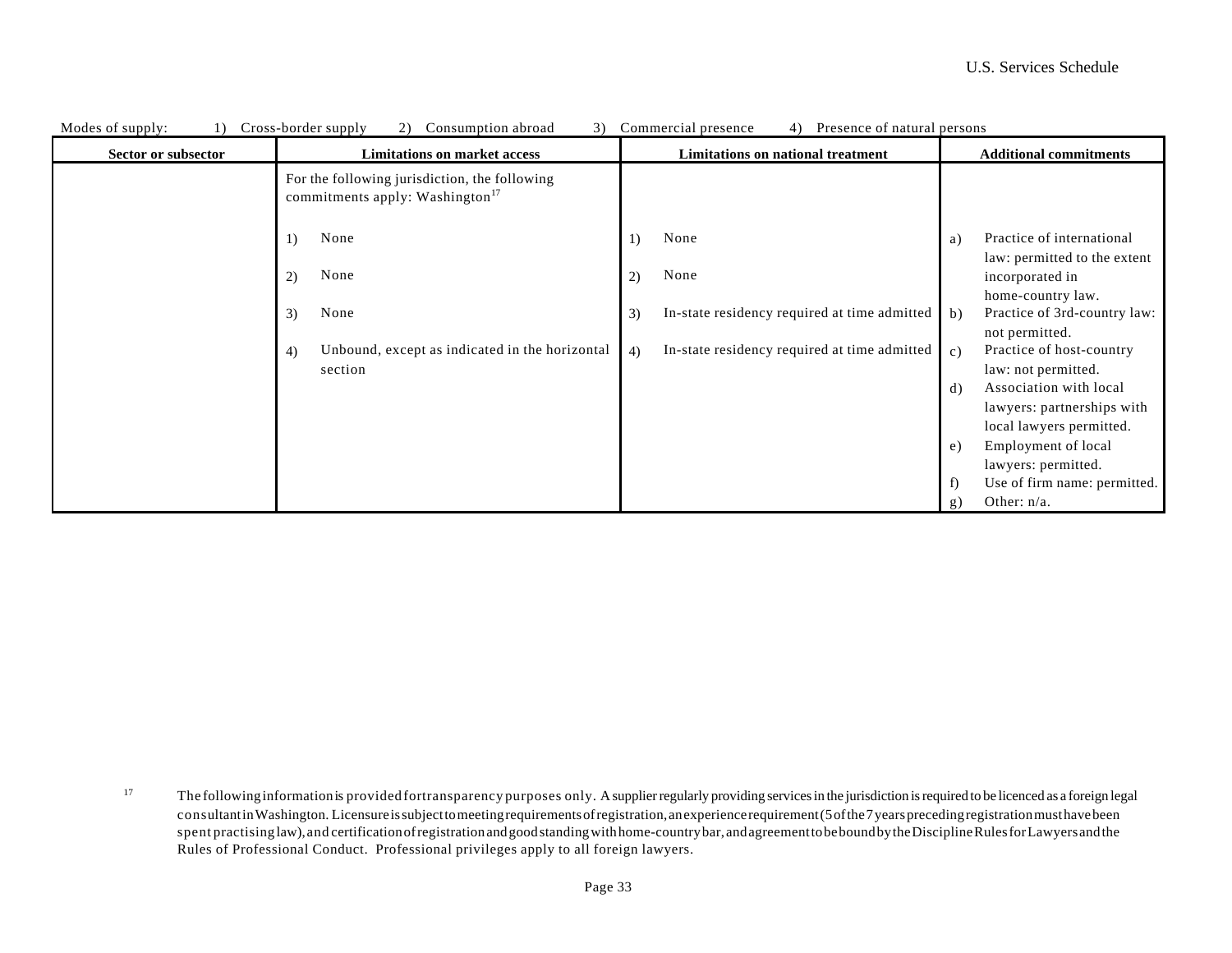Modes of supply: 1) Cross-border supply 2) Consumption abroad 3) Commercial presence 4) Presence of natural persons

| Sector or subsector | Limitations on market access | Limitations on national treatment | Additional commitments |
|---|---|---|---|
| | For the following jurisdiction, the following commitments apply: Washington[17] | | |
| | 1) None<br>2) None<br>3) None<br>4) Unbound, except as indicated in the horizontal section | 1) None<br>2) None<br>3) In-state residency required at time admitted<br>4) In-state residency required at time admitted | a) Practice of international law: permitted to the extent incorporated in home-country law.<br>b) Practice of 3rd-country law: not permitted.<br>c) Practice of host-country law: not permitted.<br>d) Association with local lawyers: partnerships with local lawyers permitted.<br>e) Employment of local lawyers: permitted.<br>f) Use of firm name: permitted.<br>g) Other: n/a. |

[17] The following information is provided for transparency purposes only. A supplier regularly providing services in the jurisdiction is required to be licenced as a foreign legal consultant in Washington. Licensure is subject to meeting requirements of registration, an experience requirement (5 of the 7 years preceding registration must have been spent practising law), and certification of registration and good standing with home-country bar, and agreement to be bound by the Discipline Rules for Lawyers and the Rules of Professional Conduct. Professional privileges apply to all foreign lawyers.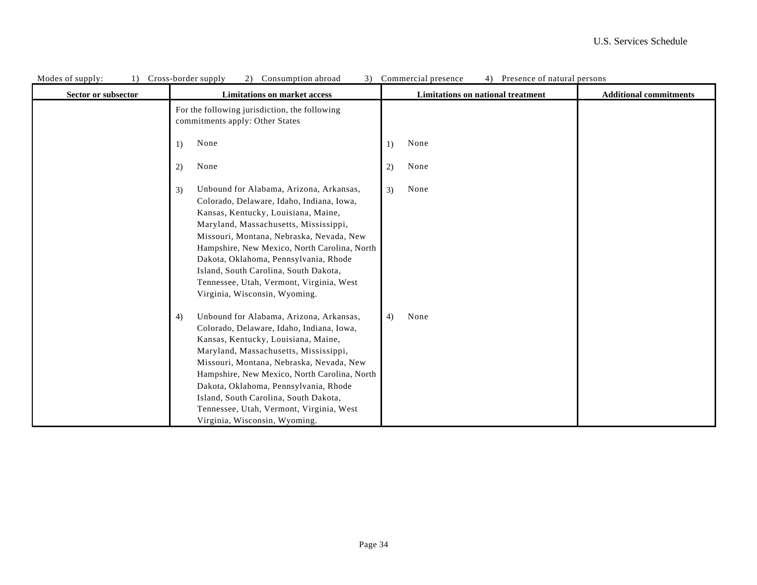Modes of supply: 1) Cross-border supply 2) Consumption abroad 3) Commercial presence 4) Presence of natural persons

| Sector or subsector | Limitations on market access | Limitations on national treatment | Additional commitments |
|---|---|---|---|
| | For the following jurisdiction, the following commitments apply: Other States | | |
| | 1) None | 1) None | |
| | 2) None | 2) None | |
| | 3) Unbound for Alabama, Arizona, Arkansas, Colorado, Delaware, Idaho, Indiana, Iowa, Kansas, Kentucky, Louisiana, Maine, Maryland, Massachusetts, Mississippi, Missouri, Montana, Nebraska, Nevada, New Hampshire, New Mexico, North Carolina, North Dakota, Oklahoma, Pennsylvania, Rhode Island, South Carolina, South Dakota, Tennessee, Utah, Vermont, Virginia, West Virginia, Wisconsin, Wyoming. | 3) None | |
| | 4) Unbound for Alabama, Arizona, Arkansas, Colorado, Delaware, Idaho, Indiana, Iowa, Kansas, Kentucky, Louisiana, Maine, Maryland, Massachusetts, Mississippi, Missouri, Montana, Nebraska, Nevada, New Hampshire, New Mexico, North Carolina, North Dakota, Oklahoma, Pennsylvania, Rhode Island, South Carolina, South Dakota, Tennessee, Utah, Vermont, Virginia, West Virginia, Wisconsin, Wyoming. | 4) None | |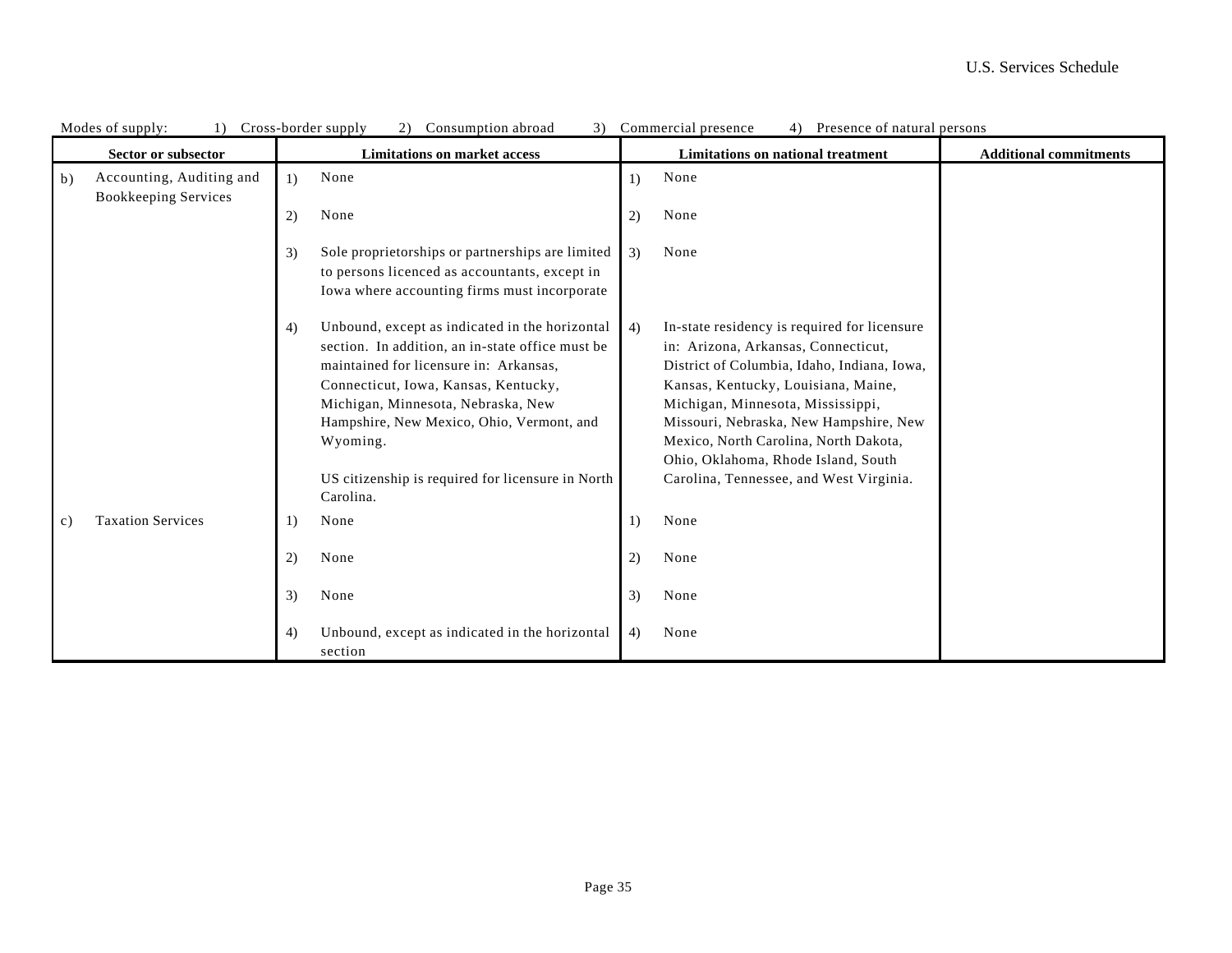Modes of supply: 1) Cross-border supply 2) Consumption abroad 3) Commercial presence 4) Presence of natural persons

| Sector or subsector | Limitations on market access | Limitations on national treatment | Additional commitments |
|---|---|---|---|
| b) Accounting, Auditing and Bookkeeping Services | 1) None | 1) None | |
| | 2) None | 2) None | |
| | 3) Sole proprietorships or partnerships are limited to persons licenced as accountants, except in Iowa where accounting firms must incorporate | 3) None | |
| | 4) Unbound, except as indicated in the horizontal section. In addition, an in-state office must be maintained for licensure in: Arkansas, Connecticut, Iowa, Kansas, Kentucky, Michigan, Minnesota, Nebraska, New Hampshire, New Mexico, Ohio, Vermont, and Wyoming.<br><br>US citizenship is required for licensure in North Carolina. | 4) In-state residency is required for licensure in: Arizona, Arkansas, Connecticut, District of Columbia, Idaho, Indiana, Iowa, Kansas, Kentucky, Louisiana, Maine, Michigan, Minnesota, Mississippi, Missouri, Nebraska, New Hampshire, New Mexico, North Carolina, North Dakota, Ohio, Oklahoma, Rhode Island, South Carolina, Tennessee, and West Virginia. | |
| c) Taxation Services | 1) None | 1) None | |
| | 2) None | 2) None | |
| | 3) None | 3) None | |
| | 4) Unbound, except as indicated in the horizontal section | 4) None | |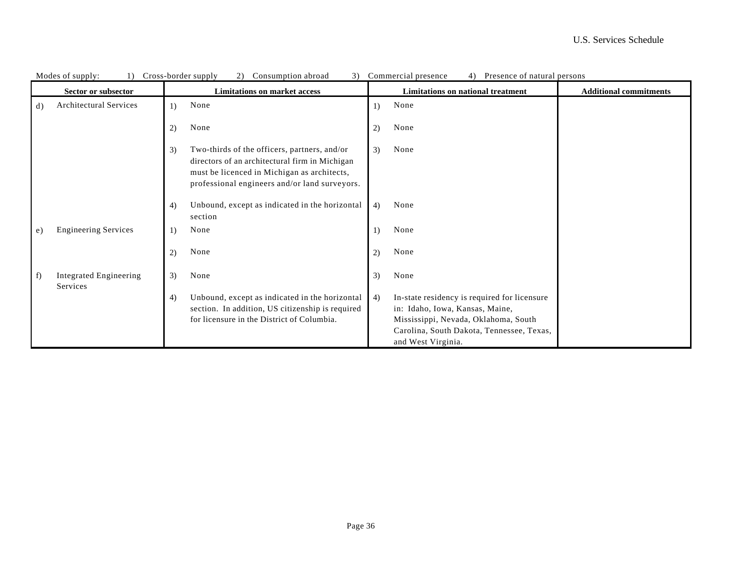Modes of supply: 1) Cross-border supply 2) Consumption abroad 3) Commercial presence 4) Presence of natural persons

| Sector or subsector | Limitations on market access | Limitations on national treatment | Additional commitments |
|---|---|---|---|
| d) Architectural Services | 1) None | 1) None | |
| | 2) None | 2) None | |
| | 3) Two-thirds of the officers, partners, and/or directors of an architectural firm in Michigan must be licenced in Michigan as architects, professional engineers and/or land surveyors. | 3) None | |
| | 4) Unbound, except as indicated in the horizontal section | 4) None | |
| e) Engineering Services | 1) None | 1) None | |
| | 2) None | 2) None | |
| f) Integrated Engineering Services | 3) None | 3) None | |
| | 4) Unbound, except as indicated in the horizontal section. In addition, US citizenship is required for licensure in the District of Columbia. | 4) In-state residency is required for licensure in: Idaho, Iowa, Kansas, Maine, Mississippi, Nevada, Oklahoma, South Carolina, South Dakota, Tennessee, Texas, and West Virginia. | |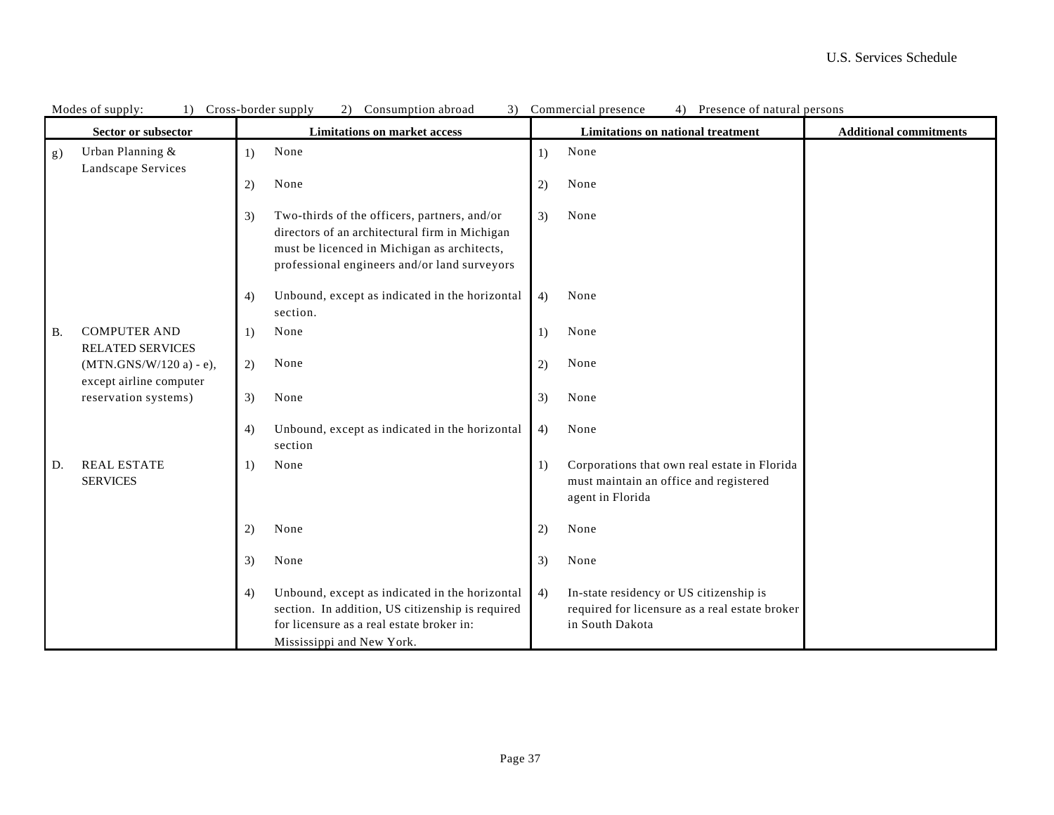Modes of supply: 1) Cross-border supply 2) Consumption abroad 3) Commercial presence 4) Presence of natural persons

| Sector or subsector | Limitations on market access | Limitations on national treatment | Additional commitments |
|---|---|---|---|
| g) Urban Planning & Landscape Services | 1) None<br><br>2) None<br><br>3) Two-thirds of the officers, partners, and/or directors of an architectural firm in Michigan must be licenced in Michigan as architects, professional engineers and/or land surveyors<br><br>4) Unbound, except as indicated in the horizontal section. | 1) None<br><br>2) None<br><br>3) None<br><br>4) None | |
| B. COMPUTER AND RELATED SERVICES (MTN.GNS/W/120 a) - e), except airline computer reservation systems) | 1) None<br><br>2) None<br><br>3) None<br><br>4) Unbound, except as indicated in the horizontal section | 1) None<br><br>2) None<br><br>3) None<br><br>4) None | |
| D. REAL ESTATE SERVICES | 1) None<br><br>2) None<br><br>3) None<br><br>4) Unbound, except as indicated in the horizontal section. In addition, US citizenship is required for licensure as a real estate broker in: Mississippi and New York. | 1) Corporations that own real estate in Florida must maintain an office and registered agent in Florida<br><br>2) None<br><br>3) None<br><br>4) In-state residency or US citizenship is required for licensure as a real estate broker in South Dakota | |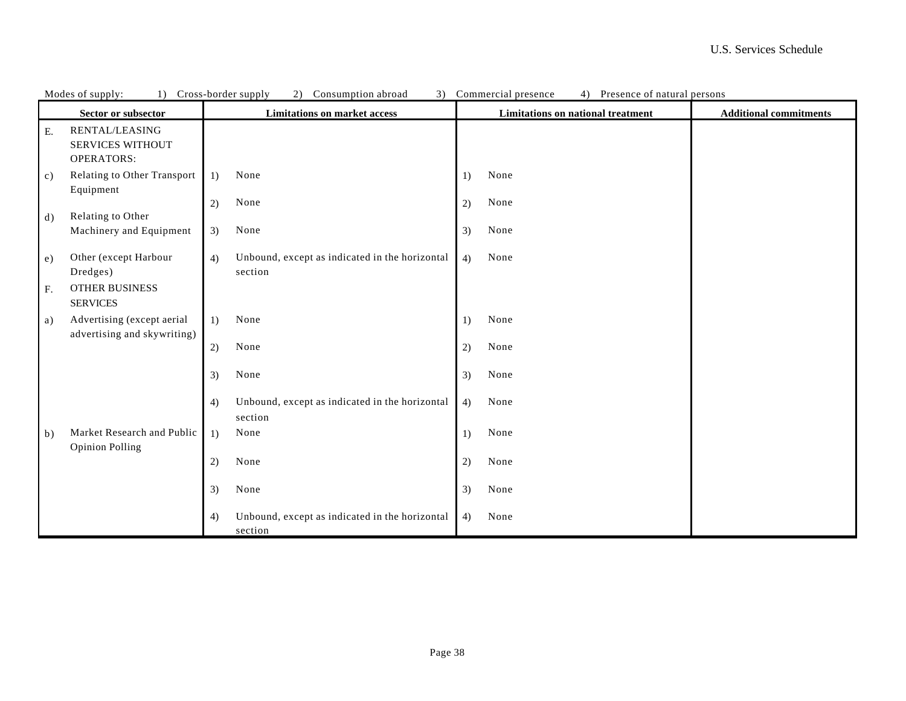Modes of supply: 1) Cross-border supply 2) Consumption abroad 3) Commercial presence 4) Presence of natural persons

| Sector or subsector | Limitations on market access | Limitations on national treatment | Additional commitments |
|---|---|---|---|
| E. RENTAL/LEASING SERVICES WITHOUT OPERATORS: | | | |
| c) Relating to Other Transport Equipment<br><br>d) Relating to Other Machinery and Equipment<br><br>e) Other (except Harbour Dredges) | 1) None<br><br>2) None<br><br>3) None<br><br>4) Unbound, except as indicated in the horizontal section | 1) None<br><br>2) None<br><br>3) None<br><br>4) None | |
| F. OTHER BUSINESS SERVICES | | | |
| a) Advertising (except aerial advertising and skywriting) | 1) None<br><br>2) None<br><br>3) None<br><br>4) Unbound, except as indicated in the horizontal section | 1) None<br><br>2) None<br><br>3) None<br><br>4) None | |
| b) Market Research and Public Opinion Polling | 1) None<br><br>2) None<br><br>3) None<br><br>4) Unbound, except as indicated in the horizontal section | 1) None<br><br>2) None<br><br>3) None<br><br>4) None | |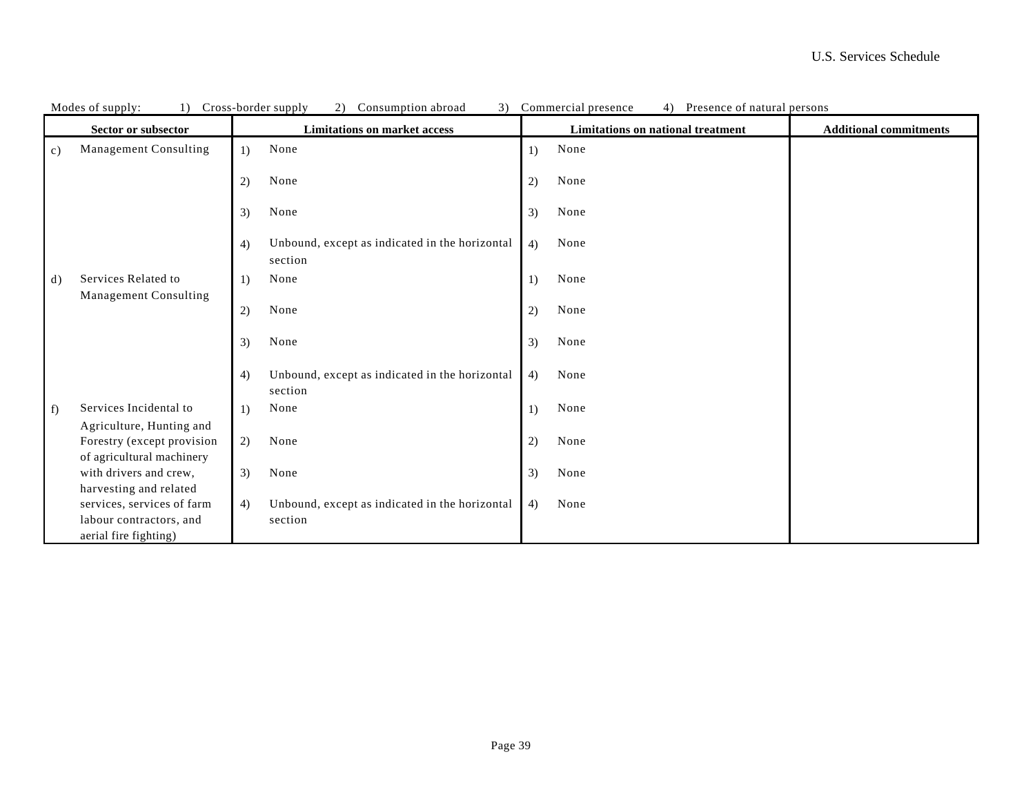Modes of supply: 1) Cross-border supply 2) Consumption abroad 3) Commercial presence 4) Presence of natural persons

| Sector or subsector | Limitations on market access | Limitations on national treatment | Additional commitments |
|---|---|---|---|
| c) Management Consulting | 1) None<br><br>2) None<br><br>3) None<br><br>4) Unbound, except as indicated in the horizontal section | 1) None<br><br>2) None<br><br>3) None<br><br>4) None | |
| d) Services Related to Management Consulting | 1) None<br><br>2) None<br><br>3) None<br><br>4) Unbound, except as indicated in the horizontal section | 1) None<br><br>2) None<br><br>3) None<br><br>4) None | |
| f) Services Incidental to Agriculture, Hunting and Forestry (except provision of agricultural machinery with drivers and crew, harvesting and related services, services of farm labour contractors, and aerial fire fighting) | 1) None<br><br>2) None<br><br>3) None<br><br>4) Unbound, except as indicated in the horizontal section | 1) None<br><br>2) None<br><br>3) None<br><br>4) None | |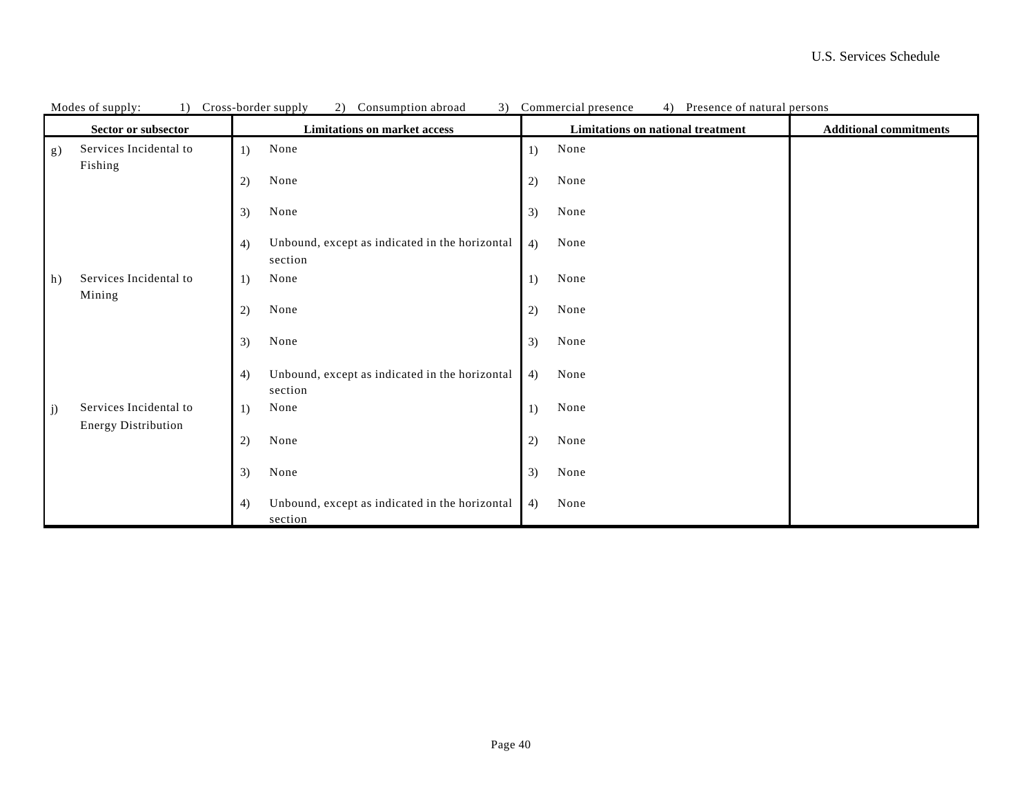Modes of supply: 1) Cross-border supply 2) Consumption abroad 3) Commercial presence 4) Presence of natural persons

| Sector or subsector | Limitations on market access | Limitations on national treatment | Additional commitments |
|---|---|---|---|
| g) Services Incidental to Fishing | 1) None | 1) None | |
| | 2) None | 2) None | |
| | 3) None | 3) None | |
| | 4) Unbound, except as indicated in the horizontal section | 4) None | |
| h) Services Incidental to Mining | 1) None | 1) None | |
| | 2) None | 2) None | |
| | 3) None | 3) None | |
| | 4) Unbound, except as indicated in the horizontal section | 4) None | |
| j) Services Incidental to Energy Distribution | 1) None | 1) None | |
| | 2) None | 2) None | |
| | 3) None | 3) None | |
| | 4) Unbound, except as indicated in the horizontal section | 4) None | |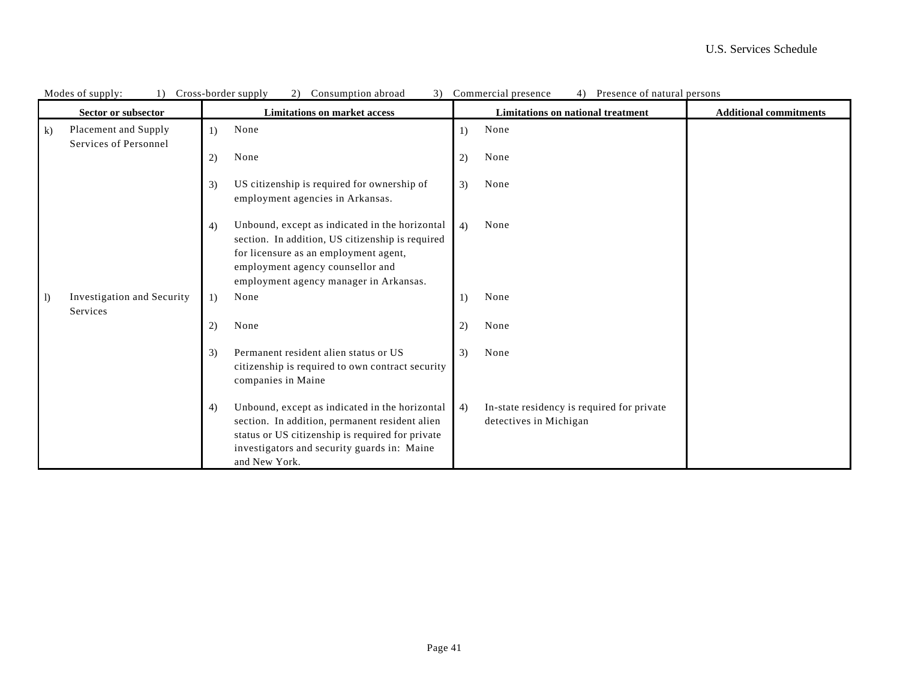Modes of supply: 1) Cross-border supply 2) Consumption abroad 3) Commercial presence 4) Presence of natural persons

| Sector or subsector | Limitations on market access | Limitations on national treatment | Additional commitments |
|---|---|---|---|
| k) Placement and Supply Services of Personnel | 1) None<br><br>2) None<br><br>3) US citizenship is required for ownership of employment agencies in Arkansas.<br><br>4) Unbound, except as indicated in the horizontal section. In addition, US citizenship is required for licensure as an employment agent, employment agency counsellor and employment agency manager in Arkansas. | 1) None<br><br>2) None<br><br>3) None<br><br>4) None | |
| l) Investigation and Security Services | 1) None<br><br>2) None<br><br>3) Permanent resident alien status or US citizenship is required to own contract security companies in Maine<br><br>4) Unbound, except as indicated in the horizontal section. In addition, permanent resident alien status or US citizenship is required for private investigators and security guards in: Maine and New York. | 1) None<br><br>2) None<br><br>3) None<br><br>4) In-state residency is required for private detectives in Michigan | |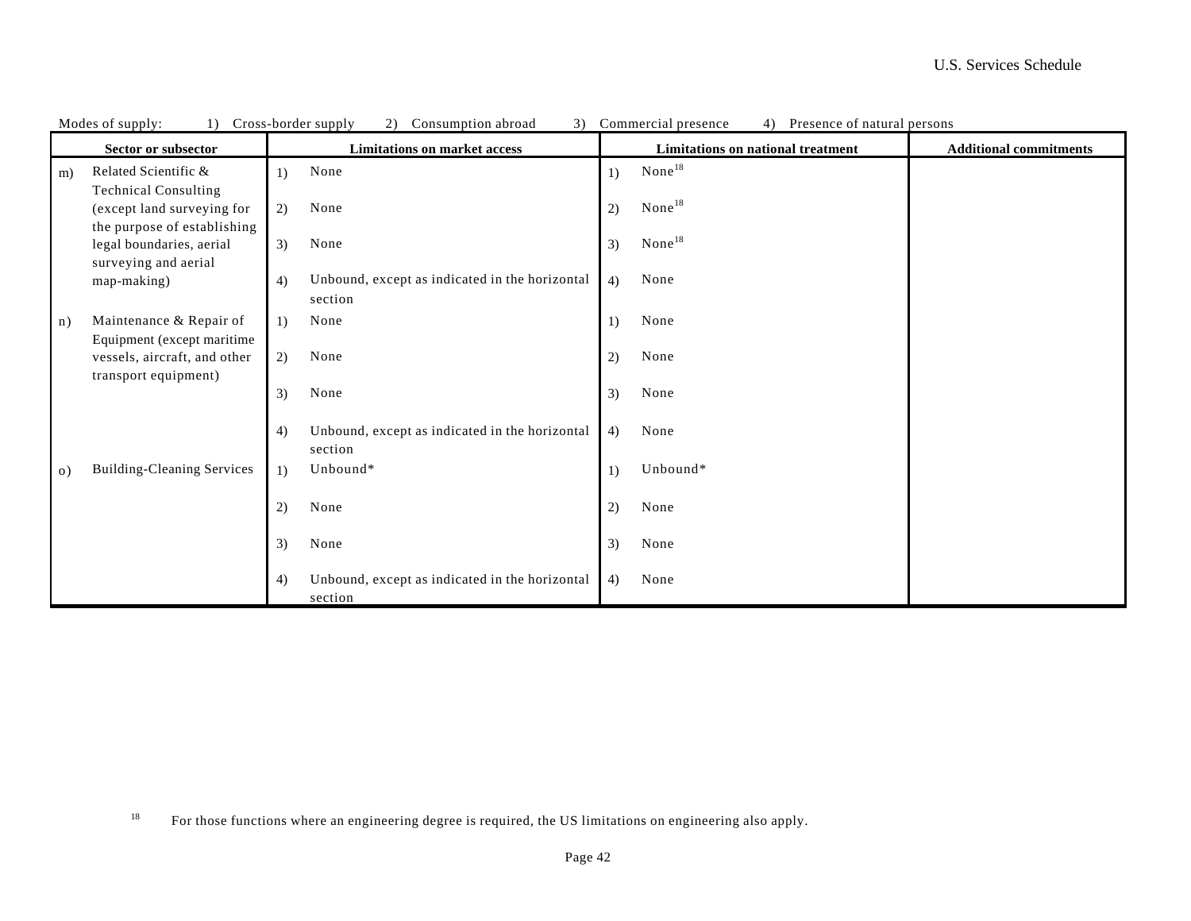Modes of supply: 1) Cross-border supply 2) Consumption abroad 3) Commercial presence 4) Presence of natural persons

| Sector or subsector | Limitations on market access | Limitations on national treatment | Additional commitments |
|---|---|---|---|
| m) Related Scientific & Technical Consulting (except land surveying for the purpose of establishing legal boundaries, aerial surveying and aerial map-making) | 1) None<br>2) None<br>3) None<br>4) Unbound, except as indicated in the horizontal section | 1) None[18]<br>2) None[18]<br>3) None[18]<br>4) None | |
| n) Maintenance & Repair of Equipment (except maritime vessels, aircraft, and other transport equipment) | 1) None<br>2) None<br>3) None<br>4) Unbound, except as indicated in the horizontal section | 1) None<br>2) None<br>3) None<br>4) None | |
| o) Building-Cleaning Services | 1) Unbound*<br>2) None<br>3) None<br>4) Unbound, except as indicated in the horizontal section | 1) Unbound*<br>2) None<br>3) None<br>4) None | |

[18] For those functions where an engineering degree is required, the US limitations on engineering also apply.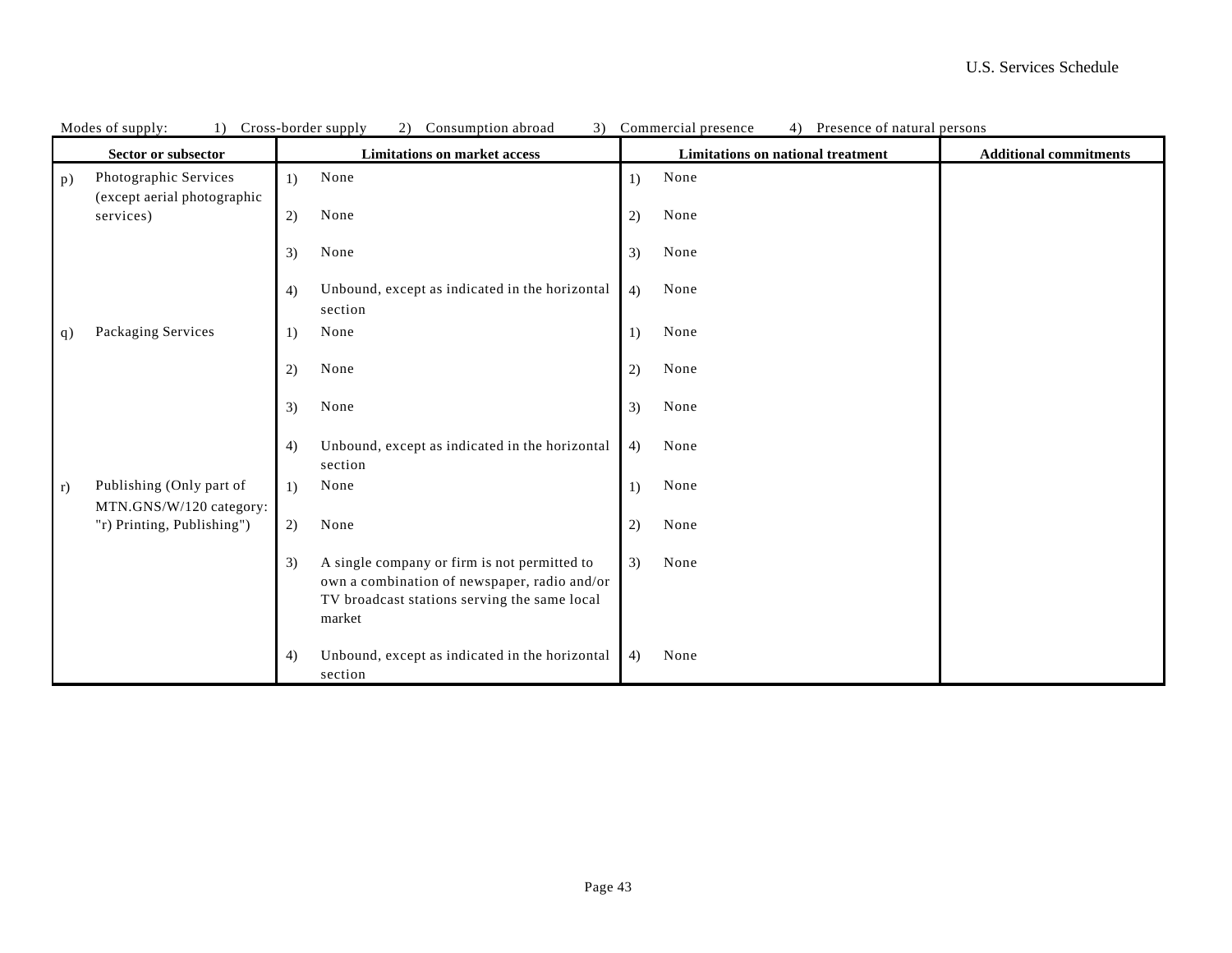Modes of supply: 1) Cross-border supply 2) Consumption abroad 3) Commercial presence 4) Presence of natural persons

| Sector or subsector | Limitations on market access | Limitations on national treatment | Additional commitments |
|---|---|---|---|
| p) Photographic Services (except aerial photographic services) | 1) None<br>2) None<br>3) None<br>4) Unbound, except as indicated in the horizontal section | 1) None<br>2) None<br>3) None<br>4) None | |
| q) Packaging Services | 1) None<br>2) None<br>3) None<br>4) Unbound, except as indicated in the horizontal section | 1) None<br>2) None<br>3) None<br>4) None | |
| r) Publishing (Only part of MTN.GNS/W/120 category: "r) Printing, Publishing") | 1) None<br>2) None<br>3) A single company or firm is not permitted to own a combination of newspaper, radio and/or TV broadcast stations serving the same local market<br>4) Unbound, except as indicated in the horizontal section | 1) None<br>2) None<br>3) None<br>4) None | |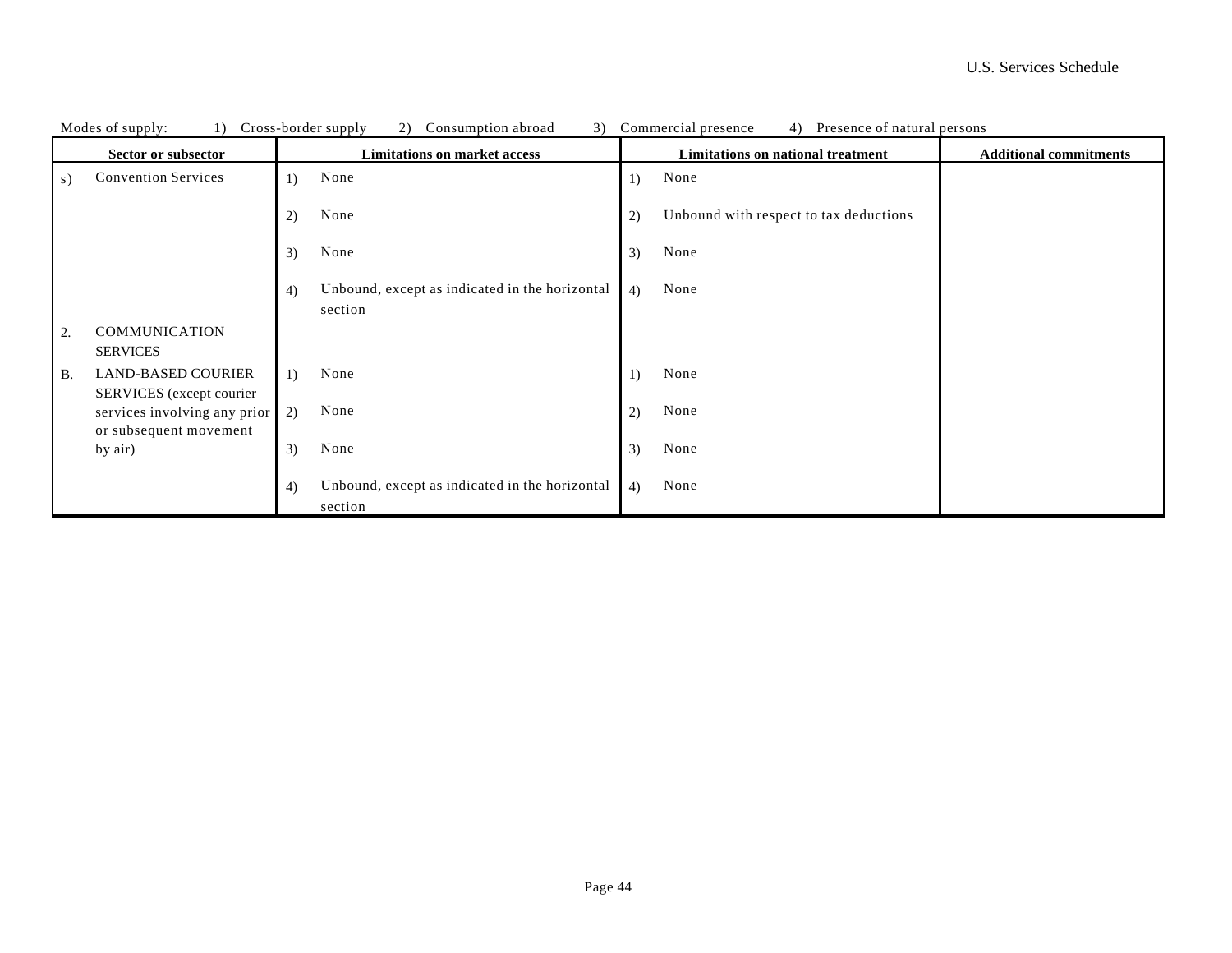Modes of supply: 1) Cross-border supply 2) Consumption abroad 3) Commercial presence 4) Presence of natural persons

| Sector or subsector | Limitations on market access | Limitations on national treatment | Additional commitments |
|---|---|---|---|
| s) Convention Services | 1) None | 1) None | |
| | 2) None | 2) Unbound with respect to tax deductions | |
| | 3) None | 3) None | |
| | 4) Unbound, except as indicated in the horizontal section | 4) None | |
| 2. COMMUNICATION SERVICES | | | |
| B. LAND-BASED COURIER SERVICES (except courier services involving any prior or subsequent movement by air) | 1) None | 1) None | |
| | 2) None | 2) None | |
| | 3) None | 3) None | |
| | 4) Unbound, except as indicated in the horizontal section | 4) None | |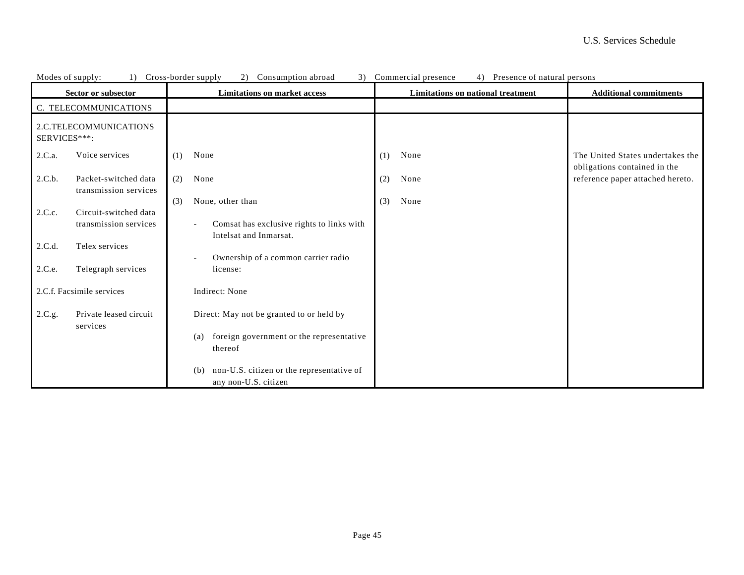Modes of supply: 1) Cross-border supply 2) Consumption abroad 3) Commercial presence 4) Presence of natural persons

| Sector or subsector | Limitations on market access | Limitations on national treatment | Additional commitments |
|---|---|---|---|
| C. TELECOMMUNICATIONS | | | |
| 2.C.TELECOMMUNICATIONS SERVICES***:<br><br>2.C.a. Voice services<br><br>2.C.b. Packet-switched data transmission services<br><br>2.C.c. Circuit-switched data transmission services<br><br>2.C.d. Telex services<br><br>2.C.e. Telegraph services<br><br>2.C.f. Facsimile services<br><br>2.C.g. Private leased circuit services | (1) None<br><br>(2) None<br><br>(3) None, other than<br><br>- Comsat has exclusive rights to links with Intelsat and Inmarsat.<br><br>- Ownership of a common carrier radio license:<br><br>Indirect: None<br><br>Direct: May not be granted to or held by<br><br>(a) foreign government or the representative thereof<br><br>(b) non-U.S. citizen or the representative of any non-U.S. citizen | (1) None<br><br>(2) None<br><br>(3) None | The United States undertakes the obligations contained in the reference paper attached hereto. |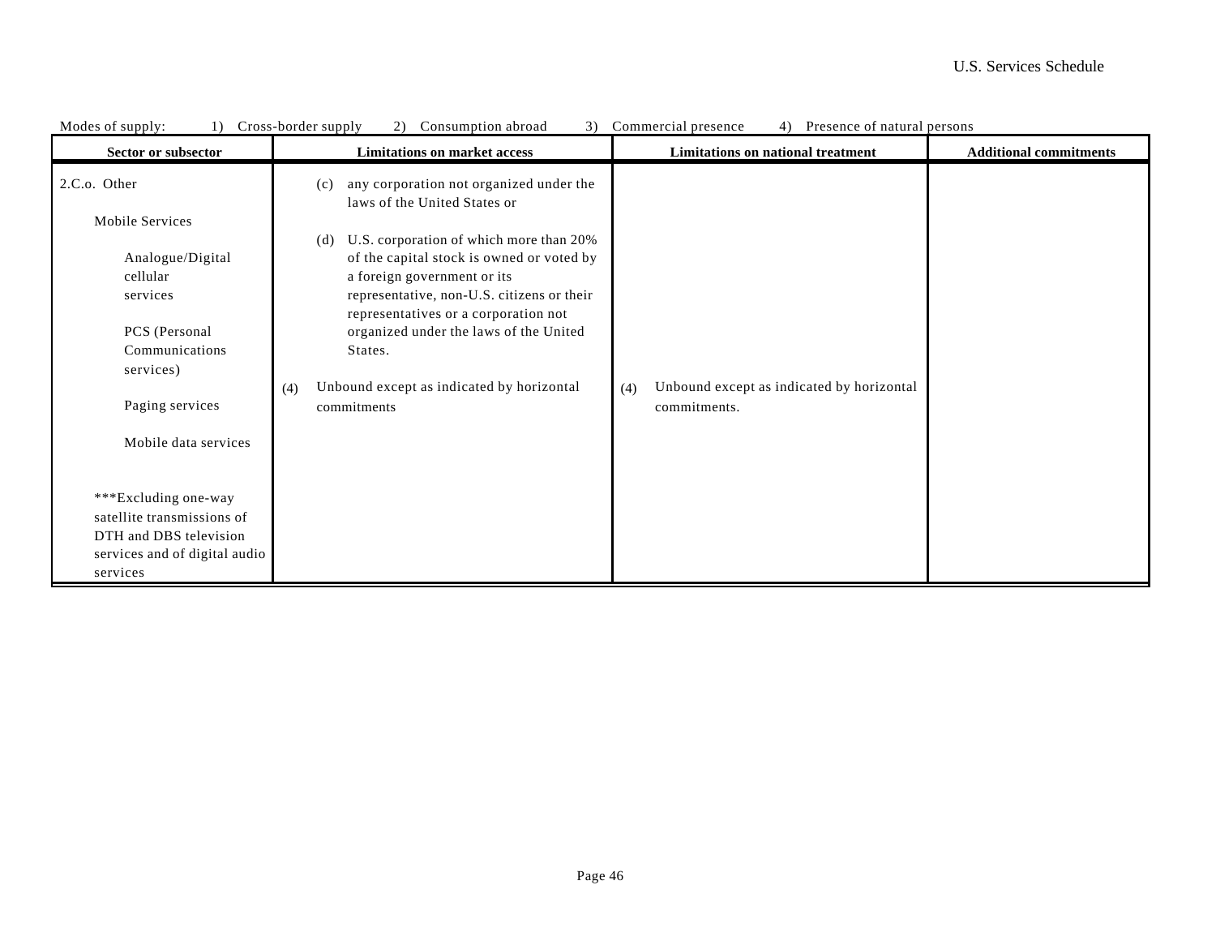Modes of supply: 1) Cross-border supply 2) Consumption abroad 3) Commercial presence 4) Presence of natural persons

| Sector or subsector | Limitations on market access | Limitations on national treatment | Additional commitments |
|---|---|---|---|
| 2.C.o. Other<br><br>Mobile Services<br><br>Analogue/Digital cellular services<br><br>PCS (Personal Communications services)<br><br>Paging services<br><br>Mobile data services<br><br>***Excluding one-way satellite transmissions of DTH and DBS television services and of digital audio services | (c) any corporation not organized under the laws of the United States or<br><br>(d) U.S. corporation of which more than 20% of the capital stock is owned or voted by a foreign government or its representative, non-U.S. citizens or their representatives or a corporation not organized under the laws of the United States.<br><br>(4) Unbound except as indicated by horizontal commitments | (4) Unbound except as indicated by horizontal commitments. | |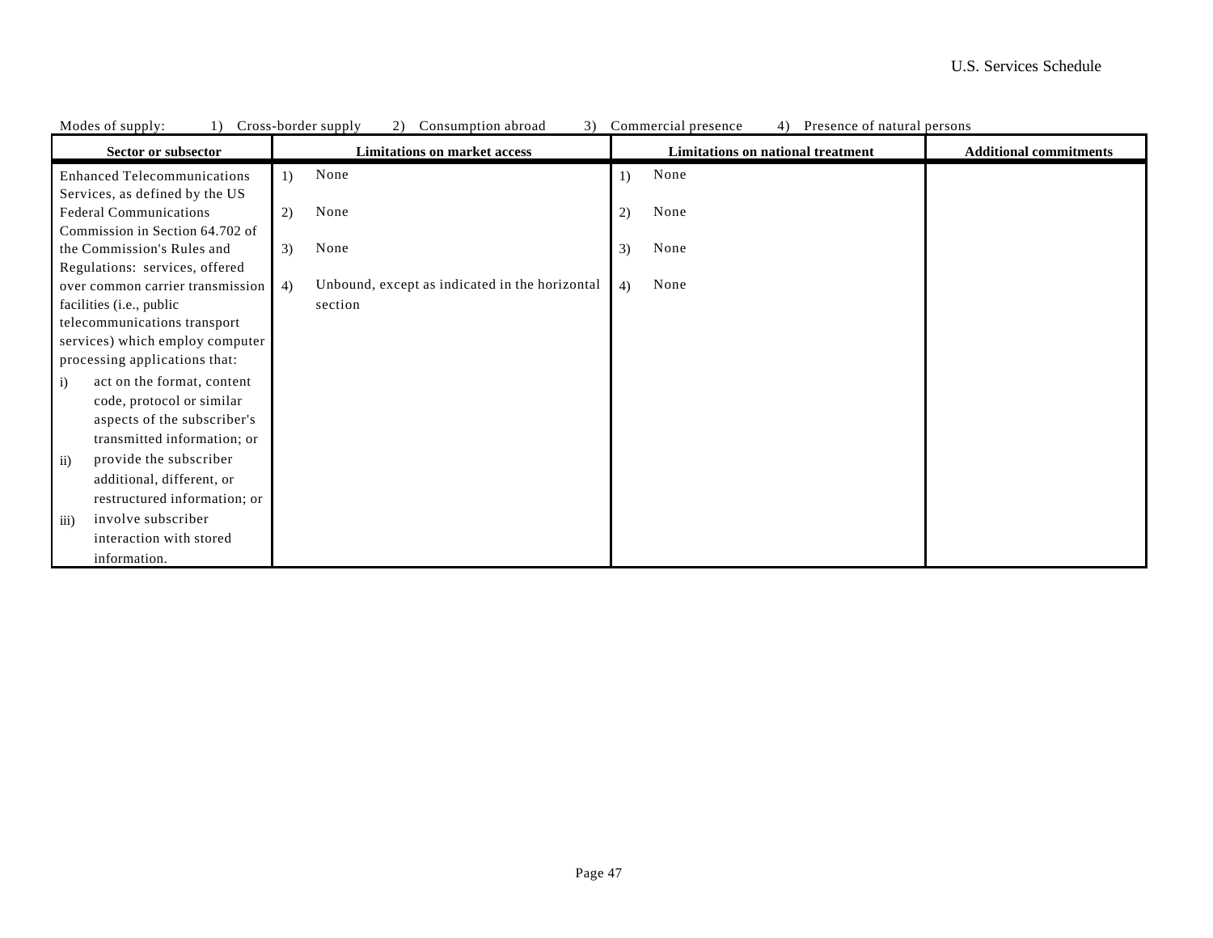Modes of supply: 1) Cross-border supply 2) Consumption abroad 3) Commercial presence 4) Presence of natural persons

| Sector or subsector | Limitations on market access | Limitations on national treatment | Additional commitments |
|---|---|---|---|
| Enhanced Telecommunications Services, as defined by the US Federal Communications Commission in Section 64.702 of the Commission's Rules and Regulations: services, offered over common carrier transmission facilities (i.e., public telecommunications transport services) which employ computer processing applications that:<br>i) act on the format, content code, protocol or similar aspects of the subscriber's transmitted information; or<br>ii) provide the subscriber additional, different, or restructured information; or<br>iii) involve subscriber interaction with stored information. | 1) None<br>2) None<br>3) None<br>4) Unbound, except as indicated in the horizontal section | 1) None<br>2) None<br>3) None<br>4) None | |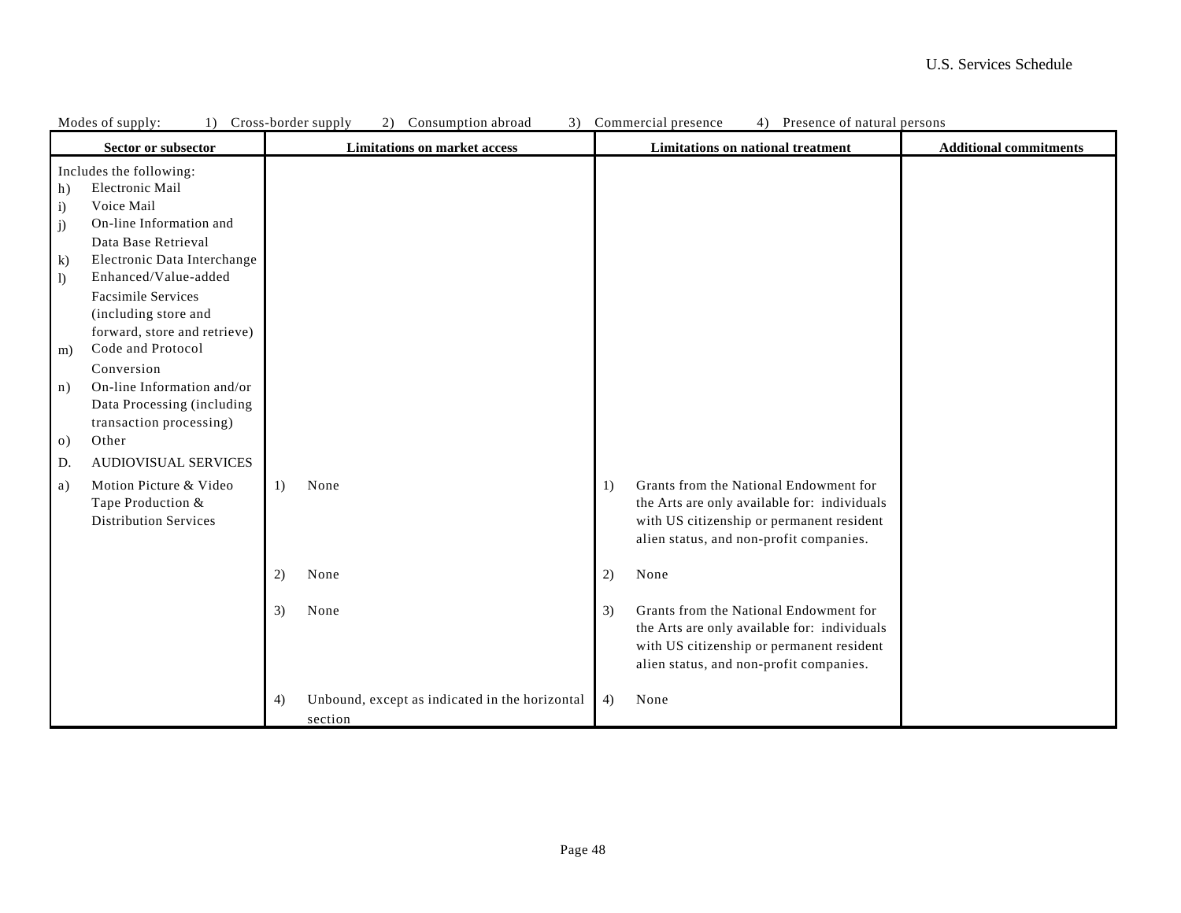Modes of supply: 1) Cross-border supply 2) Consumption abroad 3) Commercial presence 4) Presence of natural persons

| Sector or subsector | Limitations on market access | Limitations on national treatment | Additional commitments |
|---|---|---|---|
| Includes the following:<br>h) Electronic Mail<br>i) Voice Mail<br>j) On-line Information and Data Base Retrieval<br>k) Electronic Data Interchange<br>l) Enhanced/Value-added Facsimile Services (including store and forward, store and retrieve)<br>m) Code and Protocol Conversion<br>n) On-line Information and/or Data Processing (including transaction processing)<br>o) Other | | | |
| D. AUDIOVISUAL SERVICES | | | |
| a) Motion Picture & Video Tape Production & Distribution Services | 1) None | 1) Grants from the National Endowment for the Arts are only available for: individuals with US citizenship or permanent resident alien status, and non-profit companies. | |
| | 2) None | 2) None | |
| | 3) None | 3) Grants from the National Endowment for the Arts are only available for: individuals with US citizenship or permanent resident alien status, and non-profit companies. | |
| | 4) Unbound, except as indicated in the horizontal section | 4) None | |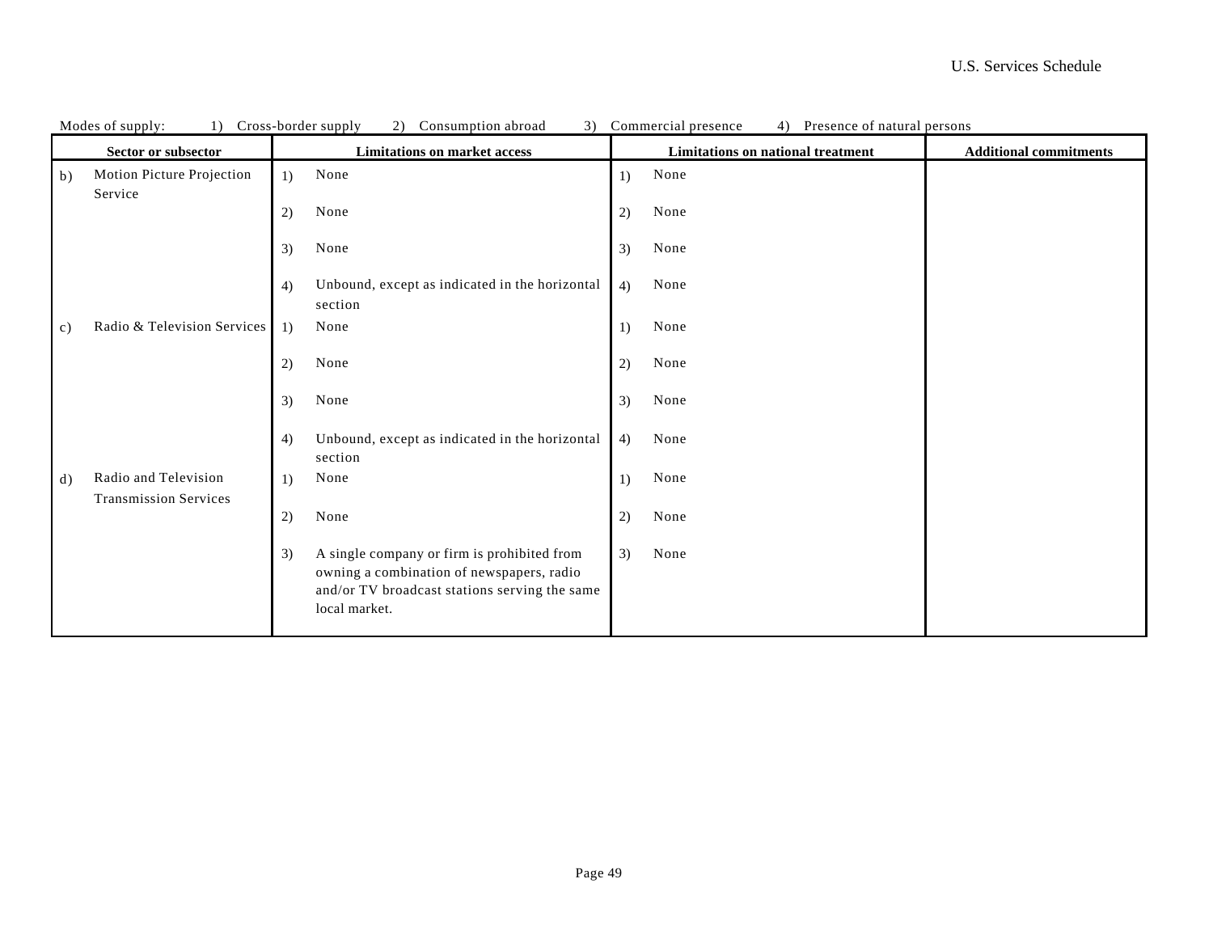Modes of supply: 1) Cross-border supply 2) Consumption abroad 3) Commercial presence 4) Presence of natural persons

| Sector or subsector | Limitations on market access | Limitations on national treatment | Additional commitments |
|---|---|---|---|
| b) Motion Picture Projection Service | 1) None | 1) None | |
| | 2) None | 2) None | |
| | 3) None | 3) None | |
| | 4) Unbound, except as indicated in the horizontal section | 4) None | |
| c) Radio & Television Services | 1) None | 1) None | |
| | 2) None | 2) None | |
| | 3) None | 3) None | |
| | 4) Unbound, except as indicated in the horizontal section | 4) None | |
| d) Radio and Television Transmission Services | 1) None | 1) None | |
| | 2) None | 2) None | |
| | 3) A single company or firm is prohibited from owning a combination of newspapers, radio and/or TV broadcast stations serving the same local market. | 3) None | |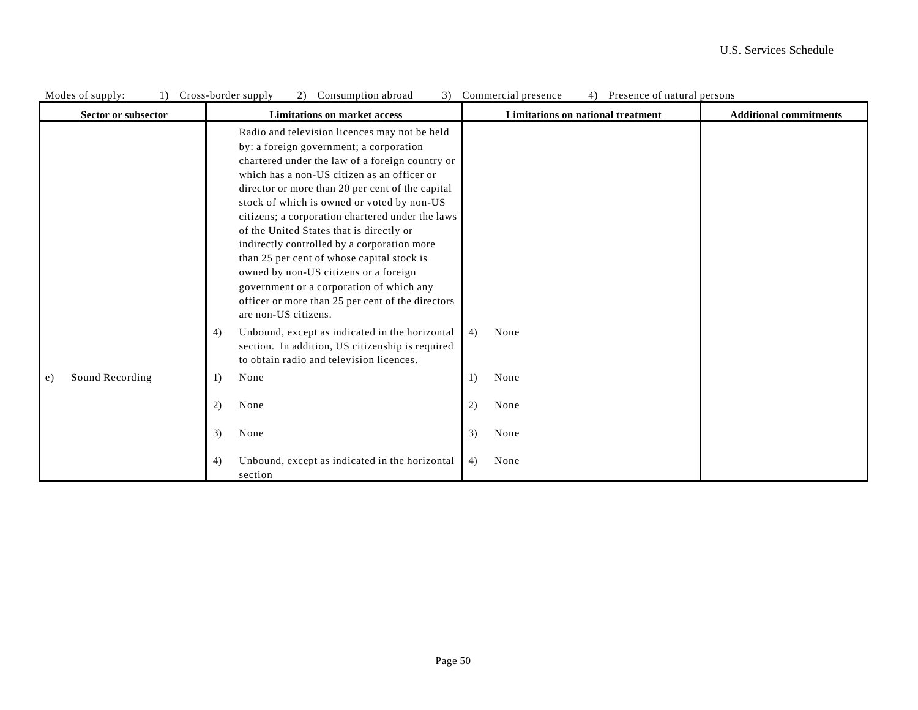Modes of supply: 1) Cross-border supply 2) Consumption abroad 3) Commercial presence 4) Presence of natural persons

| Sector or subsector | Limitations on market access | Limitations on national treatment | Additional commitments |
|---|---|---|---|
| | Radio and television licences may not be held by: a foreign government; a corporation chartered under the law of a foreign country or which has a non-US citizen as an officer or director or more than 20 per cent of the capital stock of which is owned or voted by non-US citizens; a corporation chartered under the laws of the United States that is directly or indirectly controlled by a corporation more than 25 per cent of whose capital stock is owned by non-US citizens or a foreign government or a corporation of which any officer or more than 25 per cent of the directors are non-US citizens. | | |
| | 4) Unbound, except as indicated in the horizontal section. In addition, US citizenship is required to obtain radio and television licences. | 4) None | |
| e) Sound Recording | 1) None | 1) None | |
| | 2) None | 2) None | |
| | 3) None | 3) None | |
| | 4) Unbound, except as indicated in the horizontal section | 4) None | |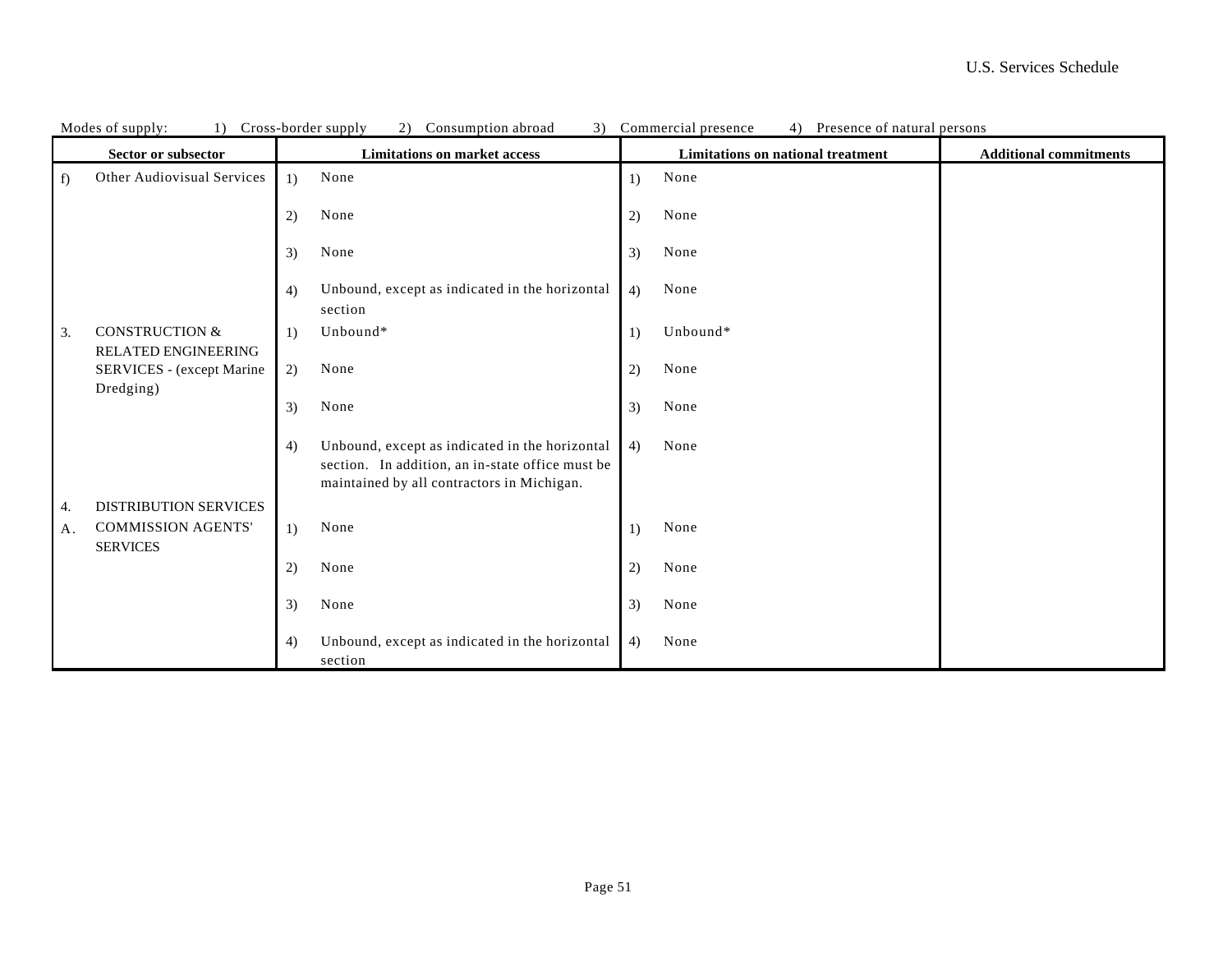Modes of supply: 1) Cross-border supply 2) Consumption abroad 3) Commercial presence 4) Presence of natural persons

| Sector or subsector | Limitations on market access | Limitations on national treatment | Additional commitments |
|---|---|---|---|
| f) Other Audiovisual Services | 1) None<br>2) None<br>3) None<br>4) Unbound, except as indicated in the horizontal section | 1) None<br>2) None<br>3) None<br>4) None | |
| 3. CONSTRUCTION & RELATED ENGINEERING SERVICES - (except Marine Dredging) | 1) Unbound*<br>2) None<br>3) None<br>4) Unbound, except as indicated in the horizontal section. In addition, an in-state office must be maintained by all contractors in Michigan. | 1) Unbound*<br>2) None<br>3) None<br>4) None | |
| 4. DISTRIBUTION SERVICES | | | |
| A. COMMISSION AGENTS' SERVICES | 1) None<br>2) None<br>3) None<br>4) Unbound, except as indicated in the horizontal section | 1) None<br>2) None<br>3) None<br>4) None | |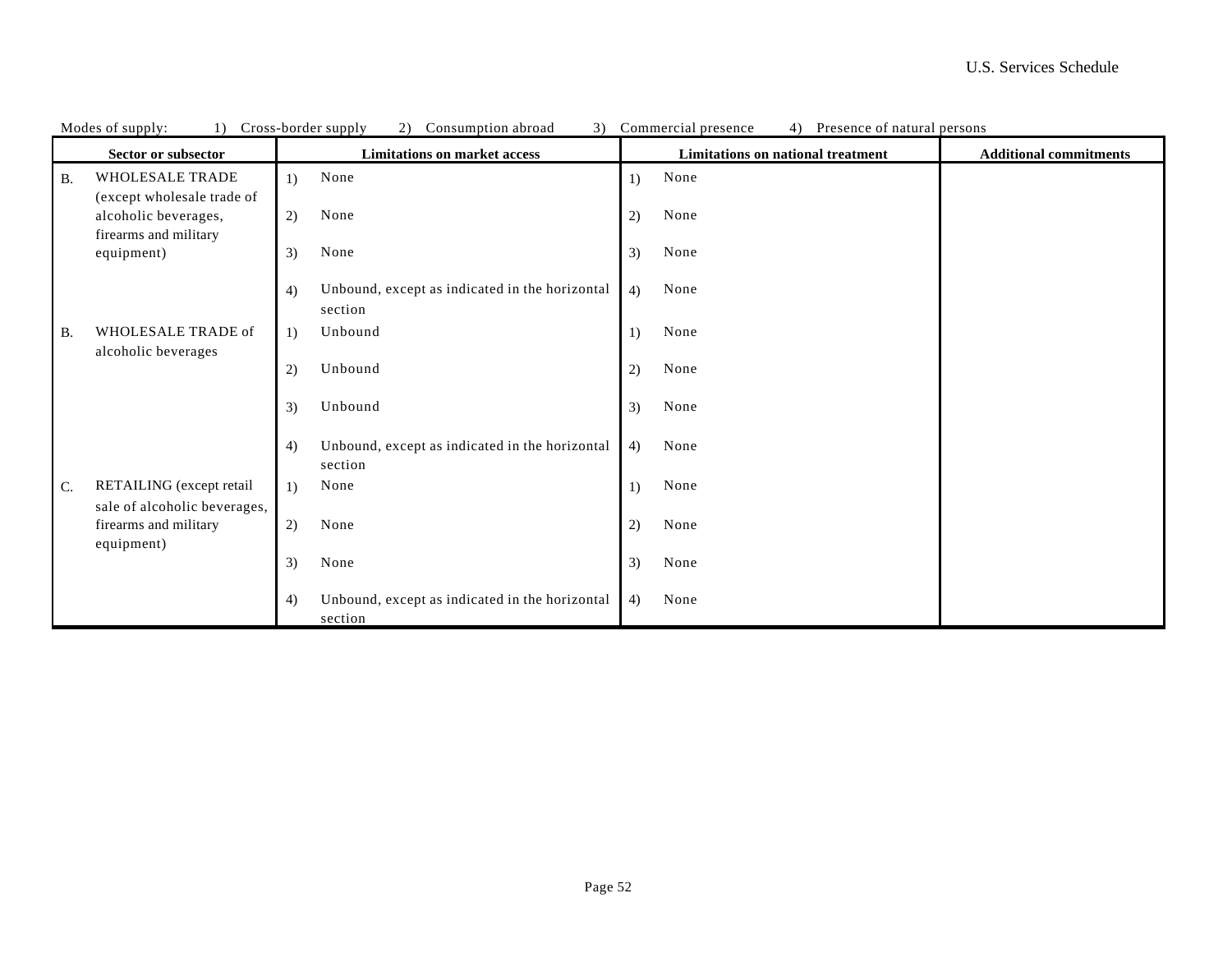Modes of supply: 1) Cross-border supply 2) Consumption abroad 3) Commercial presence 4) Presence of natural persons

| Sector or subsector | Limitations on market access | Limitations on national treatment | Additional commitments |
|---|---|---|---|
| B. WHOLESALE TRADE (except wholesale trade of alcoholic beverages, firearms and military equipment) | 1) None<br>2) None<br>3) None<br>4) Unbound, except as indicated in the horizontal section | 1) None<br>2) None<br>3) None<br>4) None | |
| B. WHOLESALE TRADE of alcoholic beverages | 1) Unbound<br>2) Unbound<br>3) Unbound<br>4) Unbound, except as indicated in the horizontal section | 1) None<br>2) None<br>3) None<br>4) None | |
| C. RETAILING (except retail sale of alcoholic beverages, firearms and military equipment) | 1) None<br>2) None<br>3) None<br>4) Unbound, except as indicated in the horizontal section | 1) None<br>2) None<br>3) None<br>4) None | |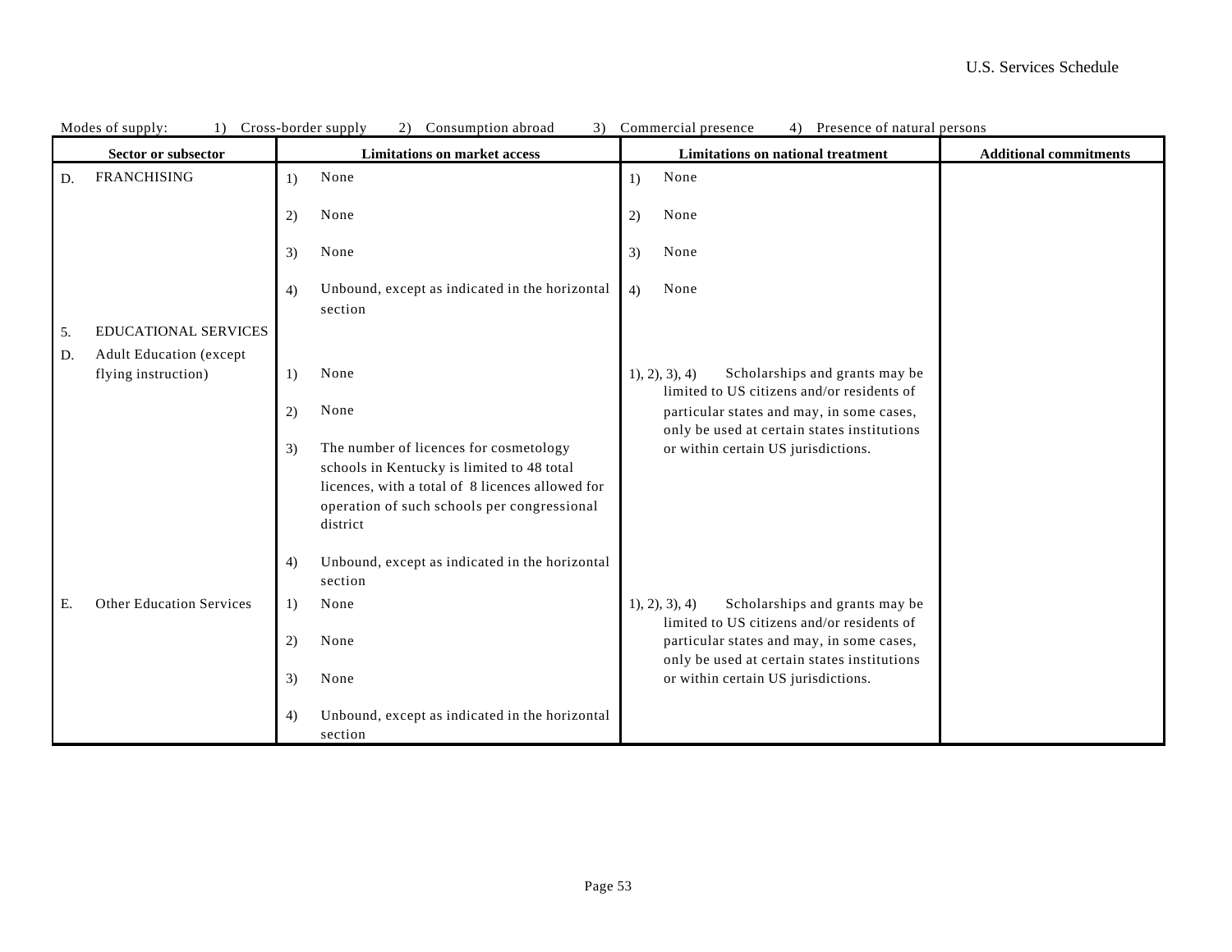Modes of supply: 1) Cross-border supply 2) Consumption abroad 3) Commercial presence 4) Presence of natural persons

| Sector or subsector | Limitations on market access | Limitations on national treatment | Additional commitments |
|---|---|---|---|
| D. FRANCHISING | 1) None<br><br>2) None<br><br>3) None<br><br>4) Unbound, except as indicated in the horizontal section | 1) None<br><br>2) None<br><br>3) None<br><br>4) None | |
| 5. EDUCATIONAL SERVICES | | | |
| D. Adult Education (except flying instruction) | 1) None<br><br>2) None<br><br>3) The number of licences for cosmetology schools in Kentucky is limited to 48 total licences, with a total of 8 licences allowed for operation of such schools per congressional district<br><br>4) Unbound, except as indicated in the horizontal section | 1), 2), 3), 4) Scholarships and grants may be limited to US citizens and/or residents of particular states and may, in some cases, only be used at certain states institutions or within certain US jurisdictions. | |
| E. Other Education Services | 1) None<br><br>2) None<br><br>3) None<br><br>4) Unbound, except as indicated in the horizontal section | 1), 2), 3), 4) Scholarships and grants may be limited to US citizens and/or residents of particular states and may, in some cases, only be used at certain states institutions or within certain US jurisdictions. | |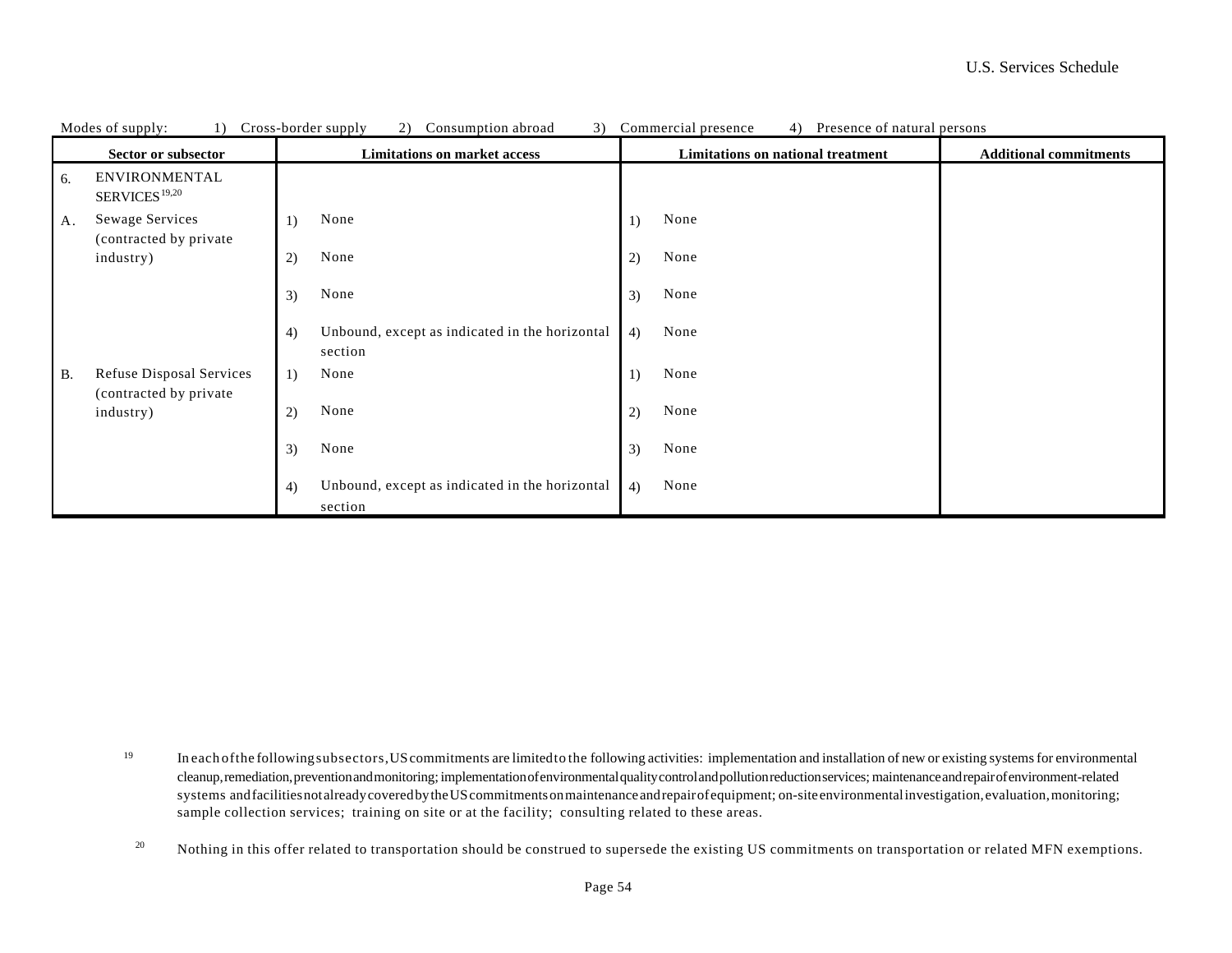Modes of supply: 1) Cross-border supply 2) Consumption abroad 3) Commercial presence 4) Presence of natural persons

| Sector or subsector | Limitations on market access | Limitations on national treatment | Additional commitments |
|---|---|---|---|
| 6. ENVIRONMENTAL SERVICES[19,20] | | | |
| A. Sewage Services (contracted by private industry) | 1) None<br>2) None<br>3) None<br>4) Unbound, except as indicated in the horizontal section | 1) None<br>2) None<br>3) None<br>4) None | |
| B. Refuse Disposal Services (contracted by private industry) | 1) None<br>2) None<br>3) None<br>4) Unbound, except as indicated in the horizontal section | 1) None<br>2) None<br>3) None<br>4) None | |

[19] In each of the following subsectors, US commitments are limited to the following activities: implementation and installation of new or existing systems for environmental cleanup, remediation, prevention and monitoring; implementation of environmental quality control and pollution reduction services; maintenance and repair of environment-related systems and facilities not already covered by the US commitments on maintenance and repair of equipment; on-site environmental investigation, evaluation, monitoring; sample collection services; training on site or at the facility; consulting related to these areas.

[20] Nothing in this offer related to transportation should be construed to supersede the existing US commitments on transportation or related MFN exemptions.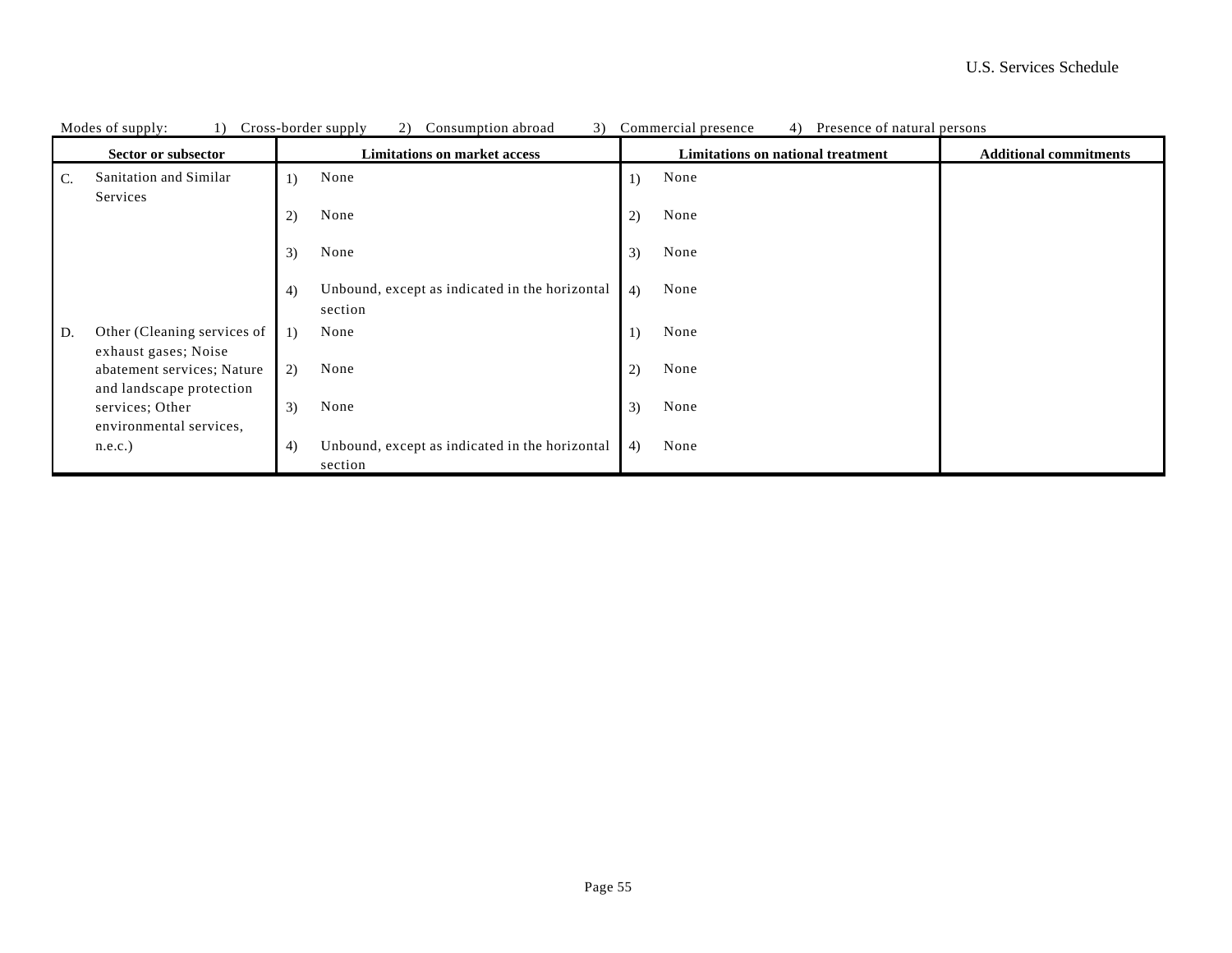Modes of supply: 1) Cross-border supply 2) Consumption abroad 3) Commercial presence 4) Presence of natural persons

| Sector or subsector | Limitations on market access | Limitations on national treatment | Additional commitments |
|---|---|---|---|
| C. Sanitation and Similar Services | 1) None<br>2) None<br>3) None<br>4) Unbound, except as indicated in the horizontal section | 1) None<br>2) None<br>3) None<br>4) None | |
| D. Other (Cleaning services of exhaust gases; Noise abatement services; Nature and landscape protection services; Other environmental services, n.e.c.) | 1) None<br>2) None<br>3) None<br>4) Unbound, except as indicated in the horizontal section | 1) None<br>2) None<br>3) None<br>4) None | |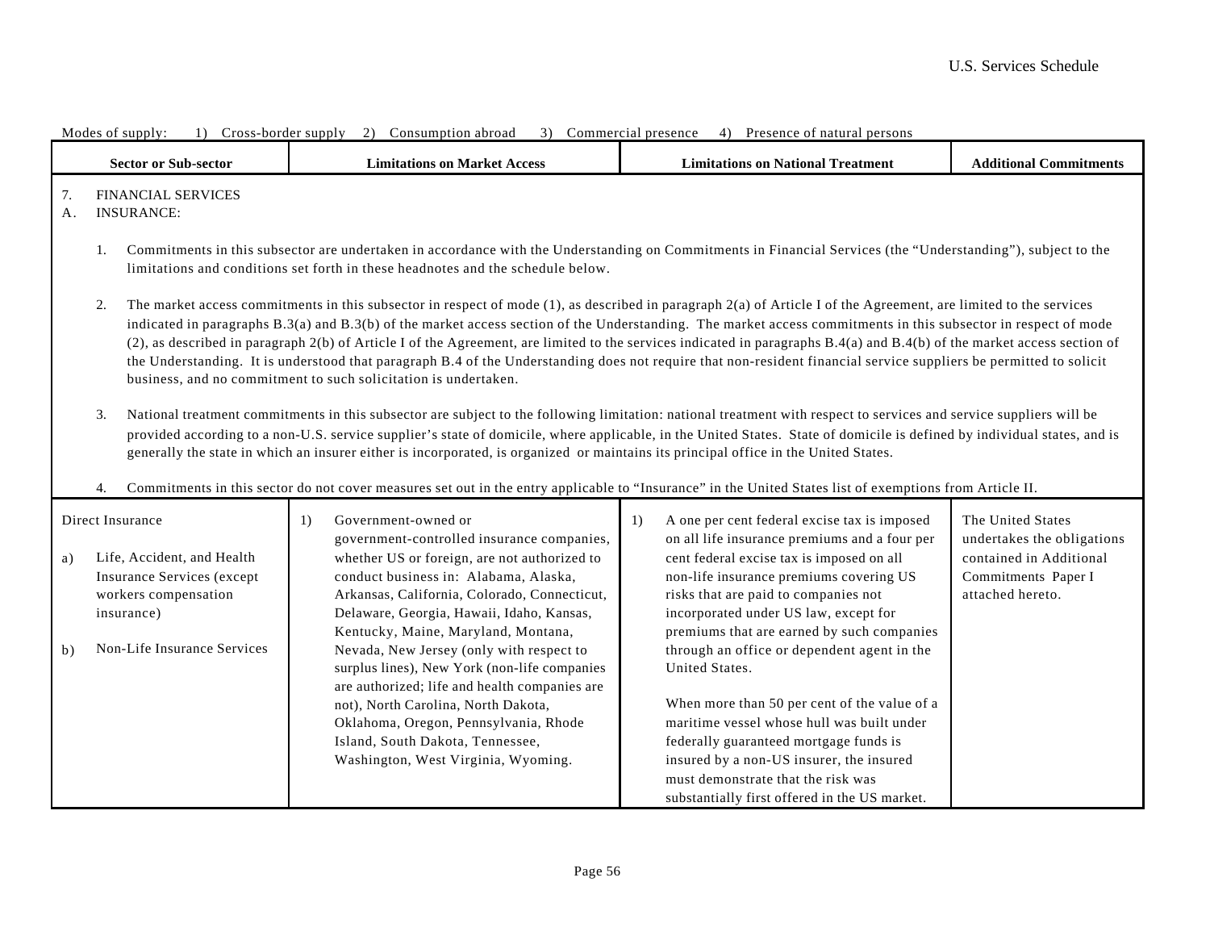Modes of supply: 1) Cross-border supply 2) Consumption abroad 3) Commercial presence 4) Presence of natural persons

| Sector or Sub-sector | Limitations on Market Access | Limitations on National Treatment | Additional Commitments |
|---|---|---|---|
| 7. FINANCIAL SERVICES<br>A. INSURANCE:<br><br>1. Commitments in this subsector are undertaken in accordance with the Understanding on Commitments in Financial Services (the "Understanding"), subject to the limitations and conditions set forth in these headnotes and the schedule below.<br><br>2. The market access commitments in this subsector in respect of mode (1), as described in paragraph 2(a) of Article I of the Agreement, are limited to the services indicated in paragraphs B.3(a) and B.3(b) of the market access section of the Understanding. The market access commitments in this subsector in respect of mode (2), as described in paragraph 2(b) of Article I of the Agreement, are limited to the services indicated in paragraphs B.4(a) and B.4(b) of the market access section of the Understanding. It is understood that paragraph B.4 of the Understanding does not require that non-resident financial service suppliers be permitted to solicit business, and no commitment to such solicitation is undertaken.<br><br>3. National treatment commitments in this subsector are subject to the following limitation: national treatment with respect to services and service suppliers will be provided according to a non-U.S. service supplier's state of domicile, where applicable, in the United States. State of domicile is defined by individual states, and is generally the state in which an insurer either is incorporated, is organized or maintains its principal office in the United States.<br><br>4. Commitments in this sector do not cover measures set out in the entry applicable to "Insurance" in the United States list of exemptions from Article II. | | | |
| Direct Insurance<br><br>a) Life, Accident, and Health Insurance Services (except workers compensation insurance)<br><br>b) Non-Life Insurance Services | 1) Government-owned or government-controlled insurance companies, whether US or foreign, are not authorized to conduct business in: Alabama, Alaska, Arkansas, California, Colorado, Connecticut, Delaware, Georgia, Hawaii, Idaho, Kansas, Kentucky, Maine, Maryland, Montana, Nevada, New Jersey (only with respect to surplus lines), New York (non-life companies are authorized; life and health companies are not), North Carolina, North Dakota, Oklahoma, Oregon, Pennsylvania, Rhode Island, South Dakota, Tennessee, Washington, West Virginia, Wyoming. | 1) A one per cent federal excise tax is imposed on all life insurance premiums and a four per cent federal excise tax is imposed on all non-life insurance premiums covering US risks that are paid to companies not incorporated under US law, except for premiums that are earned by such companies through an office or dependent agent in the United States.<br><br>When more than 50 per cent of the value of a maritime vessel whose hull was built under federally guaranteed mortgage funds is insured by a non-US insurer, the insured must demonstrate that the risk was substantially first offered in the US market. | The United States undertakes the obligations contained in Additional Commitments Paper I attached hereto. |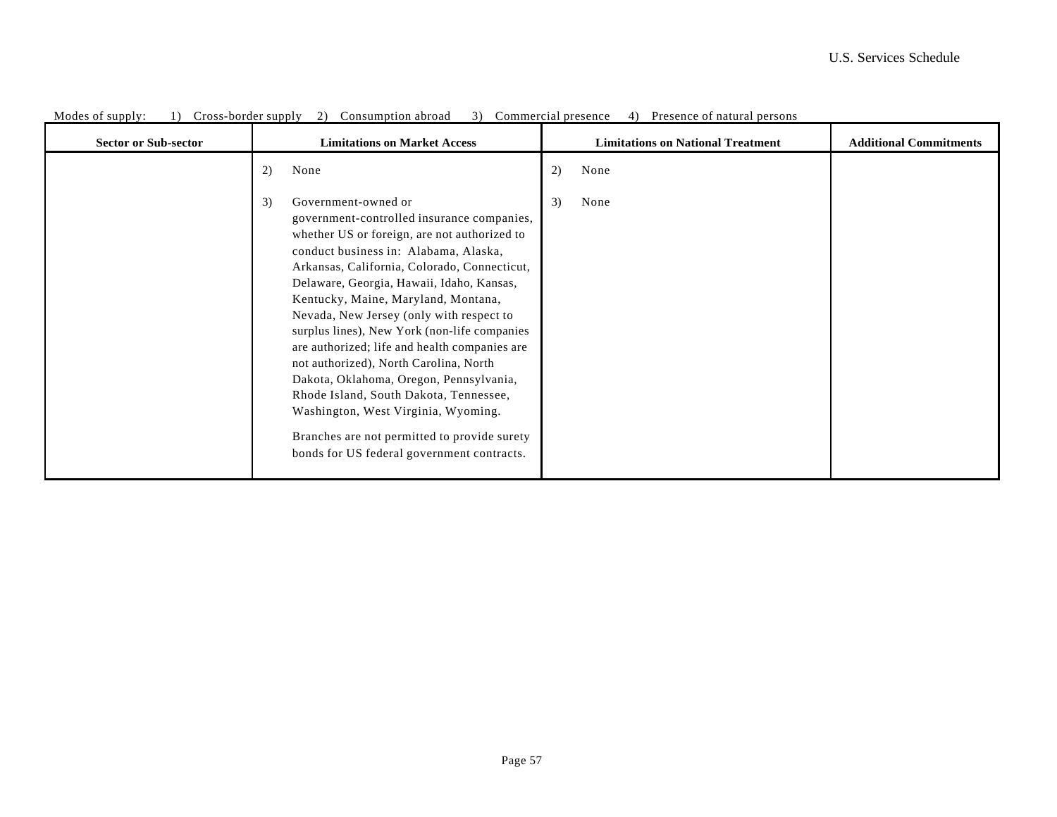Modes of supply: 1) Cross-border supply 2) Consumption abroad 3) Commercial presence 4) Presence of natural persons

| Sector or Sub-sector | Limitations on Market Access | Limitations on National Treatment | Additional Commitments |
|---|---|---|---|
| | 2) None<br><br>3) Government-owned or government-controlled insurance companies, whether US or foreign, are not authorized to conduct business in: Alabama, Alaska, Arkansas, California, Colorado, Connecticut, Delaware, Georgia, Hawaii, Idaho, Kansas, Kentucky, Maine, Maryland, Montana, Nevada, New Jersey (only with respect to surplus lines), New York (non-life companies are authorized; life and health companies are not authorized), North Carolina, North Dakota, Oklahoma, Oregon, Pennsylvania, Rhode Island, South Dakota, Tennessee, Washington, West Virginia, Wyoming.<br><br>Branches are not permitted to provide surety bonds for US federal government contracts. | 2) None<br><br>3) None | |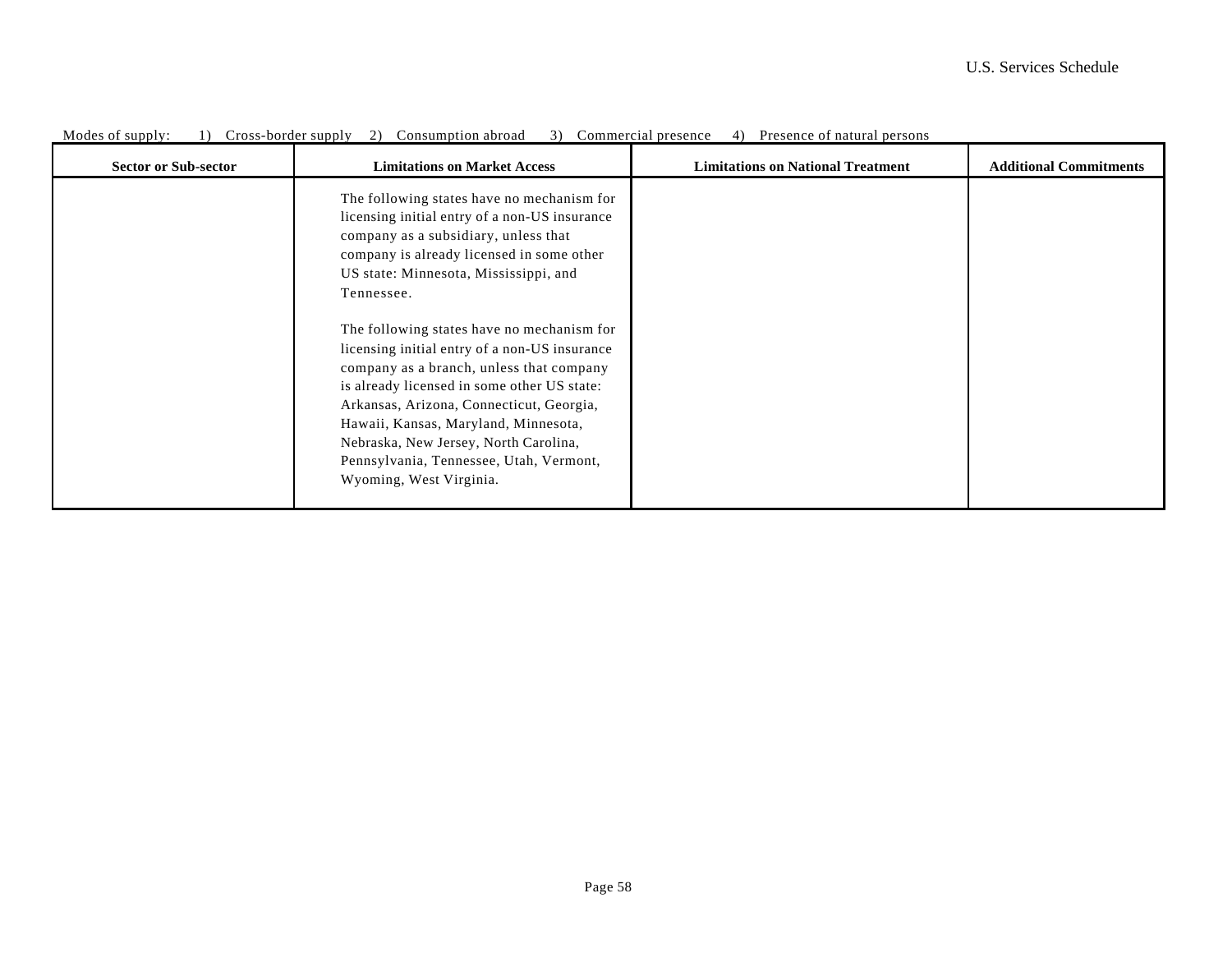Modes of supply: 1) Cross-border supply 2) Consumption abroad 3) Commercial presence 4) Presence of natural persons

| Sector or Sub-sector | Limitations on Market Access | Limitations on National Treatment | Additional Commitments |
|---|---|---|---|
| | The following states have no mechanism for licensing initial entry of a non-US insurance company as a subsidiary, unless that company is already licensed in some other US state: Minnesota, Mississippi, and Tennessee.<br><br>The following states have no mechanism for licensing initial entry of a non-US insurance company as a branch, unless that company is already licensed in some other US state: Arkansas, Arizona, Connecticut, Georgia, Hawaii, Kansas, Maryland, Minnesota, Nebraska, New Jersey, North Carolina, Pennsylvania, Tennessee, Utah, Vermont, Wyoming, West Virginia. | | |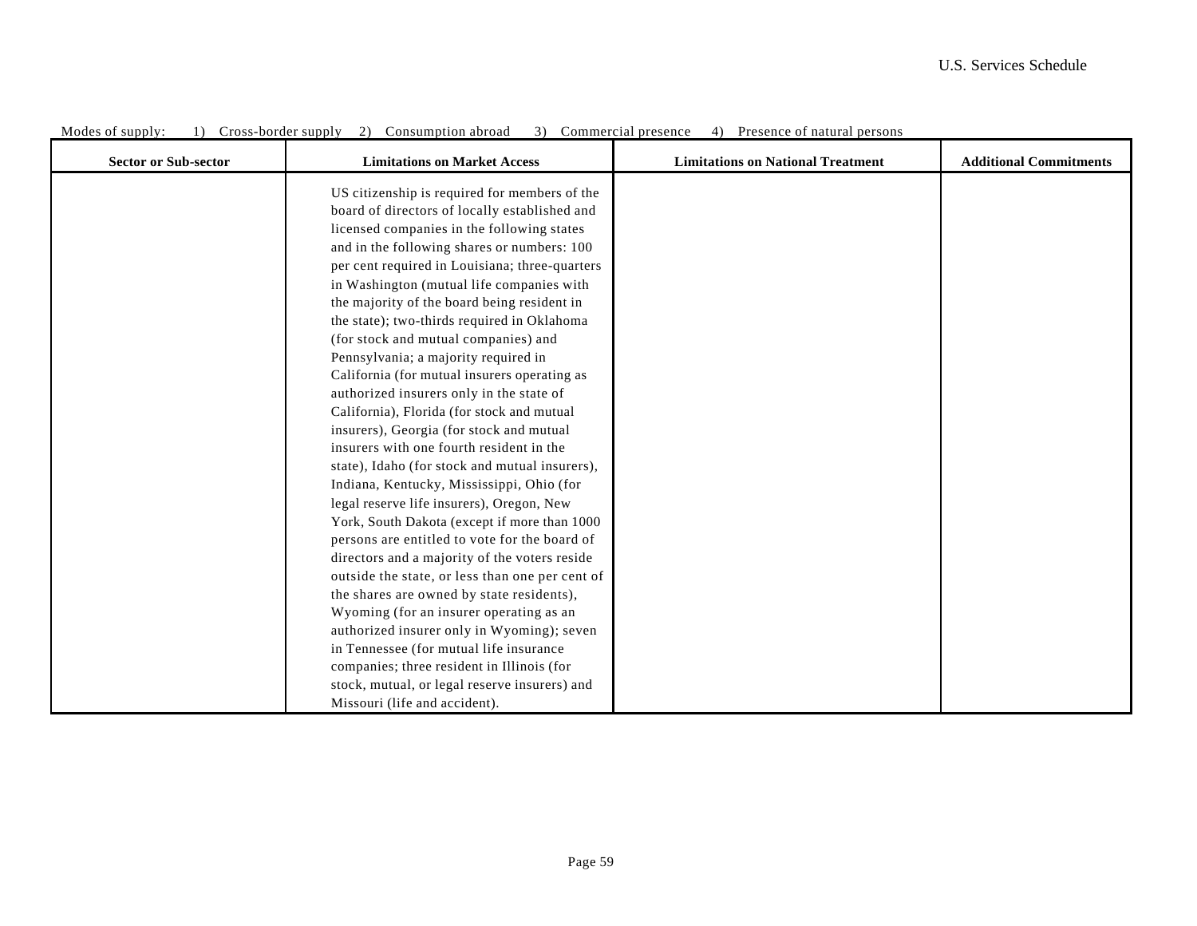Modes of supply: 1) Cross-border supply 2) Consumption abroad 3) Commercial presence 4) Presence of natural persons

| Sector or Sub-sector | Limitations on Market Access | Limitations on National Treatment | Additional Commitments |
|---|---|---|---|
| | US citizenship is required for members of the board of directors of locally established and licensed companies in the following states and in the following shares or numbers: 100 per cent required in Louisiana; three-quarters in Washington (mutual life companies with the majority of the board being resident in the state); two-thirds required in Oklahoma (for stock and mutual companies) and Pennsylvania; a majority required in California (for mutual insurers operating as authorized insurers only in the state of California), Florida (for stock and mutual insurers), Georgia (for stock and mutual insurers with one fourth resident in the state), Idaho (for stock and mutual insurers), Indiana, Kentucky, Mississippi, Ohio (for legal reserve life insurers), Oregon, New York, South Dakota (except if more than 1000 persons are entitled to vote for the board of directors and a majority of the voters reside outside the state, or less than one per cent of the shares are owned by state residents), Wyoming (for an insurer operating as an authorized insurer only in Wyoming); seven in Tennessee (for mutual life insurance companies; three resident in Illinois (for stock, mutual, or legal reserve insurers) and Missouri (life and accident). | | |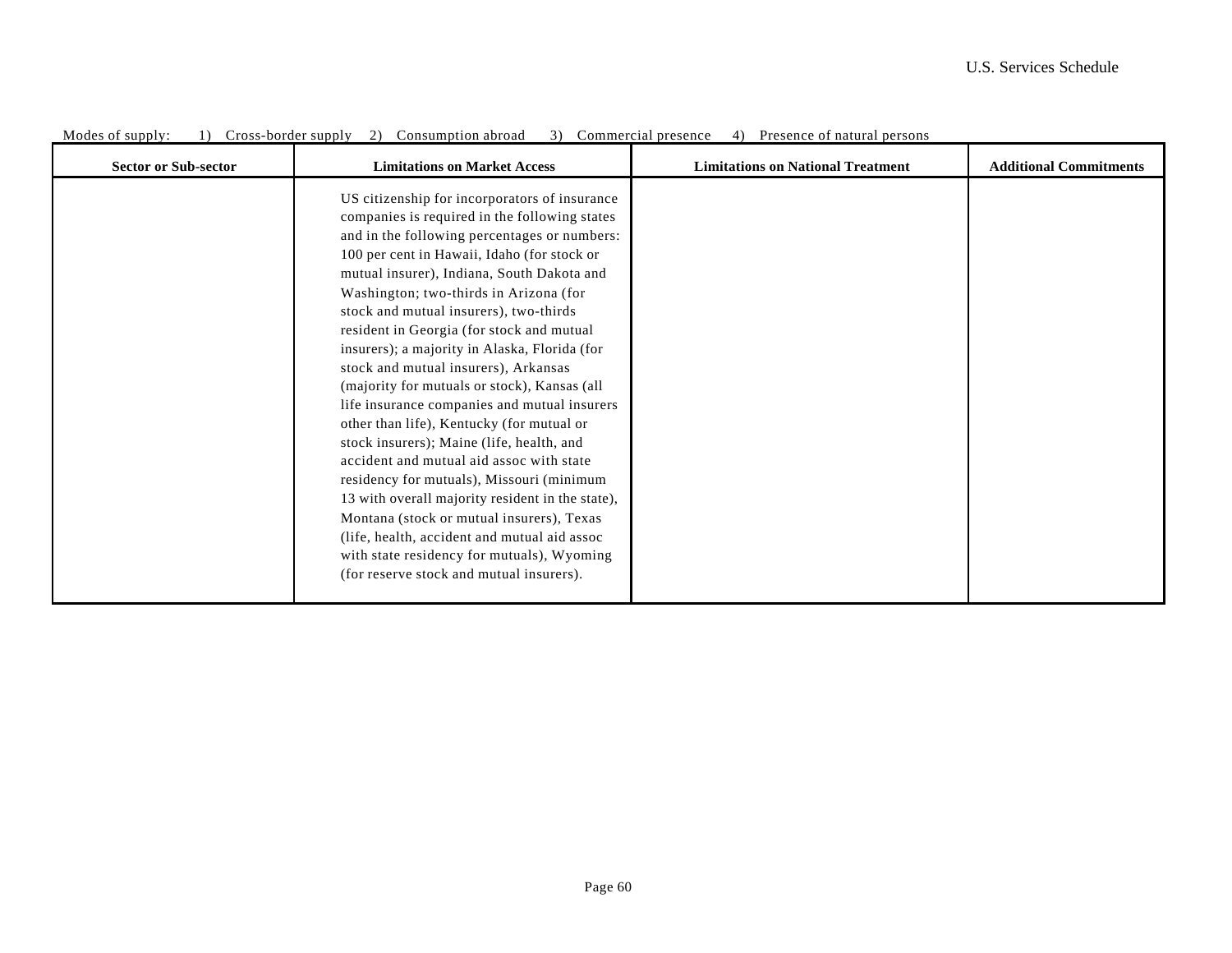Modes of supply: 1) Cross-border supply 2) Consumption abroad 3) Commercial presence 4) Presence of natural persons

| Sector or Sub-sector | Limitations on Market Access | Limitations on National Treatment | Additional Commitments |
|---|---|---|---|
| | US citizenship for incorporators of insurance companies is required in the following states and in the following percentages or numbers: 100 per cent in Hawaii, Idaho (for stock or mutual insurer), Indiana, South Dakota and Washington; two-thirds in Arizona (for stock and mutual insurers), two-thirds resident in Georgia (for stock and mutual insurers); a majority in Alaska, Florida (for stock and mutual insurers), Arkansas (majority for mutuals or stock), Kansas (all life insurance companies and mutual insurers other than life), Kentucky (for mutual or stock insurers); Maine (life, health, and accident and mutual aid assoc with state residency for mutuals), Missouri (minimum 13 with overall majority resident in the state), Montana (stock or mutual insurers), Texas (life, health, accident and mutual aid assoc with state residency for mutuals), Wyoming (for reserve stock and mutual insurers). | | |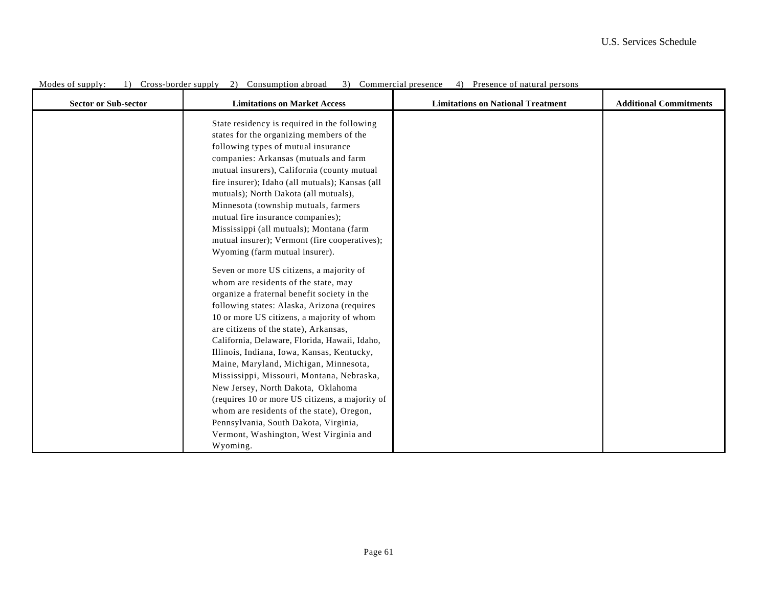Modes of supply: 1) Cross-border supply 2) Consumption abroad 3) Commercial presence 4) Presence of natural persons

| Sector or Sub-sector | Limitations on Market Access | Limitations on National Treatment | Additional Commitments |
|---|---|---|---|
| | State residency is required in the following states for the organizing members of the following types of mutual insurance companies: Arkansas (mutuals and farm mutual insurers), California (county mutual fire insurer); Idaho (all mutuals); Kansas (all mutuals); North Dakota (all mutuals), Minnesota (township mutuals, farmers mutual fire insurance companies); Mississippi (all mutuals); Montana (farm mutual insurer); Vermont (fire cooperatives); Wyoming (farm mutual insurer).<br><br>Seven or more US citizens, a majority of whom are residents of the state, may organize a fraternal benefit society in the following states: Alaska, Arizona (requires 10 or more US citizens, a majority of whom are citizens of the state), Arkansas, California, Delaware, Florida, Hawaii, Idaho, Illinois, Indiana, Iowa, Kansas, Kentucky, Maine, Maryland, Michigan, Minnesota, Mississippi, Missouri, Montana, Nebraska, New Jersey, North Dakota, Oklahoma (requires 10 or more US citizens, a majority of whom are residents of the state), Oregon, Pennsylvania, South Dakota, Virginia, Vermont, Washington, West Virginia and Wyoming. | | |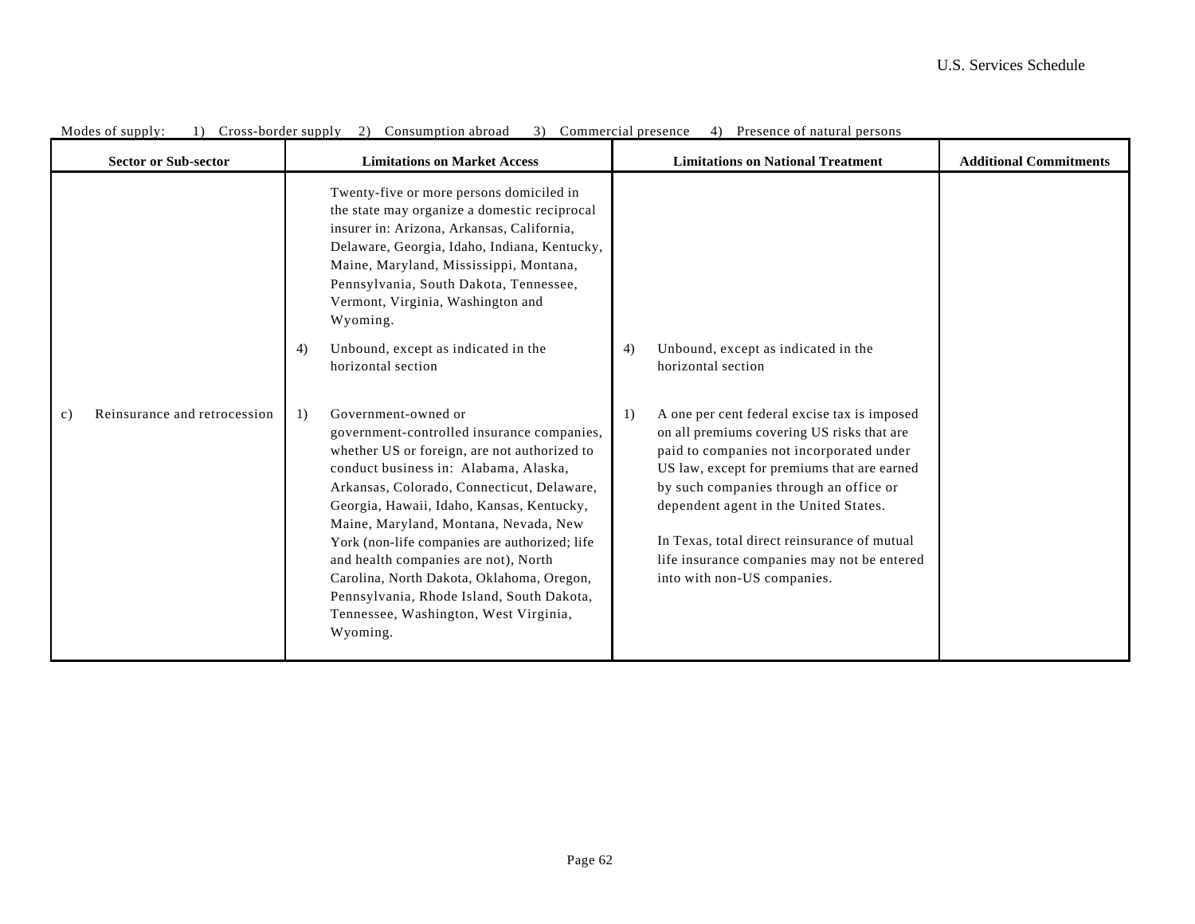Modes of supply: 1) Cross-border supply 2) Consumption abroad 3) Commercial presence 4) Presence of natural persons

| Sector or Sub-sector | Limitations on Market Access | Limitations on National Treatment | Additional Commitments |
|---|---|---|---|
| | Twenty-five or more persons domiciled in the state may organize a domestic reciprocal insurer in: Arizona, Arkansas, California, Delaware, Georgia, Idaho, Indiana, Kentucky, Maine, Maryland, Mississippi, Montana, Pennsylvania, South Dakota, Tennessee, Vermont, Virginia, Washington and Wyoming.<br><br>4) Unbound, except as indicated in the horizontal section | 4) Unbound, except as indicated in the horizontal section | |
| c) Reinsurance and retrocession | 1) Government-owned or government-controlled insurance companies, whether US or foreign, are not authorized to conduct business in: Alabama, Alaska, Arkansas, Colorado, Connecticut, Delaware, Georgia, Hawaii, Idaho, Kansas, Kentucky, Maine, Maryland, Montana, Nevada, New York (non-life companies are authorized; life and health companies are not), North Carolina, North Dakota, Oklahoma, Oregon, Pennsylvania, Rhode Island, South Dakota, Tennessee, Washington, West Virginia, Wyoming. | 1) A one per cent federal excise tax is imposed on all premiums covering US risks that are paid to companies not incorporated under US law, except for premiums that are earned by such companies through an office or dependent agent in the United States.<br><br>In Texas, total direct reinsurance of mutual life insurance companies may not be entered into with non-US companies. | |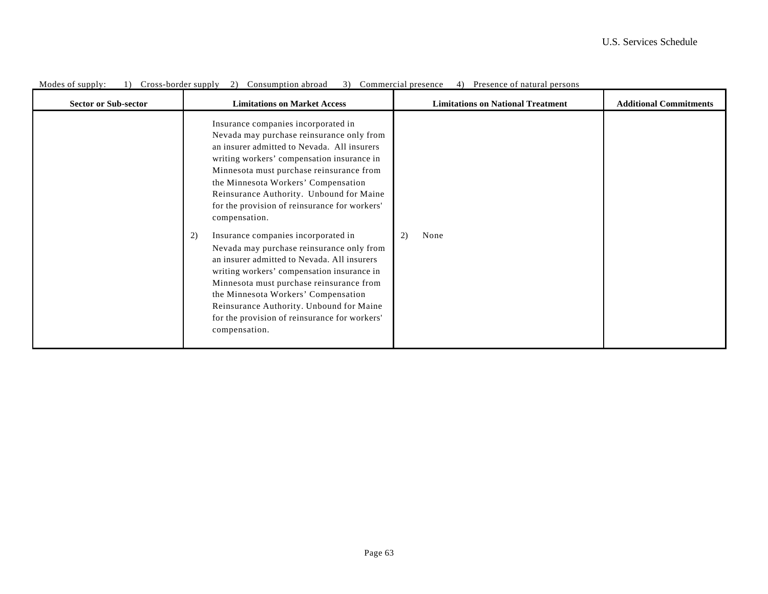Modes of supply: 1) Cross-border supply 2) Consumption abroad 3) Commercial presence 4) Presence of natural persons

| Sector or Sub-sector | Limitations on Market Access | Limitations on National Treatment | Additional Commitments |
|---|---|---|---|
| | Insurance companies incorporated in Nevada may purchase reinsurance only from an insurer admitted to Nevada. All insurers writing workers' compensation insurance in Minnesota must purchase reinsurance from the Minnesota Workers' Compensation Reinsurance Authority. Unbound for Maine for the provision of reinsurance for workers' compensation. | | |
| | 2) Insurance companies incorporated in Nevada may purchase reinsurance only from an insurer admitted to Nevada. All insurers writing workers' compensation insurance in Minnesota must purchase reinsurance from the Minnesota Workers' Compensation Reinsurance Authority. Unbound for Maine for the provision of reinsurance for workers' compensation. | 2) None | |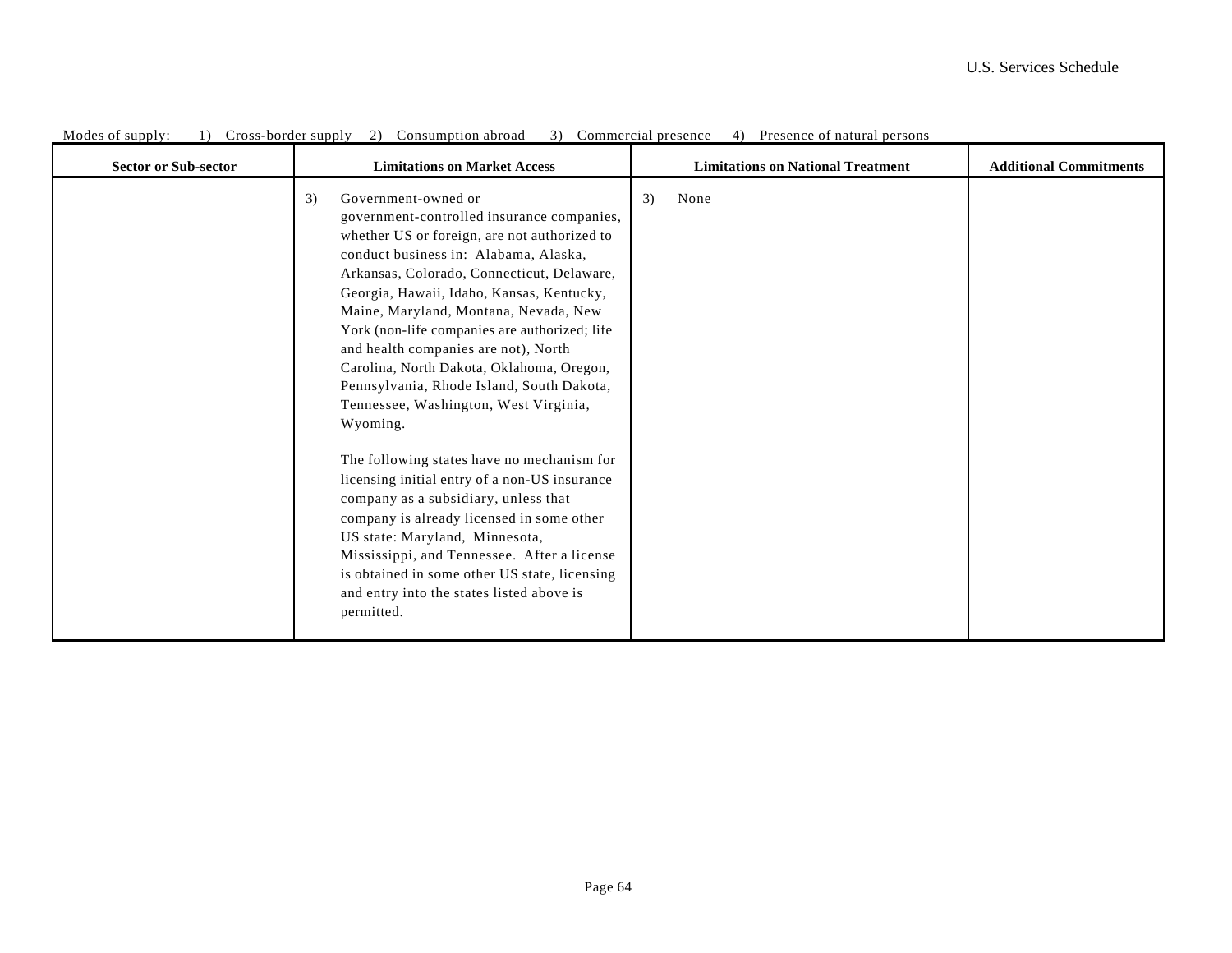Modes of supply: 1) Cross-border supply 2) Consumption abroad 3) Commercial presence 4) Presence of natural persons

| Sector or Sub-sector | Limitations on Market Access | Limitations on National Treatment | Additional Commitments |
| --- | --- | --- | --- |
| | 3) Government-owned or government-controlled insurance companies, whether US or foreign, are not authorized to conduct business in: Alabama, Alaska, Arkansas, Colorado, Connecticut, Delaware, Georgia, Hawaii, Idaho, Kansas, Kentucky, Maine, Maryland, Montana, Nevada, New York (non-life companies are authorized; life and health companies are not), North Carolina, North Dakota, Oklahoma, Oregon, Pennsylvania, Rhode Island, South Dakota, Tennessee, Washington, West Virginia, Wyoming.<br><br>The following states have no mechanism for licensing initial entry of a non-US insurance company as a subsidiary, unless that company is already licensed in some other US state: Maryland, Minnesota, Mississippi, and Tennessee. After a license is obtained in some other US state, licensing and entry into the states listed above is permitted. | 3) None | |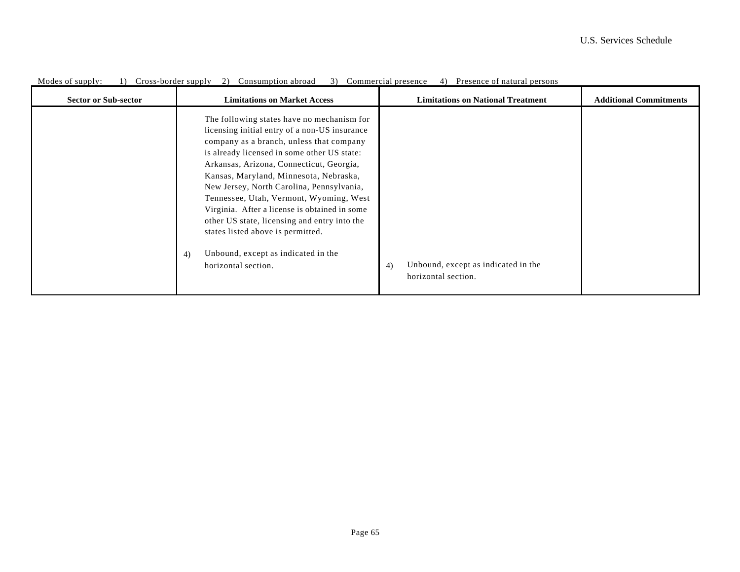Modes of supply: 1) Cross-border supply 2) Consumption abroad 3) Commercial presence 4) Presence of natural persons

| Sector or Sub-sector | Limitations on Market Access | Limitations on National Treatment | Additional Commitments |
|---|---|---|---|
| | The following states have no mechanism for licensing initial entry of a non-US insurance company as a branch, unless that company is already licensed in some other US state: Arkansas, Arizona, Connecticut, Georgia, Kansas, Maryland, Minnesota, Nebraska, New Jersey, North Carolina, Pennsylvania, Tennessee, Utah, Vermont, Wyoming, West Virginia. After a license is obtained in some other US state, licensing and entry into the states listed above is permitted.<br><br>4) Unbound, except as indicated in the horizontal section. | 4) Unbound, except as indicated in the horizontal section. | |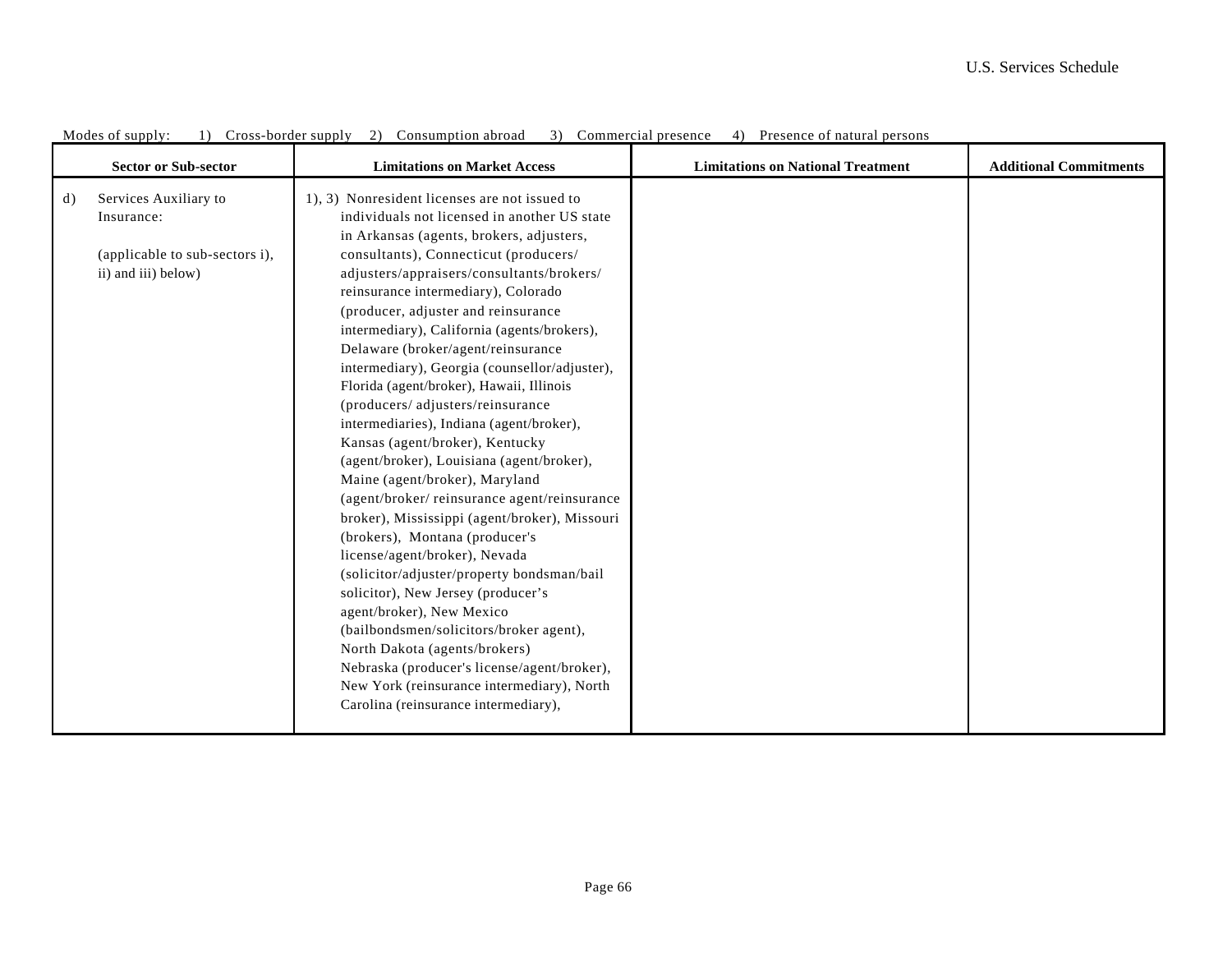Modes of supply: 1) Cross-border supply 2) Consumption abroad 3) Commercial presence 4) Presence of natural persons

| Sector or Sub-sector | Limitations on Market Access | Limitations on National Treatment | Additional Commitments |
|---|---|---|---|
| d) Services Auxiliary to Insurance: (applicable to sub-sectors i), ii) and iii) below) | 1), 3) Nonresident licenses are not issued to individuals not licensed in another US state in Arkansas (agents, brokers, adjusters, consultants), Connecticut (producers/ adjusters/appraisers/consultants/brokers/ reinsurance intermediary), Colorado (producer, adjuster and reinsurance intermediary), California (agents/brokers), Delaware (broker/agent/reinsurance intermediary), Georgia (counsellor/adjuster), Florida (agent/broker), Hawaii, Illinois (producers/ adjusters/reinsurance intermediaries), Indiana (agent/broker), Kansas (agent/broker), Kentucky (agent/broker), Louisiana (agent/broker), Maine (agent/broker), Maryland (agent/broker/ reinsurance agent/reinsurance broker), Mississippi (agent/broker), Missouri (brokers), Montana (producer's license/agent/broker), Nevada (solicitor/adjuster/property bondsman/bail solicitor), New Jersey (producer's agent/broker), New Mexico (bailbondsmen/solicitors/broker agent), North Dakota (agents/brokers) Nebraska (producer's license/agent/broker), New York (reinsurance intermediary), North Carolina (reinsurance intermediary), | | |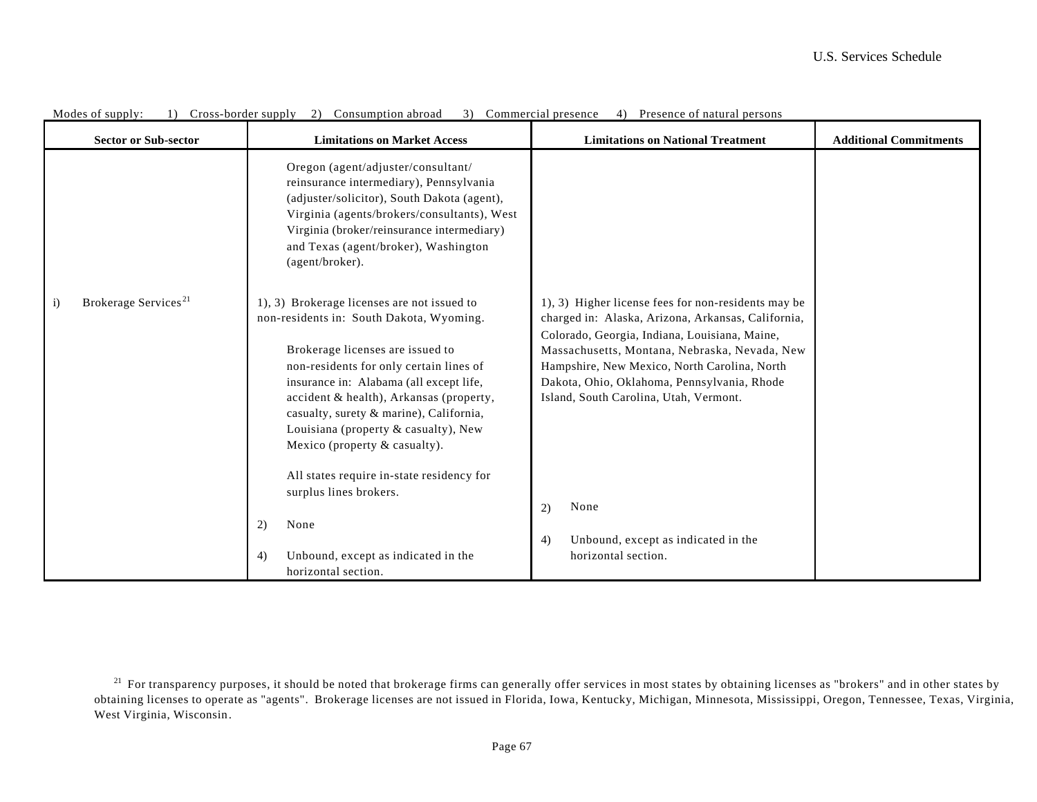Modes of supply: 1) Cross-border supply 2) Consumption abroad 3) Commercial presence 4) Presence of natural persons

| Sector or Sub-sector | Limitations on Market Access | Limitations on National Treatment | Additional Commitments |
|---|---|---|---|
| | Oregon (agent/adjuster/consultant/ reinsurance intermediary), Pennsylvania (adjuster/solicitor), South Dakota (agent), Virginia (agents/brokers/consultants), West Virginia (broker/reinsurance intermediary) and Texas (agent/broker), Washington (agent/broker). | | |
| i) Brokerage Services[21] | 1), 3) Brokerage licenses are not issued to non-residents in: South Dakota, Wyoming.<br><br>Brokerage licenses are issued to non-residents for only certain lines of insurance in: Alabama (all except life, accident & health), Arkansas (property, casualty, surety & marine), California, Louisiana (property & casualty), New Mexico (property & casualty).<br><br>All states require in-state residency for surplus lines brokers.<br><br>2) None<br><br>4) Unbound, except as indicated in the horizontal section. | 1), 3) Higher license fees for non-residents may be charged in: Alaska, Arizona, Arkansas, California, Colorado, Georgia, Indiana, Louisiana, Maine, Massachusetts, Montana, Nebraska, Nevada, New Hampshire, New Mexico, North Carolina, North Dakota, Ohio, Oklahoma, Pennsylvania, Rhode Island, South Carolina, Utah, Vermont.<br><br>2) None<br><br>4) Unbound, except as indicated in the horizontal section. | |

[21] For transparency purposes, it should be noted that brokerage firms can generally offer services in most states by obtaining licenses as "brokers" and in other states by obtaining licenses to operate as "agents". Brokerage licenses are not issued in Florida, Iowa, Kentucky, Michigan, Minnesota, Mississippi, Oregon, Tennessee, Texas, Virginia, West Virginia, Wisconsin.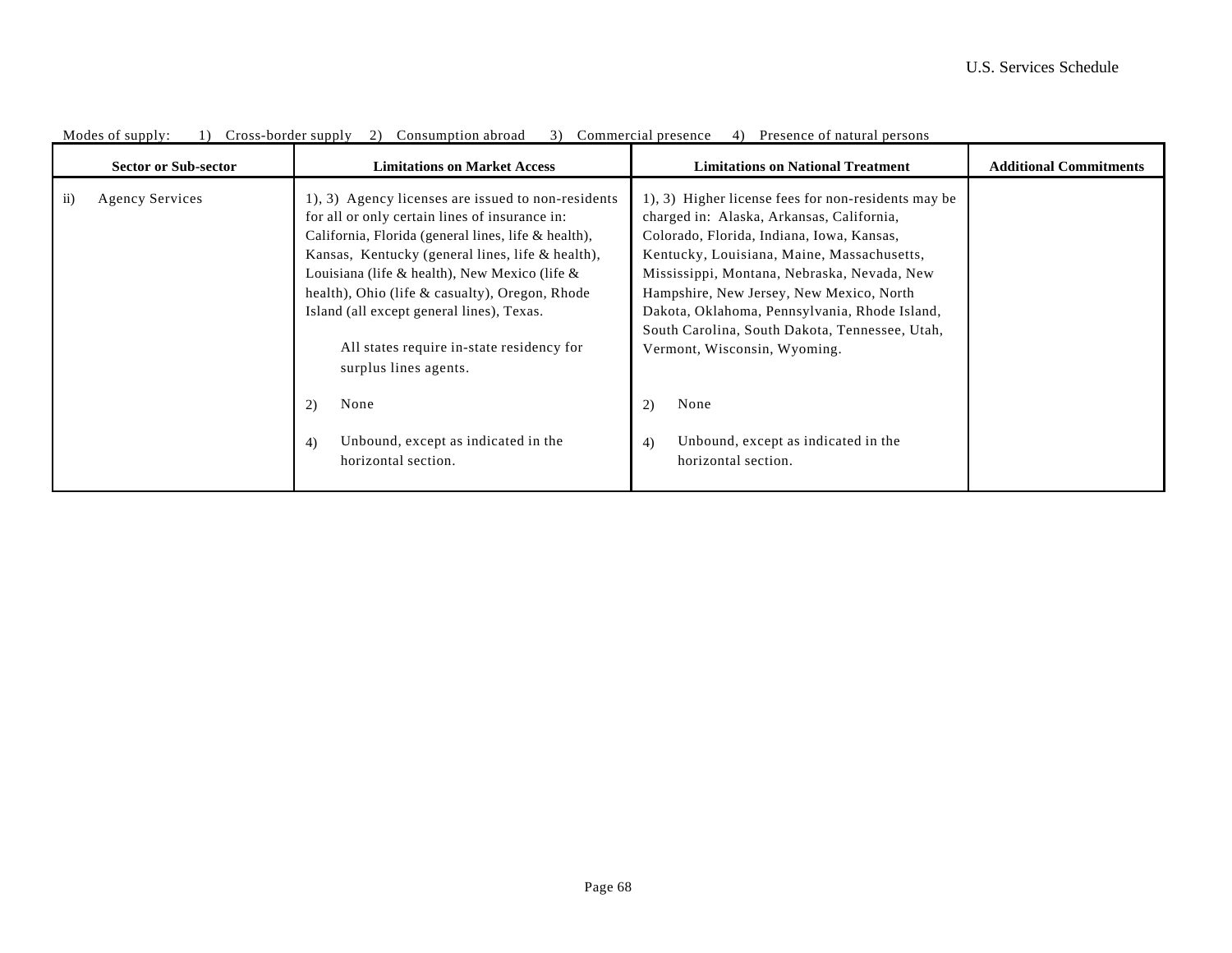Modes of supply: 1) Cross-border supply 2) Consumption abroad 3) Commercial presence 4) Presence of natural persons

| Sector or Sub-sector | Limitations on Market Access | Limitations on National Treatment | Additional Commitments |
|---|---|---|---|
| ii) Agency Services | 1), 3) Agency licenses are issued to non-residents for all or only certain lines of insurance in: California, Florida (general lines, life & health), Kansas, Kentucky (general lines, life & health), Louisiana (life & health), New Mexico (life & health), Ohio (life & casualty), Oregon, Rhode Island (all except general lines), Texas.<br><br>All states require in-state residency for surplus lines agents.<br><br>2) None<br><br>4) Unbound, except as indicated in the horizontal section. | 1), 3) Higher license fees for non-residents may be charged in: Alaska, Arkansas, California, Colorado, Florida, Indiana, Iowa, Kansas, Kentucky, Louisiana, Maine, Massachusetts, Mississippi, Montana, Nebraska, Nevada, New Hampshire, New Jersey, New Mexico, North Dakota, Oklahoma, Pennsylvania, Rhode Island, South Carolina, South Dakota, Tennessee, Utah, Vermont, Wisconsin, Wyoming.<br><br>2) None<br><br>4) Unbound, except as indicated in the horizontal section. | |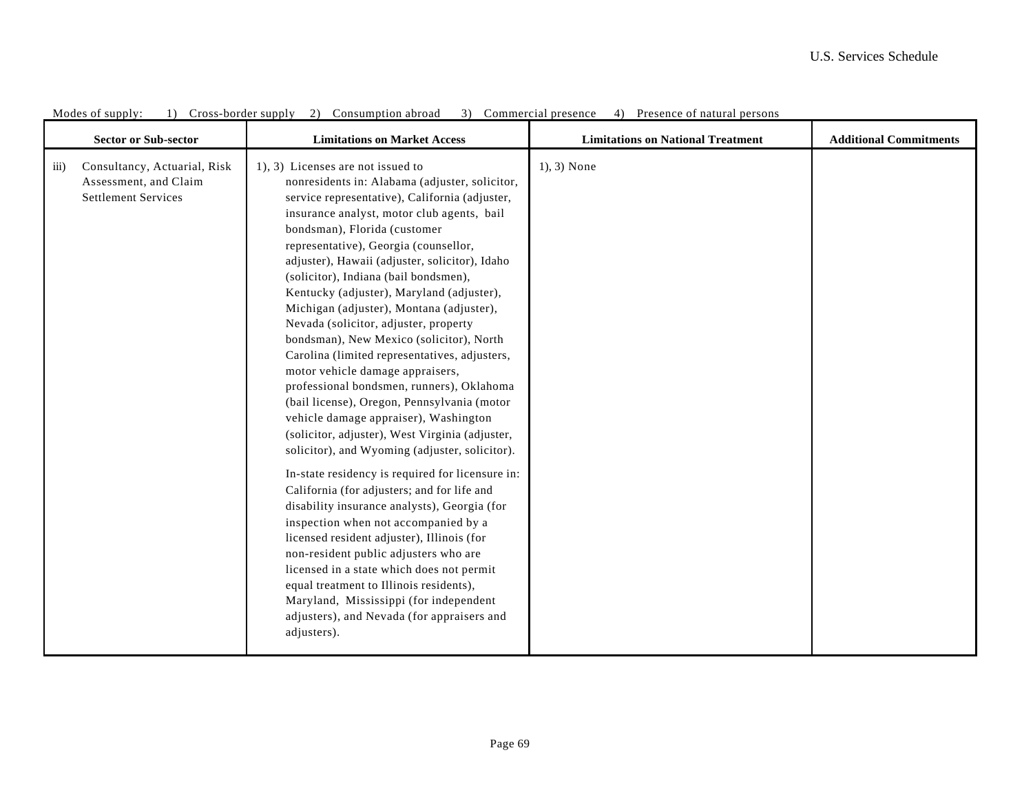Modes of supply: 1) Cross-border supply 2) Consumption abroad 3) Commercial presence 4) Presence of natural persons

| Sector or Sub-sector | Limitations on Market Access | Limitations on National Treatment | Additional Commitments |
| --- | --- | --- | --- |
| iii) Consultancy, Actuarial, Risk Assessment, and Claim Settlement Services | 1), 3) Licenses are not issued to nonresidents in: Alabama (adjuster, solicitor, service representative), California (adjuster, insurance analyst, motor club agents, bail bondsman), Florida (customer representative), Georgia (counsellor, adjuster), Hawaii (adjuster, solicitor), Idaho (solicitor), Indiana (bail bondsmen), Kentucky (adjuster), Maryland (adjuster), Michigan (adjuster), Montana (adjuster), Nevada (solicitor, adjuster, property bondsman), New Mexico (solicitor), North Carolina (limited representatives, adjusters, motor vehicle damage appraisers, professional bondsmen, runners), Oklahoma (bail license), Oregon, Pennsylvania (motor vehicle damage appraiser), Washington (solicitor, adjuster), West Virginia (adjuster, solicitor), and Wyoming (adjuster, solicitor).<br><br>In-state residency is required for licensure in: California (for adjusters; and for life and disability insurance analysts), Georgia (for inspection when not accompanied by a licensed resident adjuster), Illinois (for non-resident public adjusters who are licensed in a state which does not permit equal treatment to Illinois residents), Maryland, Mississippi (for independent adjusters), and Nevada (for appraisers and adjusters). | 1), 3) None | |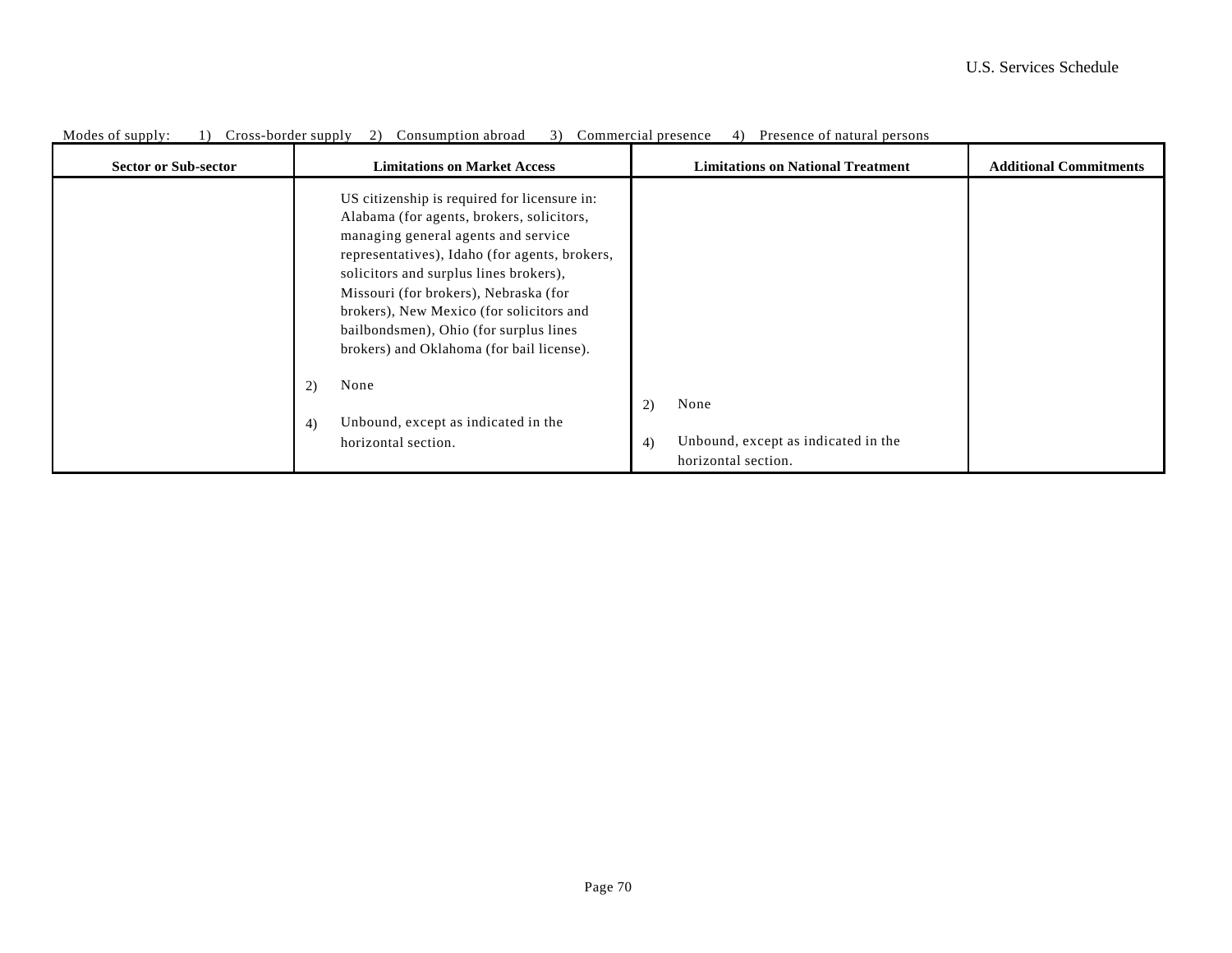Modes of supply: 1) Cross-border supply 2) Consumption abroad 3) Commercial presence 4) Presence of natural persons

| Sector or Sub-sector | Limitations on Market Access | Limitations on National Treatment | Additional Commitments |
|---|---|---|---|
| | US citizenship is required for licensure in: Alabama (for agents, brokers, solicitors, managing general agents and service representatives), Idaho (for agents, brokers, solicitors and surplus lines brokers), Missouri (for brokers), Nebraska (for brokers), New Mexico (for solicitors and bailbondsmen), Ohio (for surplus lines brokers) and Oklahoma (for bail license).<br><br>2) None<br><br>4) Unbound, except as indicated in the horizontal section. | 2) None<br><br>4) Unbound, except as indicated in the horizontal section. | |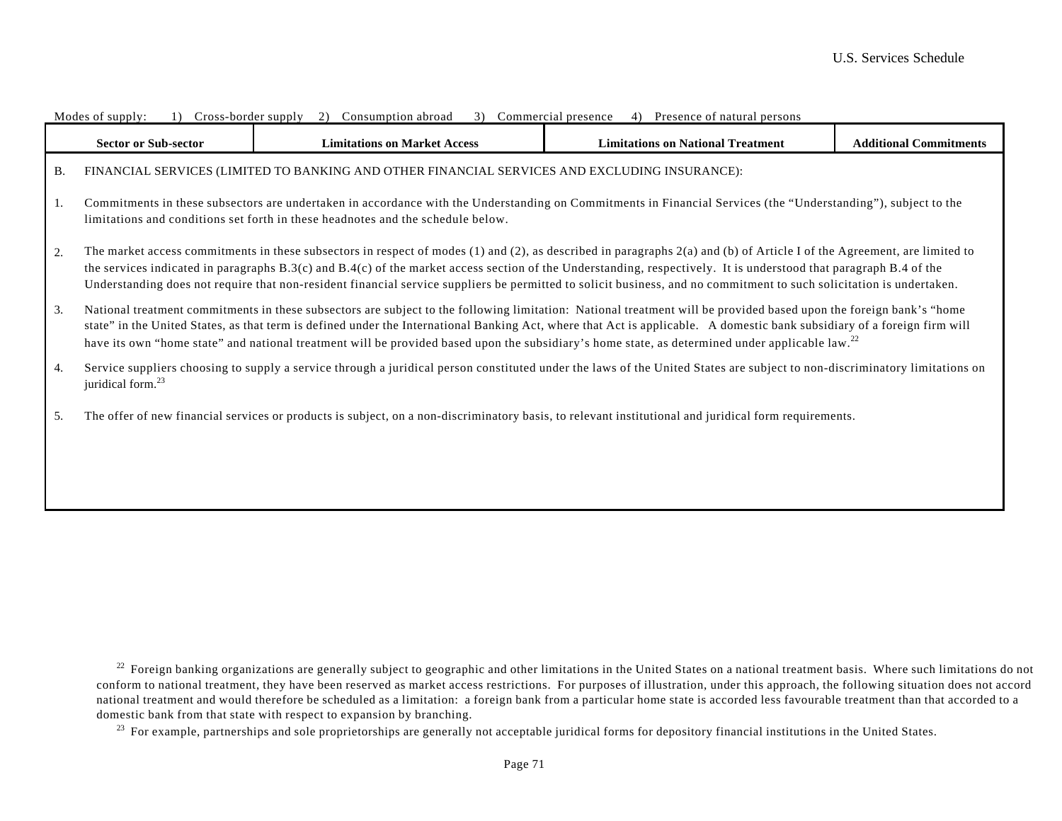Modes of supply: 1) Cross-border supply 2) Consumption abroad 3) Commercial presence 4) Presence of natural persons

| Sector or Sub-sector | Limitations on Market Access | Limitations on National Treatment | Additional Commitments |
|---|---|---|---|

B. FINANCIAL SERVICES (LIMITED TO BANKING AND OTHER FINANCIAL SERVICES AND EXCLUDING INSURANCE):

1. Commitments in these subsectors are undertaken in accordance with the Understanding on Commitments in Financial Services (the "Understanding"), subject to the limitations and conditions set forth in these headnotes and the schedule below.

2. The market access commitments in these subsectors in respect of modes (1) and (2), as described in paragraphs 2(a) and (b) of Article I of the Agreement, are limited to the services indicated in paragraphs B.3(c) and B.4(c) of the market access section of the Understanding, respectively. It is understood that paragraph B.4 of the Understanding does not require that non-resident financial service suppliers be permitted to solicit business, and no commitment to such solicitation is undertaken.

3. National treatment commitments in these subsectors are subject to the following limitation: National treatment will be provided based upon the foreign bank's "home state" in the United States, as that term is defined under the International Banking Act, where that Act is applicable. A domestic bank subsidiary of a foreign firm will have its own "home state" and national treatment will be provided based upon the subsidiary's home state, as determined under applicable law.[22]

4. Service suppliers choosing to supply a service through a juridical person constituted under the laws of the United States are subject to non-discriminatory limitations on juridical form.[23]

5. The offer of new financial services or products is subject, on a non-discriminatory basis, to relevant institutional and juridical form requirements.

[22] Foreign banking organizations are generally subject to geographic and other limitations in the United States on a national treatment basis. Where such limitations do not conform to national treatment, they have been reserved as market access restrictions. For purposes of illustration, under this approach, the following situation does not accord national treatment and would therefore be scheduled as a limitation: a foreign bank from a particular home state is accorded less favourable treatment than that accorded to a domestic bank from that state with respect to expansion by branching.

[23] For example, partnerships and sole proprietorships are generally not acceptable juridical forms for depository financial institutions in the United States.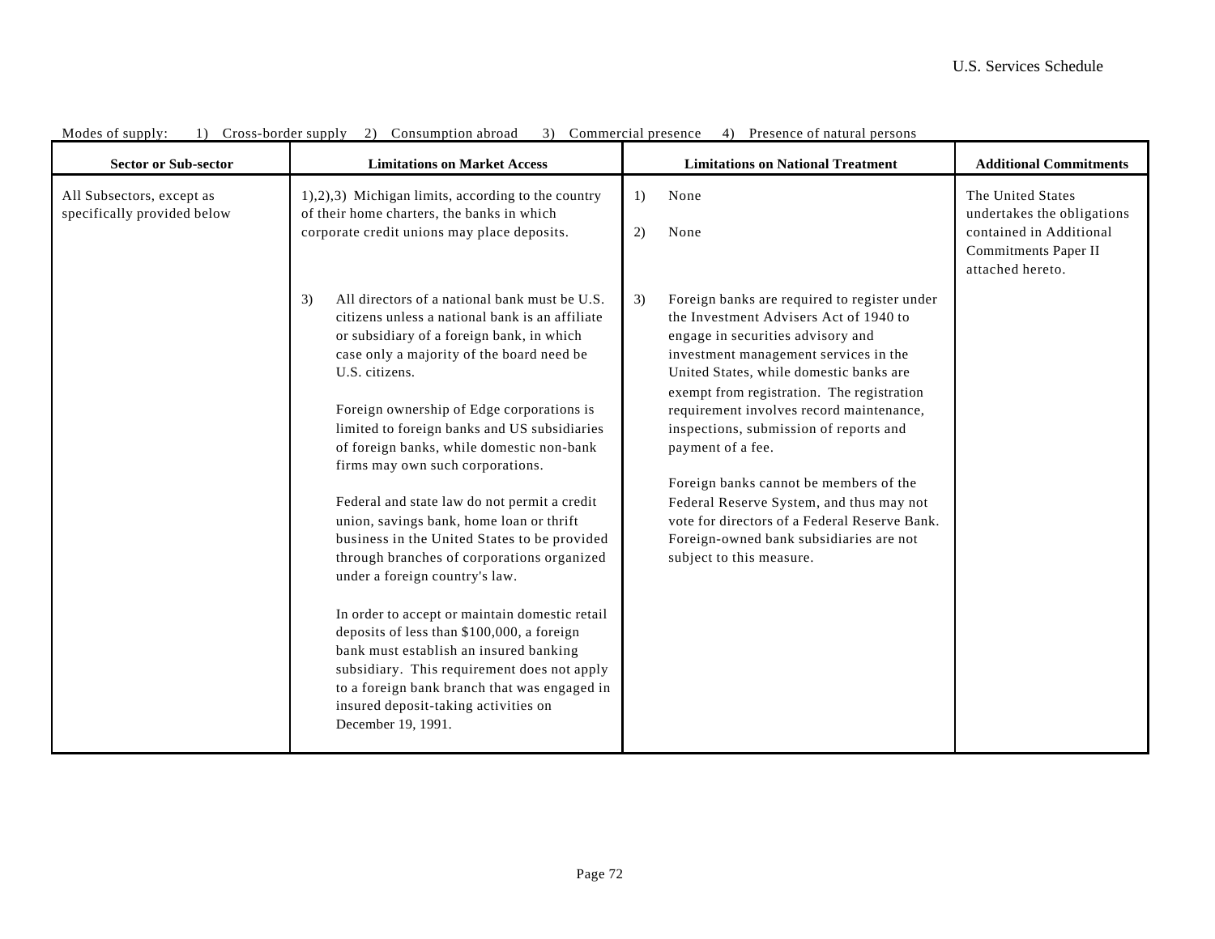Modes of supply: 1) Cross-border supply 2) Consumption abroad 3) Commercial presence 4) Presence of natural persons

| Sector or Sub-sector | Limitations on Market Access | Limitations on National Treatment | Additional Commitments |
|---|---|---|---|
| All Subsectors, except as specifically provided below | 1),2),3) Michigan limits, according to the country of their home charters, the banks in which corporate credit unions may place deposits. | 1) None<br><br>2) None | The United States undertakes the obligations contained in Additional Commitments Paper II attached hereto. |
| | 3) All directors of a national bank must be U.S. citizens unless a national bank is an affiliate or subsidiary of a foreign bank, in which case only a majority of the board need be U.S. citizens.<br><br>Foreign ownership of Edge corporations is limited to foreign banks and US subsidiaries of foreign banks, while domestic non-bank firms may own such corporations.<br><br>Federal and state law do not permit a credit union, savings bank, home loan or thrift business in the United States to be provided through branches of corporations organized under a foreign country's law.<br><br>In order to accept or maintain domestic retail deposits of less than $100,000, a foreign bank must establish an insured banking subsidiary. This requirement does not apply to a foreign bank branch that was engaged in insured deposit-taking activities on December 19, 1991. | 3) Foreign banks are required to register under the Investment Advisers Act of 1940 to engage in securities advisory and investment management services in the United States, while domestic banks are exempt from registration. The registration requirement involves record maintenance, inspections, submission of reports and payment of a fee.<br><br>Foreign banks cannot be members of the Federal Reserve System, and thus may not vote for directors of a Federal Reserve Bank. Foreign-owned bank subsidiaries are not subject to this measure. | |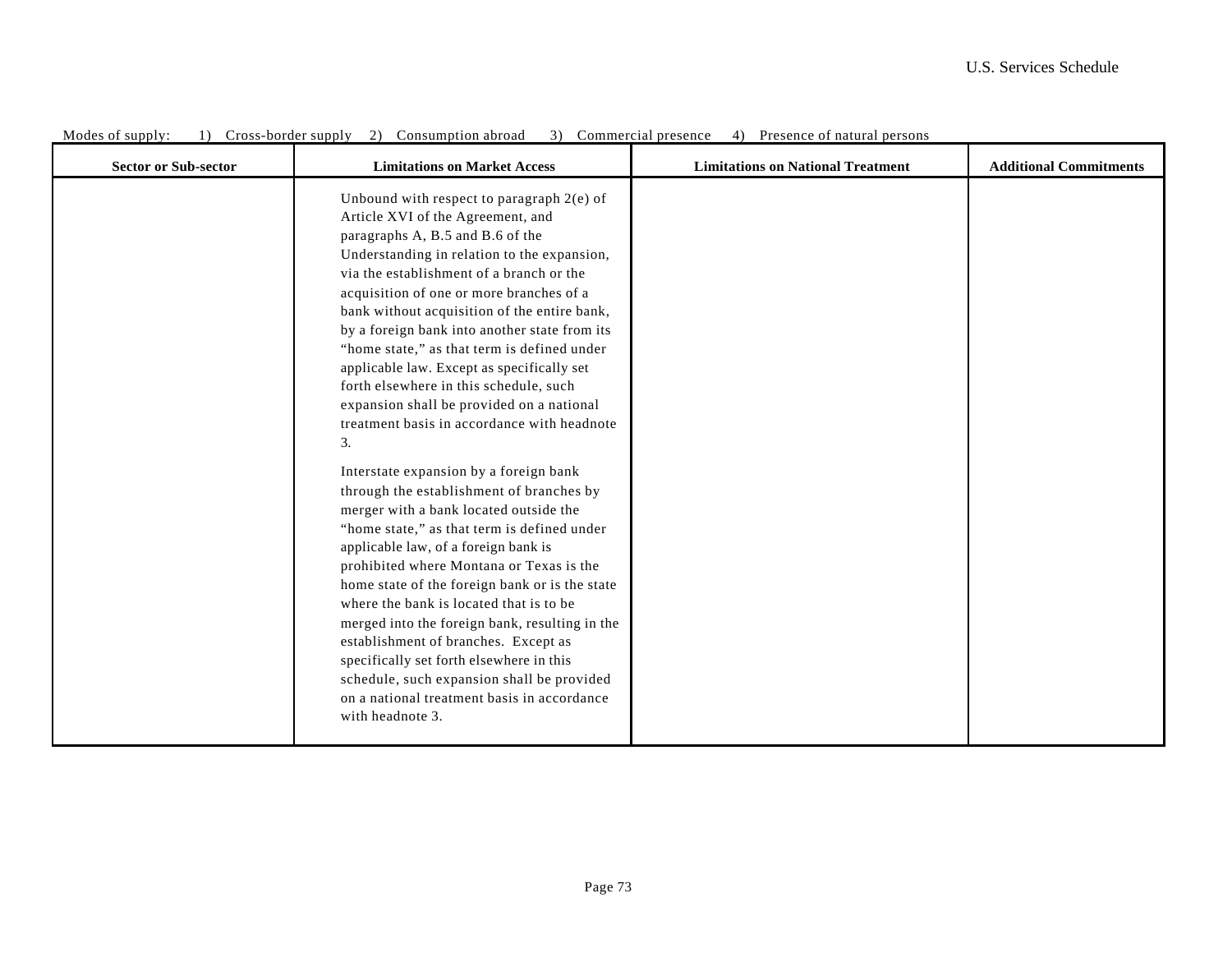Modes of supply: 1) Cross-border supply 2) Consumption abroad 3) Commercial presence 4) Presence of natural persons

| Sector or Sub-sector | Limitations on Market Access | Limitations on National Treatment | Additional Commitments |
| --- | --- | --- | --- |
| | Unbound with respect to paragraph 2(e) of Article XVI of the Agreement, and paragraphs A, B.5 and B.6 of the Understanding in relation to the expansion, via the establishment of a branch or the acquisition of one or more branches of a bank without acquisition of the entire bank, by a foreign bank into another state from its "home state," as that term is defined under applicable law. Except as specifically set forth elsewhere in this schedule, such expansion shall be provided on a national treatment basis in accordance with headnote 3.<br><br>Interstate expansion by a foreign bank through the establishment of branches by merger with a bank located outside the "home state," as that term is defined under applicable law, of a foreign bank is prohibited where Montana or Texas is the home state of the foreign bank or is the state where the bank is located that is to be merged into the foreign bank, resulting in the establishment of branches. Except as specifically set forth elsewhere in this schedule, such expansion shall be provided on a national treatment basis in accordance with headnote 3. | | |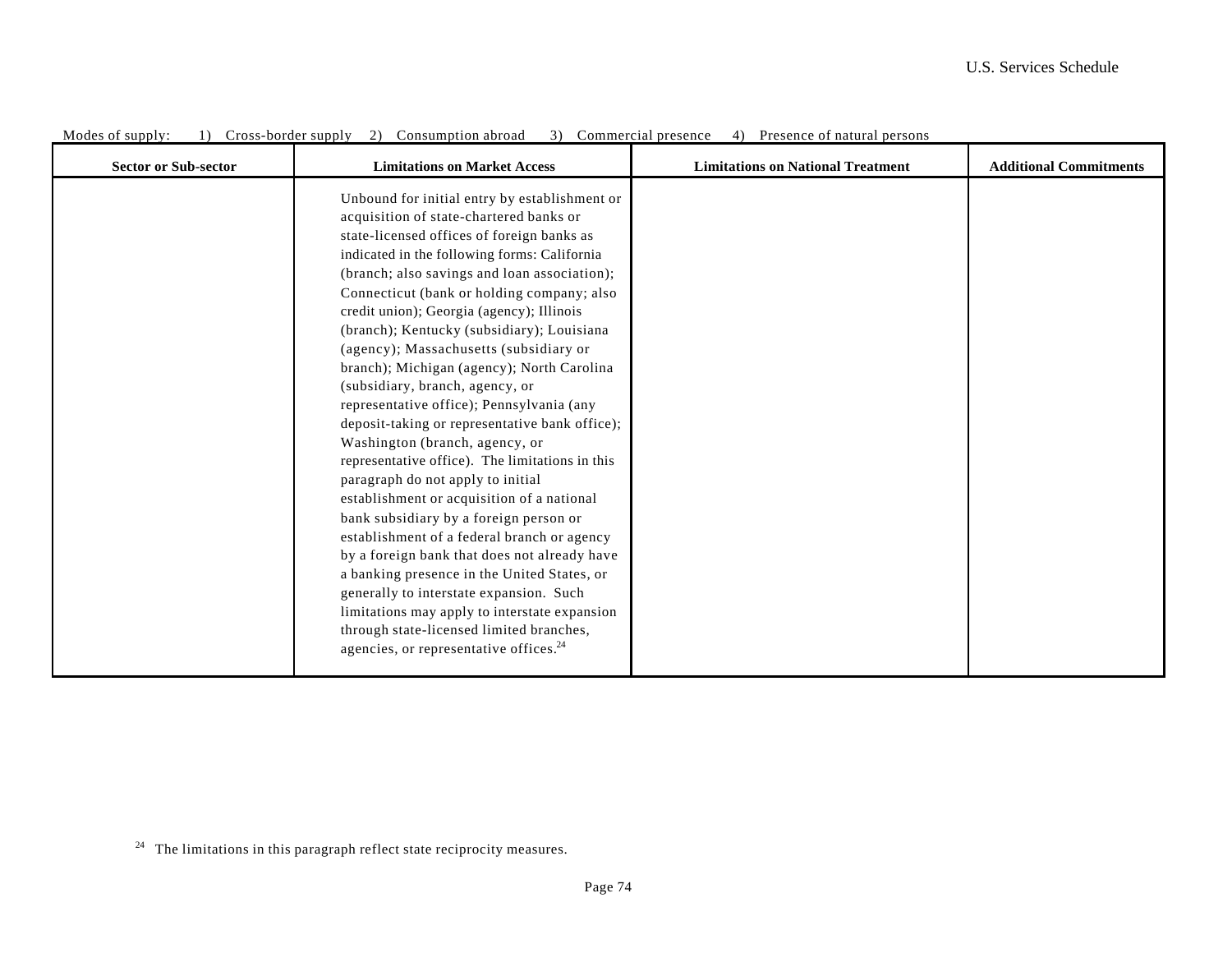Modes of supply: 1) Cross-border supply 2) Consumption abroad 3) Commercial presence 4) Presence of natural persons

| Sector or Sub-sector | Limitations on Market Access | Limitations on National Treatment | Additional Commitments |
|---|---|---|---|
| | Unbound for initial entry by establishment or acquisition of state-chartered banks or state-licensed offices of foreign banks as indicated in the following forms: California (branch; also savings and loan association); Connecticut (bank or holding company; also credit union); Georgia (agency); Illinois (branch); Kentucky (subsidiary); Louisiana (agency); Massachusetts (subsidiary or branch); Michigan (agency); North Carolina (subsidiary, branch, agency, or representative office); Pennsylvania (any deposit-taking or representative bank office); Washington (branch, agency, or representative office). The limitations in this paragraph do not apply to initial establishment or acquisition of a national bank subsidiary by a foreign person or establishment of a federal branch or agency by a foreign bank that does not already have a banking presence in the United States, or generally to interstate expansion. Such limitations may apply to interstate expansion through state-licensed limited branches, agencies, or representative offices.[24] | | |

[24] The limitations in this paragraph reflect state reciprocity measures.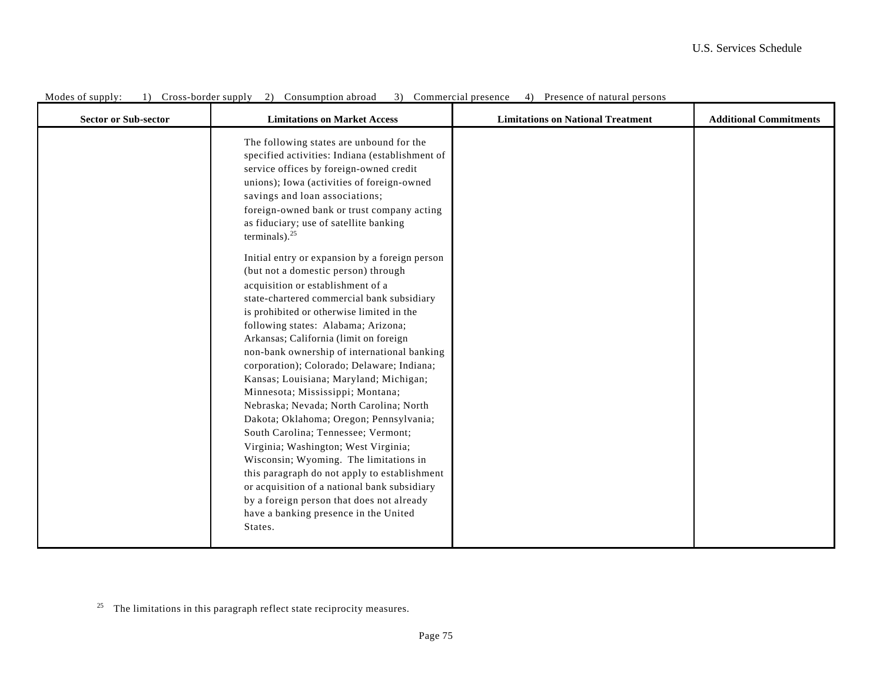Modes of supply: 1) Cross-border supply 2) Consumption abroad 3) Commercial presence 4) Presence of natural persons

| Sector or Sub-sector | Limitations on Market Access | Limitations on National Treatment | Additional Commitments |
|---|---|---|---|
| | The following states are unbound for the specified activities: Indiana (establishment of service offices by foreign-owned credit unions); Iowa (activities of foreign-owned savings and loan associations; foreign-owned bank or trust company acting as fiduciary; use of satellite banking terminals).[25]<br><br>Initial entry or expansion by a foreign person (but not a domestic person) through acquisition or establishment of a state-chartered commercial bank subsidiary is prohibited or otherwise limited in the following states: Alabama; Arizona; Arkansas; California (limit on foreign non-bank ownership of international banking corporation); Colorado; Delaware; Indiana; Kansas; Louisiana; Maryland; Michigan; Minnesota; Mississippi; Montana; Nebraska; Nevada; North Carolina; North Dakota; Oklahoma; Oregon; Pennsylvania; South Carolina; Tennessee; Vermont; Virginia; Washington; West Virginia; Wisconsin; Wyoming. The limitations in this paragraph do not apply to establishment or acquisition of a national bank subsidiary by a foreign person that does not already have a banking presence in the United States. | | |

[25] The limitations in this paragraph reflect state reciprocity measures.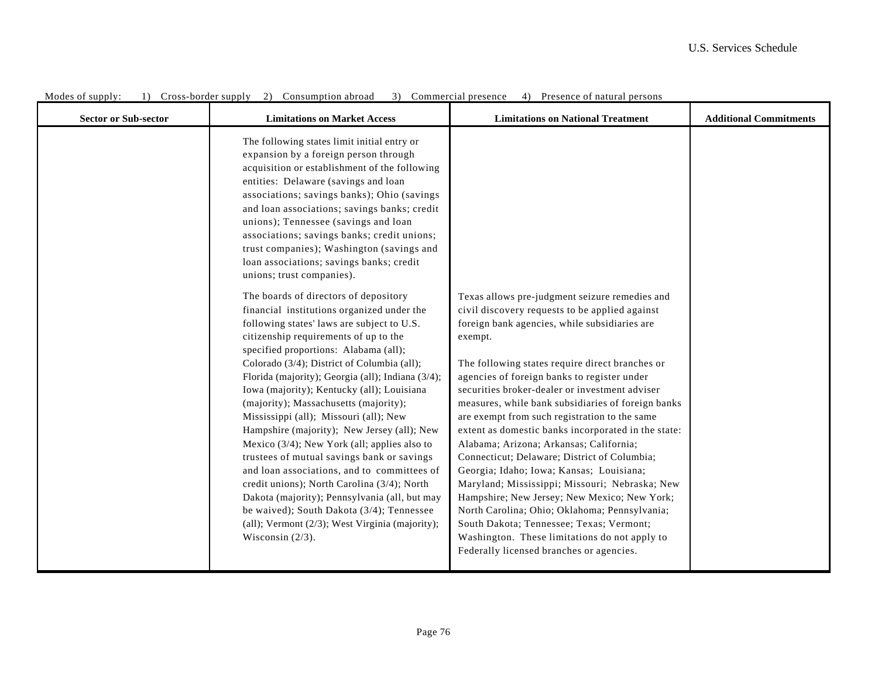Modes of supply: 1) Cross-border supply 2) Consumption abroad 3) Commercial presence 4) Presence of natural persons

| Sector or Sub-sector | Limitations on Market Access | Limitations on National Treatment | Additional Commitments |
|---|---|---|---|
| | The following states limit initial entry or expansion by a foreign person through acquisition or establishment of the following entities: Delaware (savings and loan associations; savings banks); Ohio (savings and loan associations; savings banks; credit unions); Tennessee (savings and loan associations; savings banks; credit unions; trust companies); Washington (savings and loan associations; savings banks; credit unions; trust companies). | | |
| | The boards of directors of depository financial institutions organized under the following states' laws are subject to U.S. citizenship requirements of up to the specified proportions: Alabama (all); Colorado (3/4); District of Columbia (all); Florida (majority); Georgia (all); Indiana (3/4); Iowa (majority); Kentucky (all); Louisiana (majority); Massachusetts (majority); Mississippi (all); Missouri (all); New Hampshire (majority); New Jersey (all); New Mexico (3/4); New York (all; applies also to trustees of mutual savings bank or savings and loan associations, and to committees of credit unions); North Carolina (3/4); North Dakota (majority); Pennsylvania (all, but may be waived); South Dakota (3/4); Tennessee (all); Vermont (2/3); West Virginia (majority); Wisconsin (2/3). | Texas allows pre-judgment seizure remedies and civil discovery requests to be applied against foreign bank agencies, while subsidiaries are exempt.<br><br>The following states require direct branches or agencies of foreign banks to register under securities broker-dealer or investment adviser measures, while bank subsidiaries of foreign banks are exempt from such registration to the same extent as domestic banks incorporated in the state: Alabama; Arizona; Arkansas; California; Connecticut; Delaware; District of Columbia; Georgia; Idaho; Iowa; Kansas; Louisiana; Maryland; Mississippi; Missouri; Nebraska; New Hampshire; New Jersey; New Mexico; New York; North Carolina; Ohio; Oklahoma; Pennsylvania; South Dakota; Tennessee; Texas; Vermont; Washington. These limitations do not apply to Federally licensed branches or agencies. | |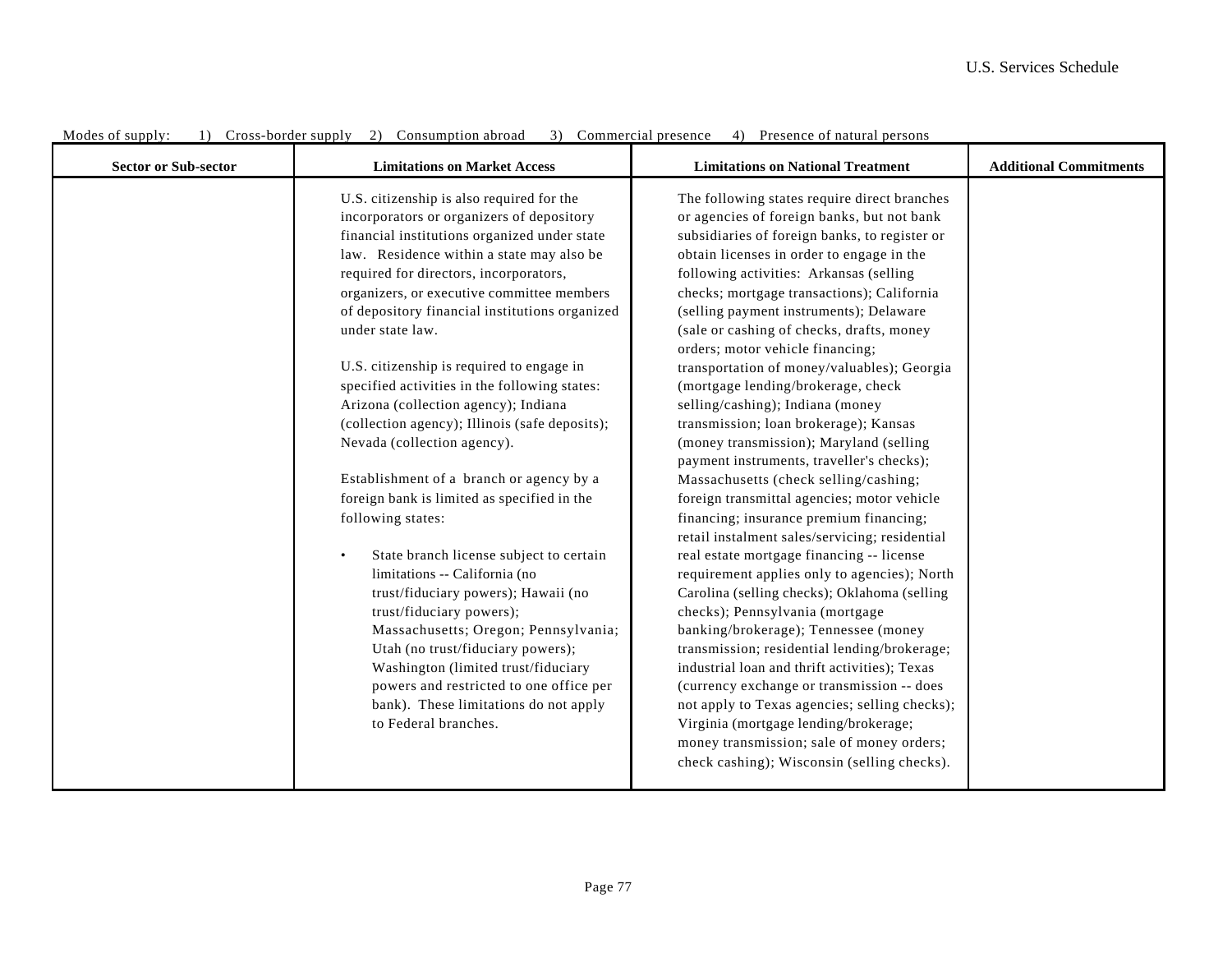Modes of supply: 1) Cross-border supply 2) Consumption abroad 3) Commercial presence 4) Presence of natural persons

| Sector or Sub-sector | Limitations on Market Access | Limitations on National Treatment | Additional Commitments |
|---|---|---|---|
| | U.S. citizenship is also required for the incorporators or organizers of depository financial institutions organized under state law. Residence within a state may also be required for directors, incorporators, organizers, or executive committee members of depository financial institutions organized under state law.<br><br>U.S. citizenship is required to engage in specified activities in the following states: Arizona (collection agency); Indiana (collection agency); Illinois (safe deposits); Nevada (collection agency).<br><br>Establishment of a branch or agency by a foreign bank is limited as specified in the following states:<br><br>• State branch license subject to certain limitations -- California (no trust/fiduciary powers); Hawaii (no trust/fiduciary powers); Massachusetts; Oregon; Pennsylvania; Utah (no trust/fiduciary powers); Washington (limited trust/fiduciary powers and restricted to one office per bank). These limitations do not apply to Federal branches. | The following states require direct branches or agencies of foreign banks, but not bank subsidiaries of foreign banks, to register or obtain licenses in order to engage in the following activities: Arkansas (selling checks; mortgage transactions); California (selling payment instruments); Delaware (sale or cashing of checks, drafts, money orders; motor vehicle financing; transportation of money/valuables); Georgia (mortgage lending/brokerage, check selling/cashing); Indiana (money transmission; loan brokerage); Kansas (money transmission); Maryland (selling payment instruments, traveller's checks); Massachusetts (check selling/cashing; foreign transmittal agencies; motor vehicle financing; insurance premium financing; retail instalment sales/servicing; residential real estate mortgage financing -- license requirement applies only to agencies); North Carolina (selling checks); Oklahoma (selling checks); Pennsylvania (mortgage banking/brokerage); Tennessee (money transmission; residential lending/brokerage; industrial loan and thrift activities); Texas (currency exchange or transmission -- does not apply to Texas agencies; selling checks); Virginia (mortgage lending/brokerage; money transmission; sale of money orders; check cashing); Wisconsin (selling checks). | |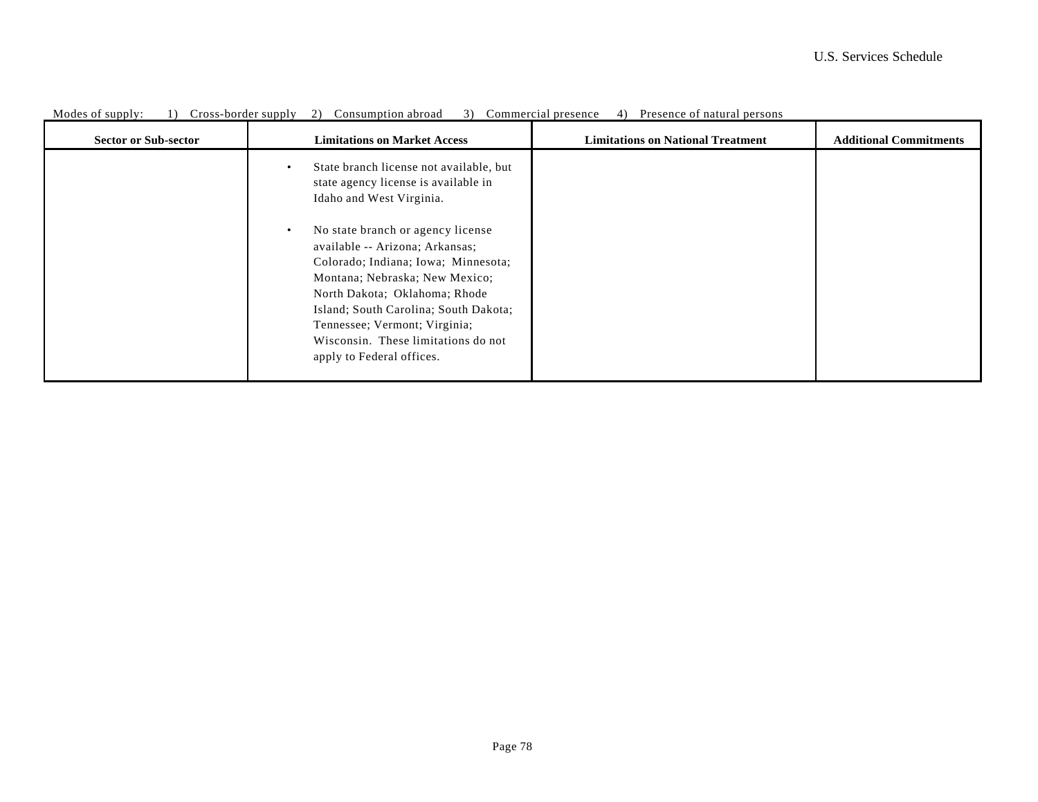Modes of supply: 1) Cross-border supply 2) Consumption abroad 3) Commercial presence 4) Presence of natural persons

| Sector or Sub-sector | Limitations on Market Access | Limitations on National Treatment | Additional Commitments |
|---|---|---|---|
| | • State branch license not available, but state agency license is available in Idaho and West Virginia.<br><br>• No state branch or agency license available -- Arizona; Arkansas; Colorado; Indiana; Iowa; Minnesota; Montana; Nebraska; New Mexico; North Dakota; Oklahoma; Rhode Island; South Carolina; South Dakota; Tennessee; Vermont; Virginia; Wisconsin. These limitations do not apply to Federal offices. | | |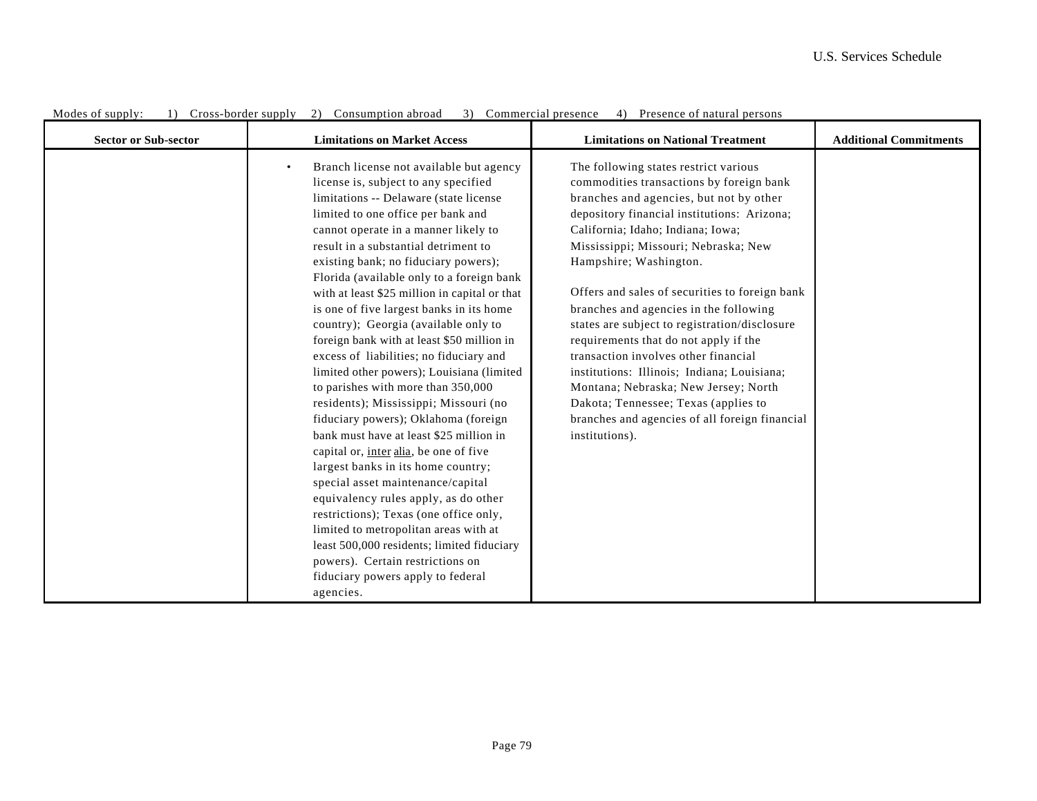Modes of supply: 1) Cross-border supply 2) Consumption abroad 3) Commercial presence 4) Presence of natural persons

| Sector or Sub-sector | Limitations on Market Access | Limitations on National Treatment | Additional Commitments |
|---|---|---|---|
| | • Branch license not available but agency license is, subject to any specified limitations -- Delaware (state license limited to one office per bank and cannot operate in a manner likely to result in a substantial detriment to existing bank; no fiduciary powers); Florida (available only to a foreign bank with at least $25 million in capital or that is one of five largest banks in its home country); Georgia (available only to foreign bank with at least $50 million in excess of liabilities; no fiduciary and limited other powers); Louisiana (limited to parishes with more than 350,000 residents); Mississippi; Missouri (no fiduciary powers); Oklahoma (foreign bank must have at least $25 million in capital or, inter alia, be one of five largest banks in its home country; special asset maintenance/capital equivalency rules apply, as do other restrictions); Texas (one office only, limited to metropolitan areas with at least 500,000 residents; limited fiduciary powers). Certain restrictions on fiduciary powers apply to federal agencies. | The following states restrict various commodities transactions by foreign bank branches and agencies, but not by other depository financial institutions: Arizona; California; Idaho; Indiana; Iowa; Mississippi; Missouri; Nebraska; New Hampshire; Washington.<br><br>Offers and sales of securities to foreign bank branches and agencies in the following states are subject to registration/disclosure requirements that do not apply if the transaction involves other financial institutions: Illinois; Indiana; Louisiana; Montana; Nebraska; New Jersey; North Dakota; Tennessee; Texas (applies to branches and agencies of all foreign financial institutions). | |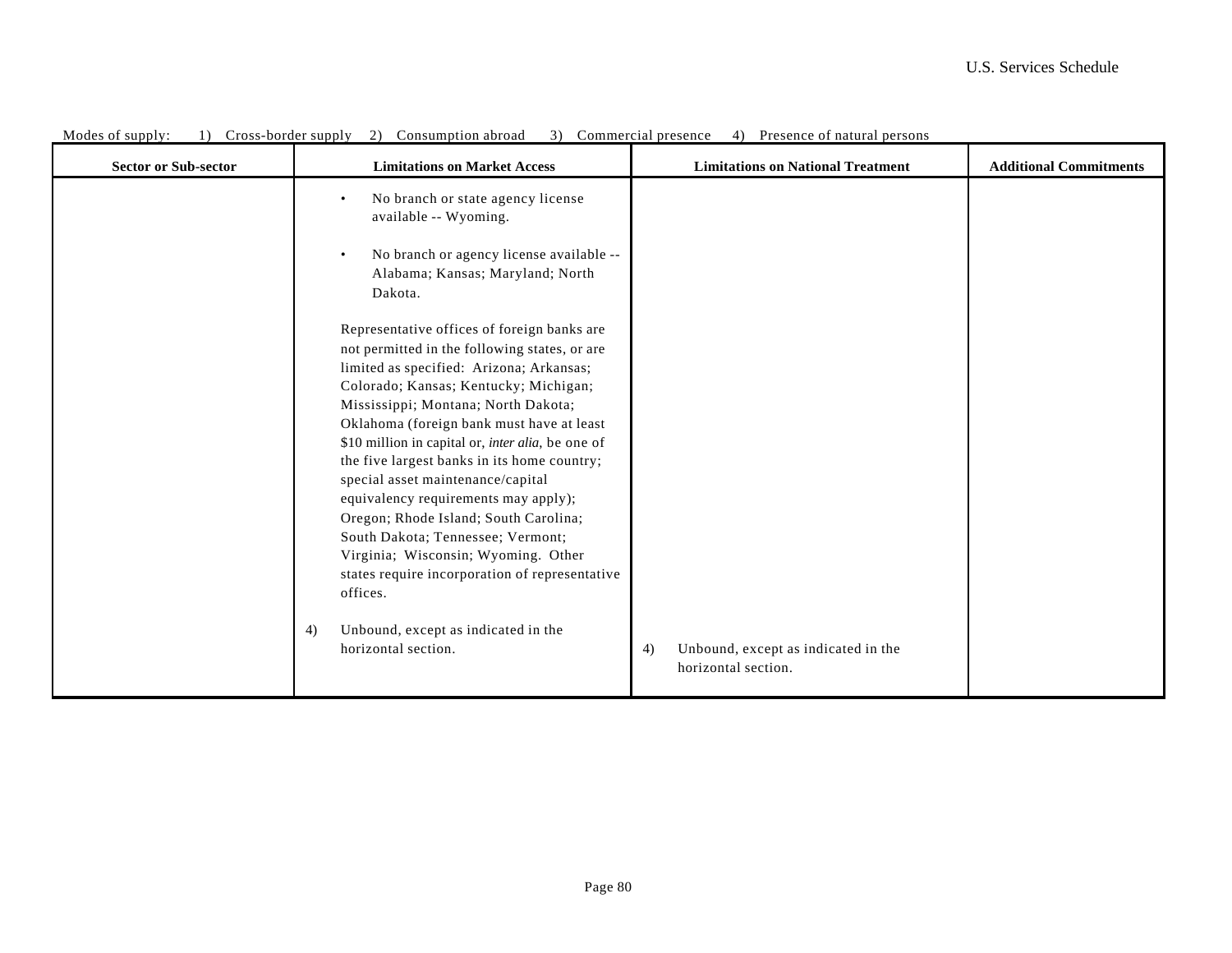Modes of supply: 1) Cross-border supply 2) Consumption abroad 3) Commercial presence 4) Presence of natural persons

| Sector or Sub-sector | Limitations on Market Access | Limitations on National Treatment | Additional Commitments |
| --- | --- | --- | --- |
| | • No branch or state agency license available -- Wyoming.<br><br>• No branch or agency license available -- Alabama; Kansas; Maryland; North Dakota.<br><br>Representative offices of foreign banks are not permitted in the following states, or are limited as specified: Arizona; Arkansas; Colorado; Kansas; Kentucky; Michigan; Mississippi; Montana; North Dakota; Oklahoma (foreign bank must have at least \$10 million in capital or, *inter alia*, be one of the five largest banks in its home country; special asset maintenance/capital equivalency requirements may apply); Oregon; Rhode Island; South Carolina; South Dakota; Tennessee; Vermont; Virginia; Wisconsin; Wyoming. Other states require incorporation of representative offices.<br><br>4) Unbound, except as indicated in the horizontal section. | 4) Unbound, except as indicated in the horizontal section. | |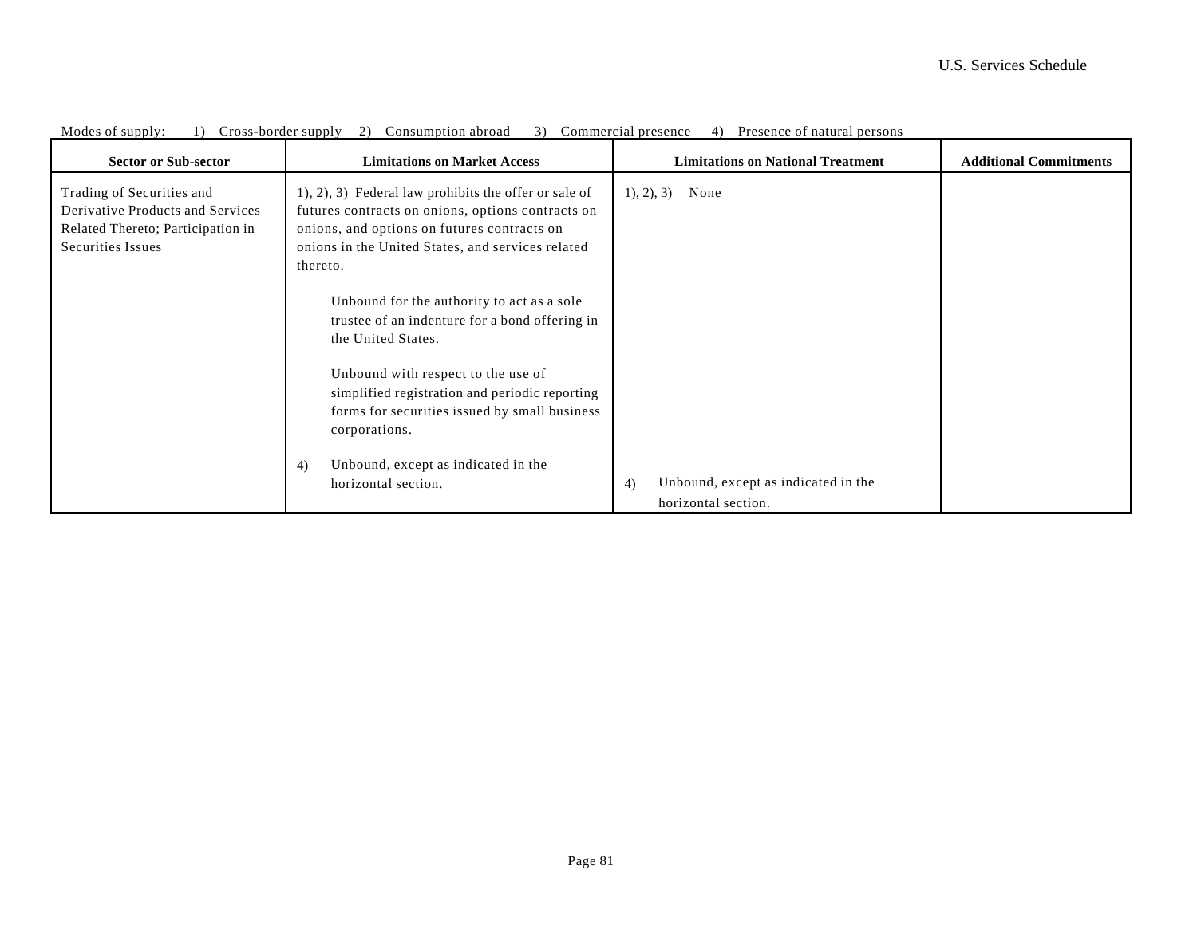Modes of supply: 1) Cross-border supply 2) Consumption abroad 3) Commercial presence 4) Presence of natural persons

| Sector or Sub-sector | Limitations on Market Access | Limitations on National Treatment | Additional Commitments |
|---|---|---|---|
| Trading of Securities and Derivative Products and Services Related Thereto; Participation in Securities Issues | 1), 2), 3) Federal law prohibits the offer or sale of futures contracts on onions, options contracts on onions, and options on futures contracts on onions in the United States, and services related thereto.<br><br>Unbound for the authority to act as a sole trustee of an indenture for a bond offering in the United States.<br><br>Unbound with respect to the use of simplified registration and periodic reporting forms for securities issued by small business corporations.<br><br>4) Unbound, except as indicated in the horizontal section. | 1), 2), 3) None<br><br>4) Unbound, except as indicated in the horizontal section. | |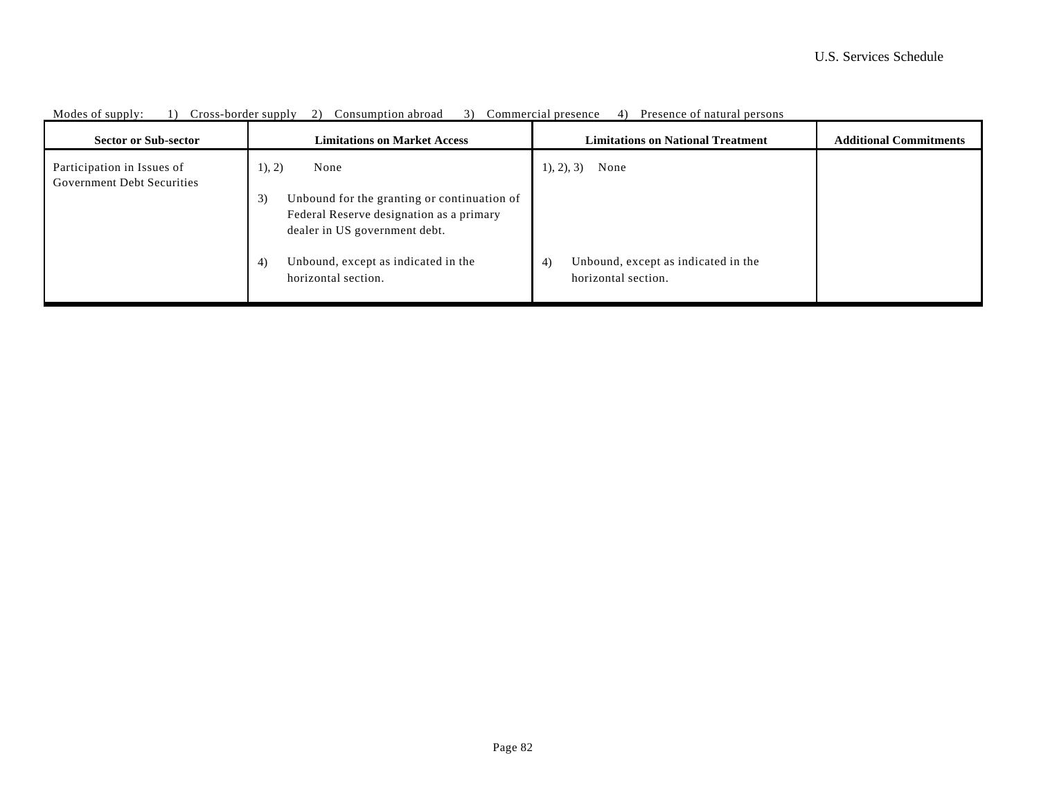Modes of supply: 1) Cross-border supply 2) Consumption abroad 3) Commercial presence 4) Presence of natural persons

| Sector or Sub-sector | Limitations on Market Access | Limitations on National Treatment | Additional Commitments |
|---|---|---|---|
| Participation in Issues of Government Debt Securities | 1), 2) None<br><br>3) Unbound for the granting or continuation of Federal Reserve designation as a primary dealer in US government debt.<br><br>4) Unbound, except as indicated in the horizontal section. | 1), 2), 3) None<br><br>4) Unbound, except as indicated in the horizontal section. | |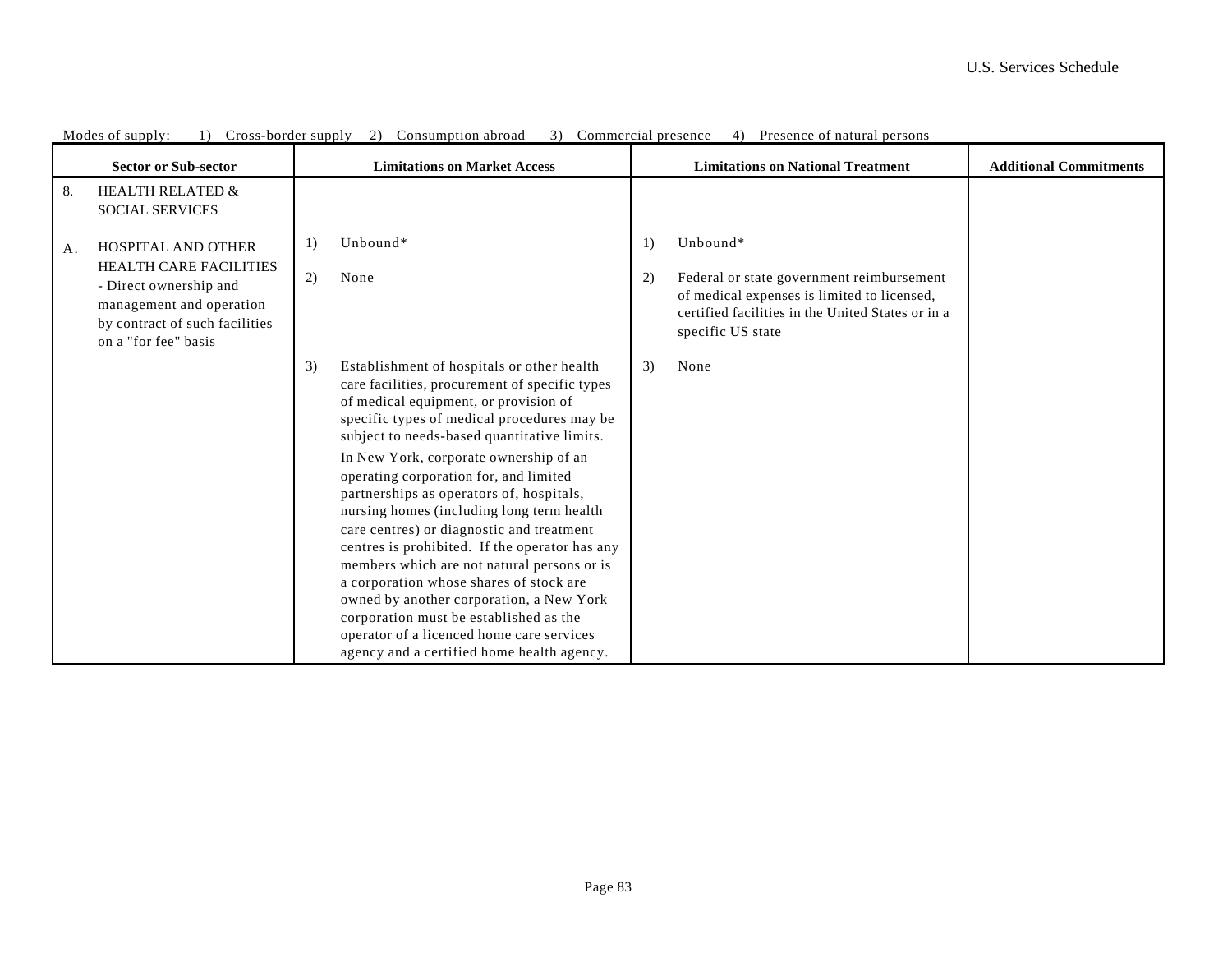Modes of supply: 1) Cross-border supply 2) Consumption abroad 3) Commercial presence 4) Presence of natural persons

| Sector or Sub-sector | Limitations on Market Access | Limitations on National Treatment | Additional Commitments |
|---|---|---|---|
| 8. HEALTH RELATED & SOCIAL SERVICES | | | |
| A. HOSPITAL AND OTHER HEALTH CARE FACILITIES - Direct ownership and management and operation by contract of such facilities on a "for fee" basis | 1) Unbound* | 1) Unbound* | |
| | 2) None | 2) Federal or state government reimbursement of medical expenses is limited to licensed, certified facilities in the United States or in a specific US state | |
| | 3) Establishment of hospitals or other health care facilities, procurement of specific types of medical equipment, or provision of specific types of medical procedures may be subject to needs-based quantitative limits. In New York, corporate ownership of an operating corporation for, and limited partnerships as operators of, hospitals, nursing homes (including long term health care centres) or diagnostic and treatment centres is prohibited. If the operator has any members which are not natural persons or is a corporation whose shares of stock are owned by another corporation, a New York corporation must be established as the operator of a licenced home care services agency and a certified home health agency. | 3) None | |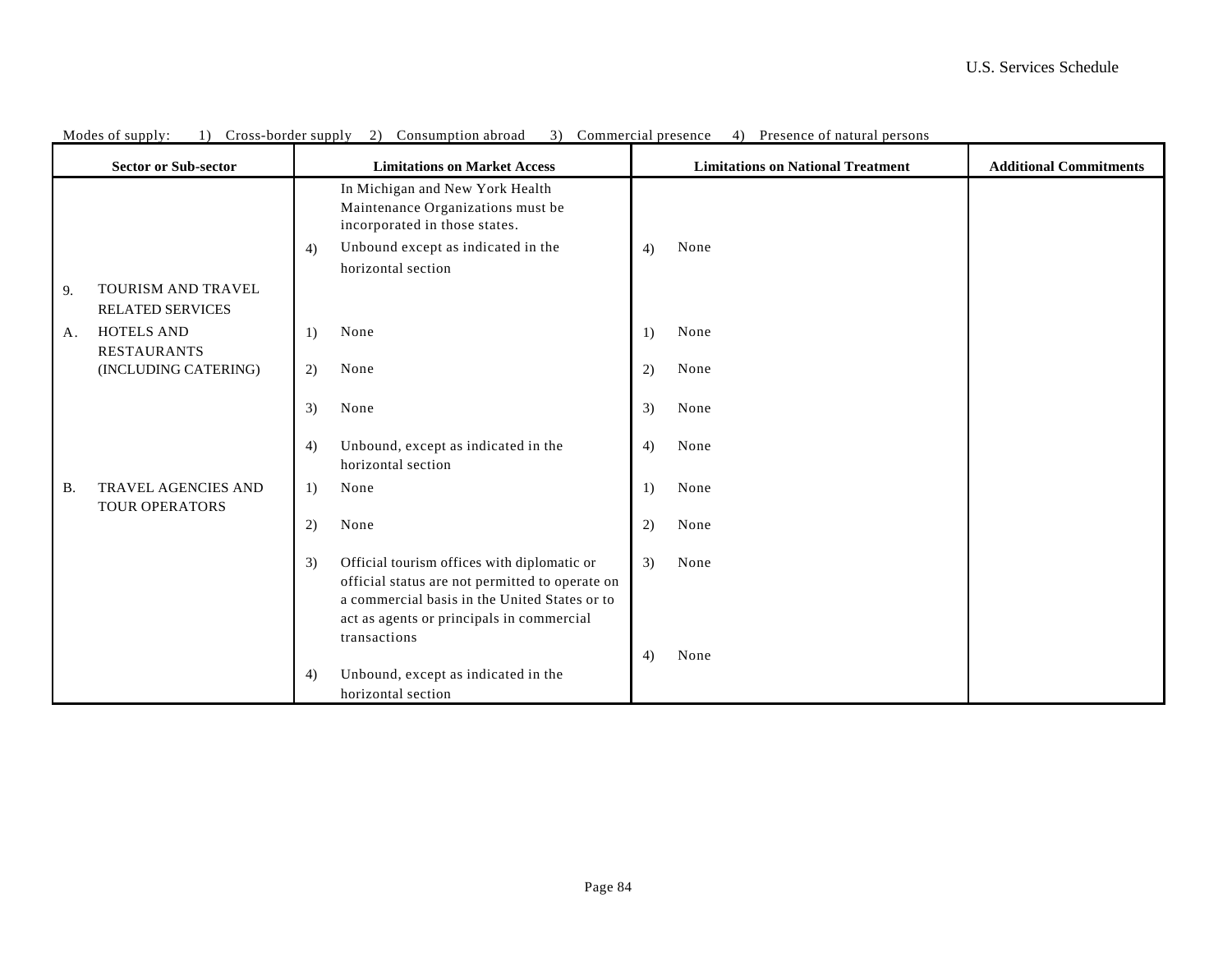Modes of supply: 1) Cross-border supply 2) Consumption abroad 3) Commercial presence 4) Presence of natural persons

| Sector or Sub-sector | Limitations on Market Access | Limitations on National Treatment | Additional Commitments |
|---|---|---|---|
| | In Michigan and New York Health Maintenance Organizations must be incorporated in those states. | | |
| | 4) Unbound except as indicated in the horizontal section | 4) None | |
| 9. TOURISM AND TRAVEL RELATED SERVICES | | | |
| A. HOTELS AND RESTAURANTS (INCLUDING CATERING) | 1) None | 1) None | |
| | 2) None | 2) None | |
| | 3) None | 3) None | |
| | 4) Unbound, except as indicated in the horizontal section | 4) None | |
| B. TRAVEL AGENCIES AND TOUR OPERATORS | 1) None | 1) None | |
| | 2) None | 2) None | |
| | 3) Official tourism offices with diplomatic or official status are not permitted to operate on a commercial basis in the United States or to act as agents or principals in commercial transactions | 3) None | |
| | 4) Unbound, except as indicated in the horizontal section | 4) None | |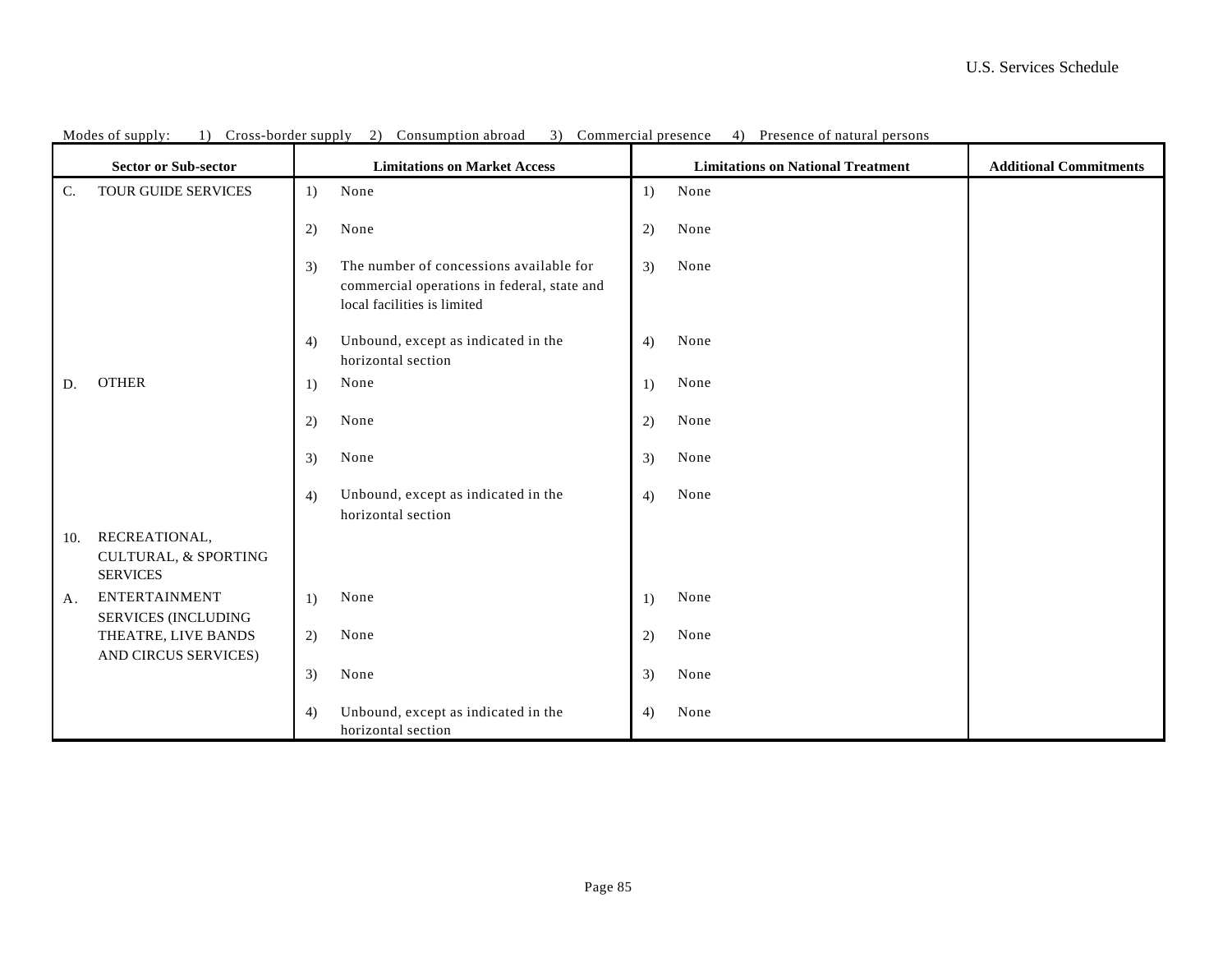Modes of supply: 1) Cross-border supply 2) Consumption abroad 3) Commercial presence 4) Presence of natural persons

| Sector or Sub-sector | Limitations on Market Access | Limitations on National Treatment | Additional Commitments |
|---|---|---|---|
| C. TOUR GUIDE SERVICES | 1) None | 1) None | |
| | 2) None | 2) None | |
| | 3) The number of concessions available for commercial operations in federal, state and local facilities is limited | 3) None | |
| | 4) Unbound, except as indicated in the horizontal section | 4) None | |
| D. OTHER | 1) None | 1) None | |
| | 2) None | 2) None | |
| | 3) None | 3) None | |
| | 4) Unbound, except as indicated in the horizontal section | 4) None | |
| 10. RECREATIONAL, CULTURAL, & SPORTING SERVICES | | | |
| A. ENTERTAINMENT SERVICES (INCLUDING THEATRE, LIVE BANDS AND CIRCUS SERVICES) | 1) None | 1) None | |
| | 2) None | 2) None | |
| | 3) None | 3) None | |
| | 4) Unbound, except as indicated in the horizontal section | 4) None | |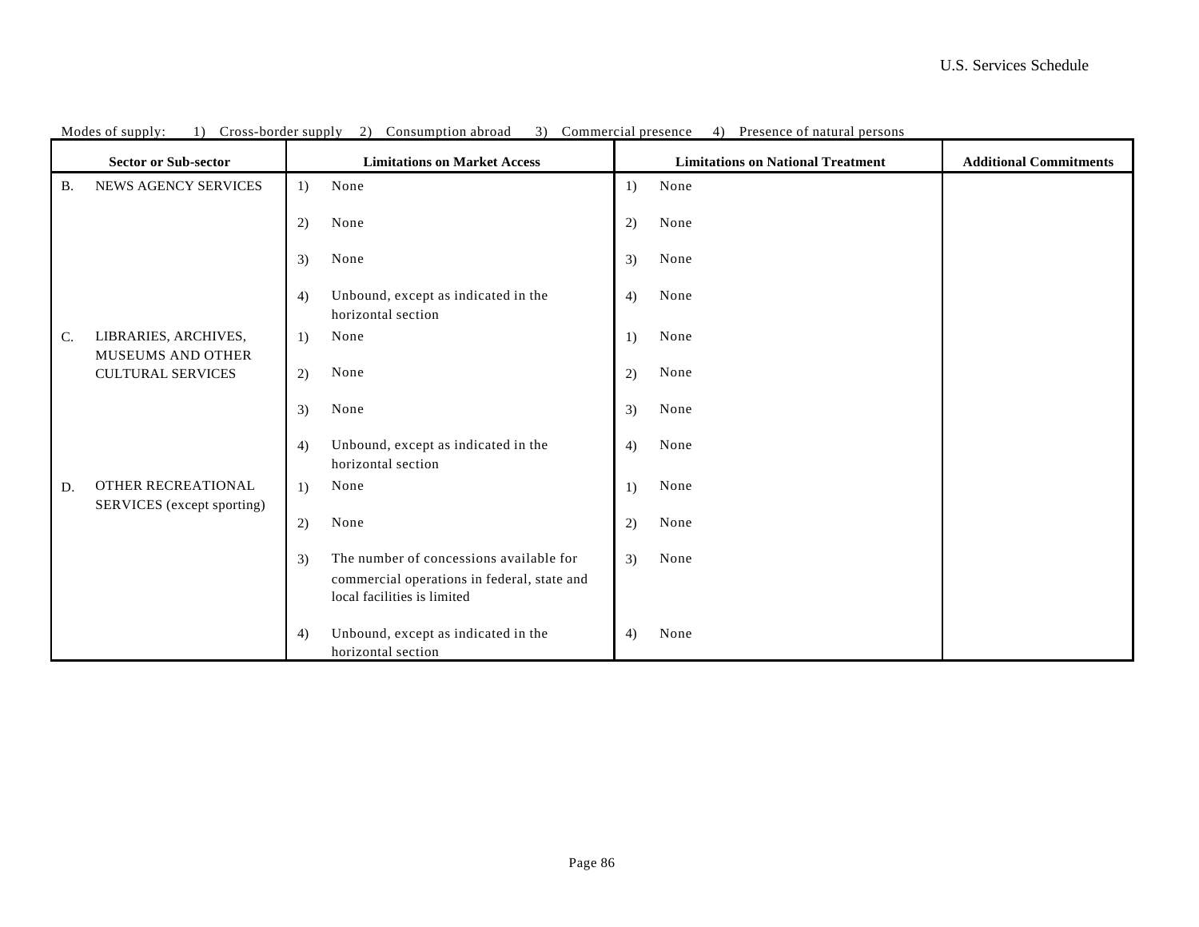Modes of supply: 1) Cross-border supply 2) Consumption abroad 3) Commercial presence 4) Presence of natural persons

| Sector or Sub-sector | Limitations on Market Access | Limitations on National Treatment | Additional Commitments |
|---|---|---|---|
| B. NEWS AGENCY SERVICES | 1) None | 1) None | |
| | 2) None | 2) None | |
| | 3) None | 3) None | |
| | 4) Unbound, except as indicated in the horizontal section | 4) None | |
| C. LIBRARIES, ARCHIVES, MUSEUMS AND OTHER CULTURAL SERVICES | 1) None | 1) None | |
| | 2) None | 2) None | |
| | 3) None | 3) None | |
| | 4) Unbound, except as indicated in the horizontal section | 4) None | |
| D. OTHER RECREATIONAL SERVICES (except sporting) | 1) None | 1) None | |
| | 2) None | 2) None | |
| | 3) The number of concessions available for commercial operations in federal, state and local facilities is limited | 3) None | |
| | 4) Unbound, except as indicated in the horizontal section | 4) None | |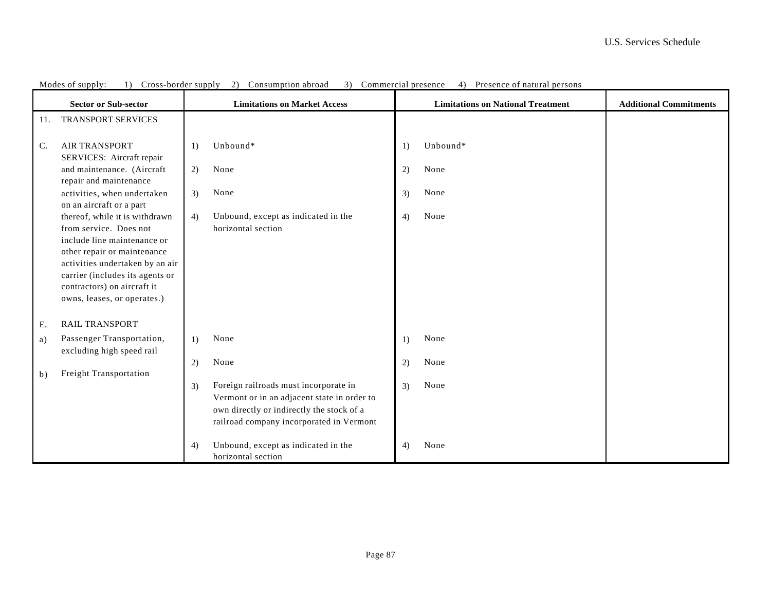Modes of supply: 1) Cross-border supply 2) Consumption abroad 3) Commercial presence 4) Presence of natural persons

| Sector or Sub-sector | Limitations on Market Access | Limitations on National Treatment | Additional Commitments |
|---|---|---|---|
| 11. TRANSPORT SERVICES | | | |
| C. AIR TRANSPORT SERVICES: Aircraft repair and maintenance. (Aircraft repair and maintenance activities, when undertaken on an aircraft or a part thereof, while it is withdrawn from service. Does not include line maintenance or other repair or maintenance activities undertaken by an air carrier (includes its agents or contractors) on aircraft it owns, leases, or operates.) | 1) Unbound*<br><br>2) None<br><br>3) None<br><br>4) Unbound, except as indicated in the horizontal section | 1) Unbound*<br><br>2) None<br><br>3) None<br><br>4) None | |
| E. RAIL TRANSPORT<br><br>a) Passenger Transportation, excluding high speed rail<br><br>b) Freight Transportation | 1) None<br><br>2) None<br><br>3) Foreign railroads must incorporate in Vermont or in an adjacent state in order to own directly or indirectly the stock of a railroad company incorporated in Vermont<br><br>4) Unbound, except as indicated in the horizontal section | 1) None<br><br>2) None<br><br>3) None<br><br>4) None | |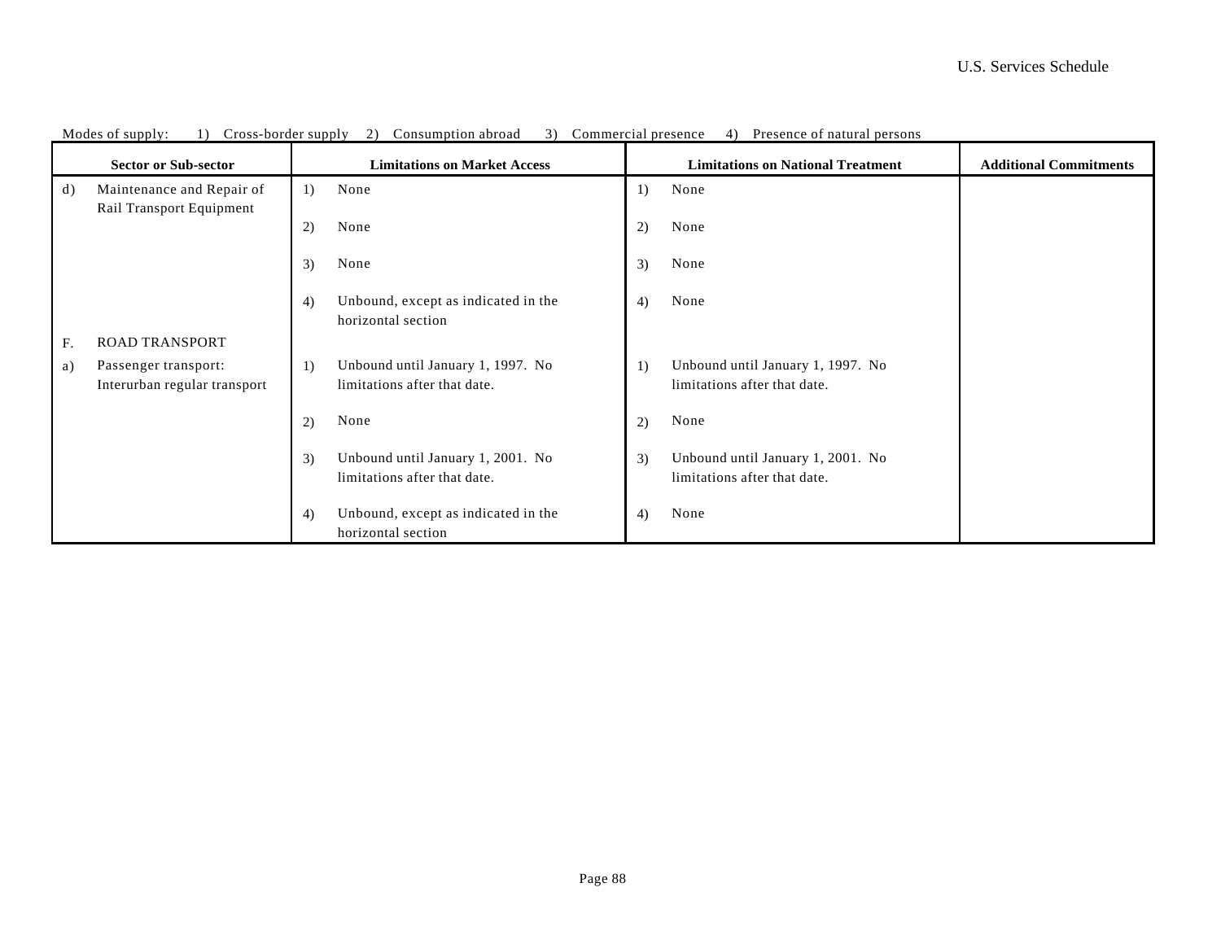Modes of supply: 1) Cross-border supply 2) Consumption abroad 3) Commercial presence 4) Presence of natural persons

| Sector or Sub-sector | Limitations on Market Access | Limitations on National Treatment | Additional Commitments |
|---|---|---|---|
| d) Maintenance and Repair of Rail Transport Equipment | 1) None | 1) None | |
| | 2) None | 2) None | |
| | 3) None | 3) None | |
| | 4) Unbound, except as indicated in the horizontal section | 4) None | |
| F. ROAD TRANSPORT | | | |
| a) Passenger transport: Interurban regular transport | 1) Unbound until January 1, 1997. No limitations after that date. | 1) Unbound until January 1, 1997. No limitations after that date. | |
| | 2) None | 2) None | |
| | 3) Unbound until January 1, 2001. No limitations after that date. | 3) Unbound until January 1, 2001. No limitations after that date. | |
| | 4) Unbound, except as indicated in the horizontal section | 4) None | |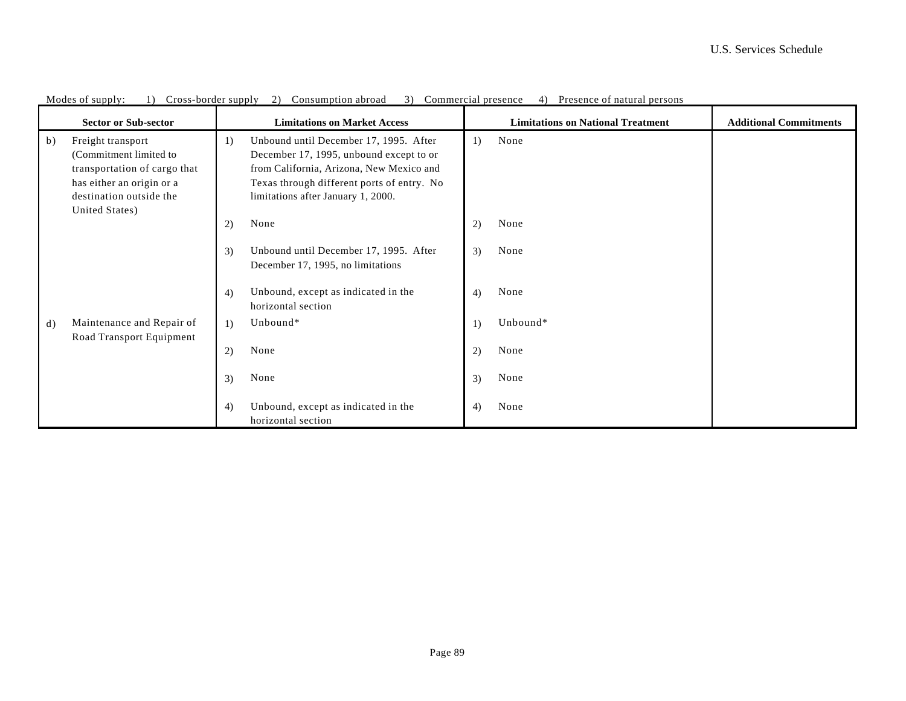Modes of supply: 1) Cross-border supply 2) Consumption abroad 3) Commercial presence 4) Presence of natural persons

| Sector or Sub-sector | Limitations on Market Access | Limitations on National Treatment | Additional Commitments |
|---|---|---|---|
| b) Freight transport (Commitment limited to transportation of cargo that has either an origin or a destination outside the United States) | 1) Unbound until December 17, 1995. After December 17, 1995, unbound except to or from California, Arizona, New Mexico and Texas through different ports of entry. No limitations after January 1, 2000. | 1) None | |
| | 2) None | 2) None | |
| | 3) Unbound until December 17, 1995. After December 17, 1995, no limitations | 3) None | |
| | 4) Unbound, except as indicated in the horizontal section | 4) None | |
| d) Maintenance and Repair of Road Transport Equipment | 1) Unbound* | 1) Unbound* | |
| | 2) None | 2) None | |
| | 3) None | 3) None | |
| | 4) Unbound, except as indicated in the horizontal section | 4) None | |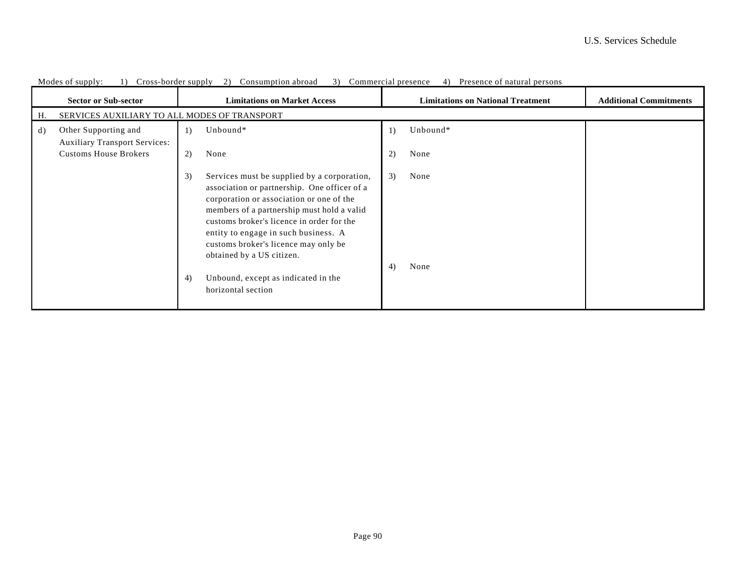Modes of supply: 1) Cross-border supply 2) Consumption abroad 3) Commercial presence 4) Presence of natural persons

| Sector or Sub-sector | Limitations on Market Access | Limitations on National Treatment | Additional Commitments |
|---|---|---|---|
| H. SERVICES AUXILIARY TO ALL MODES OF TRANSPORT | | | |
| d) Other Supporting and Auxiliary Transport Services: Customs House Brokers | 1) Unbound* | 1) Unbound* | |
| | 2) None | 2) None | |
| | 3) Services must be supplied by a corporation, association or partnership. One officer of a corporation or association or one of the members of a partnership must hold a valid customs broker's licence in order for the entity to engage in such business. A customs broker's licence may only be obtained by a US citizen. | 3) None | |
| | 4) Unbound, except as indicated in the horizontal section | 4) None | |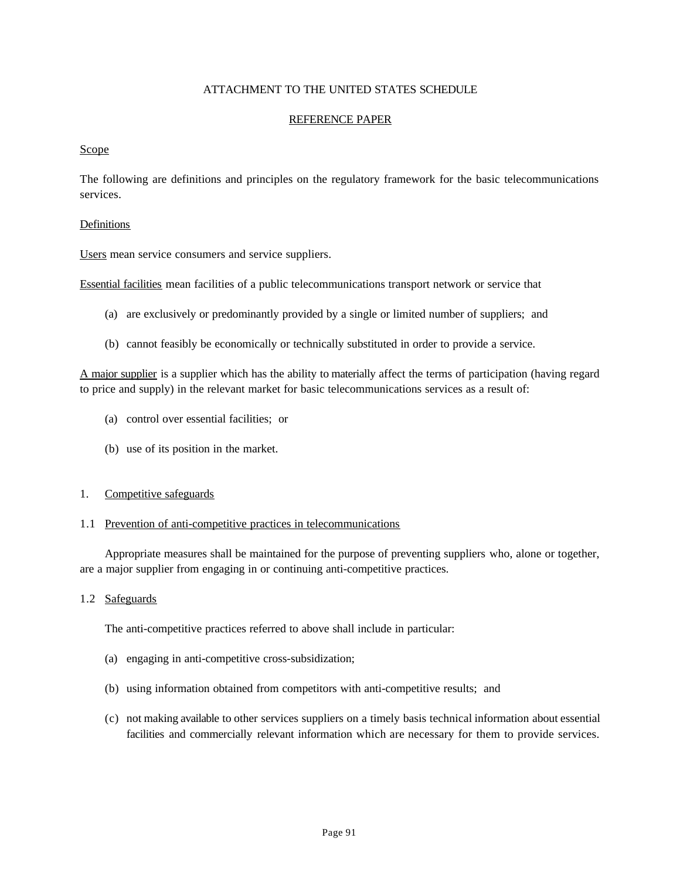ATTACHMENT TO THE UNITED STATES SCHEDULE

REFERENCE PAPER

Scope

The following are definitions and principles on the regulatory framework for the basic telecommunications services.

Definitions

Users mean service consumers and service suppliers.

Essential facilities mean facilities of a public telecommunications transport network or service that

(a) are exclusively or predominantly provided by a single or limited number of suppliers; and

(b) cannot feasibly be economically or technically substituted in order to provide a service.

A major supplier is a supplier which has the ability to materially affect the terms of participation (having regard to price and supply) in the relevant market for basic telecommunications services as a result of:

(a) control over essential facilities; or

(b) use of its position in the market.

1. Competitive safeguards

1.1 Prevention of anti-competitive practices in telecommunications

Appropriate measures shall be maintained for the purpose of preventing suppliers who, alone or together, are a major supplier from engaging in or continuing anti-competitive practices.

1.2 Safeguards

The anti-competitive practices referred to above shall include in particular:

(a) engaging in anti-competitive cross-subsidization;

(b) using information obtained from competitors with anti-competitive results; and

(c) not making available to other services suppliers on a timely basis technical information about essential facilities and commercially relevant information which are necessary for them to provide services.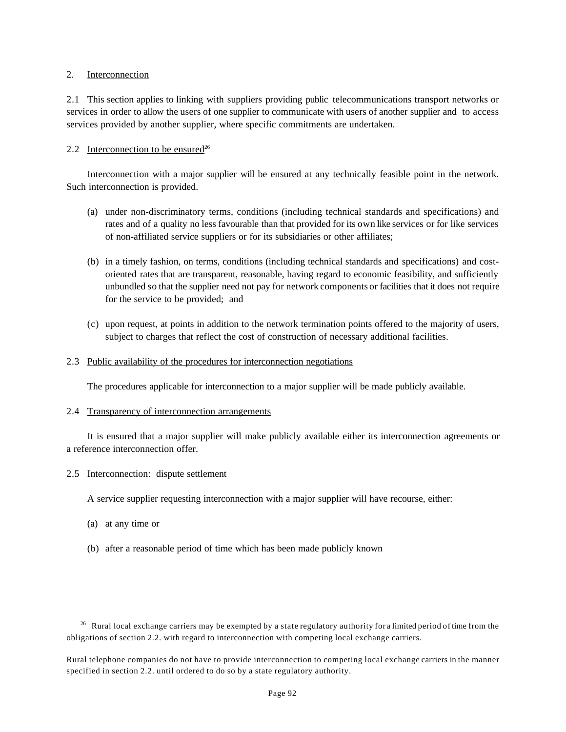2. Interconnection

2.1 This section applies to linking with suppliers providing public telecommunications transport networks or services in order to allow the users of one supplier to communicate with users of another supplier and to access services provided by another supplier, where specific commitments are undertaken.

2.2 Interconnection to be ensured[26]

Interconnection with a major supplier will be ensured at any technically feasible point in the network. Such interconnection is provided.

(a) under non-discriminatory terms, conditions (including technical standards and specifications) and rates and of a quality no less favourable than that provided for its own like services or for like services of non-affiliated service suppliers or for its subsidiaries or other affiliates;

(b) in a timely fashion, on terms, conditions (including technical standards and specifications) and cost-oriented rates that are transparent, reasonable, having regard to economic feasibility, and sufficiently unbundled so that the supplier need not pay for network components or facilities that it does not require for the service to be provided; and

(c) upon request, at points in addition to the network termination points offered to the majority of users, subject to charges that reflect the cost of construction of necessary additional facilities.

2.3 Public availability of the procedures for interconnection negotiations

The procedures applicable for interconnection to a major supplier will be made publicly available.

2.4 Transparency of interconnection arrangements

It is ensured that a major supplier will make publicly available either its interconnection agreements or a reference interconnection offer.

2.5 Interconnection: dispute settlement

A service supplier requesting interconnection with a major supplier will have recourse, either:

(a) at any time or

(b) after a reasonable period of time which has been made publicly known

[26] Rural local exchange carriers may be exempted by a state regulatory authority for a limited period of time from the obligations of section 2.2. with regard to interconnection with competing local exchange carriers.

Rural telephone companies do not have to provide interconnection to competing local exchange carriers in the manner specified in section 2.2. until ordered to do so by a state regulatory authority.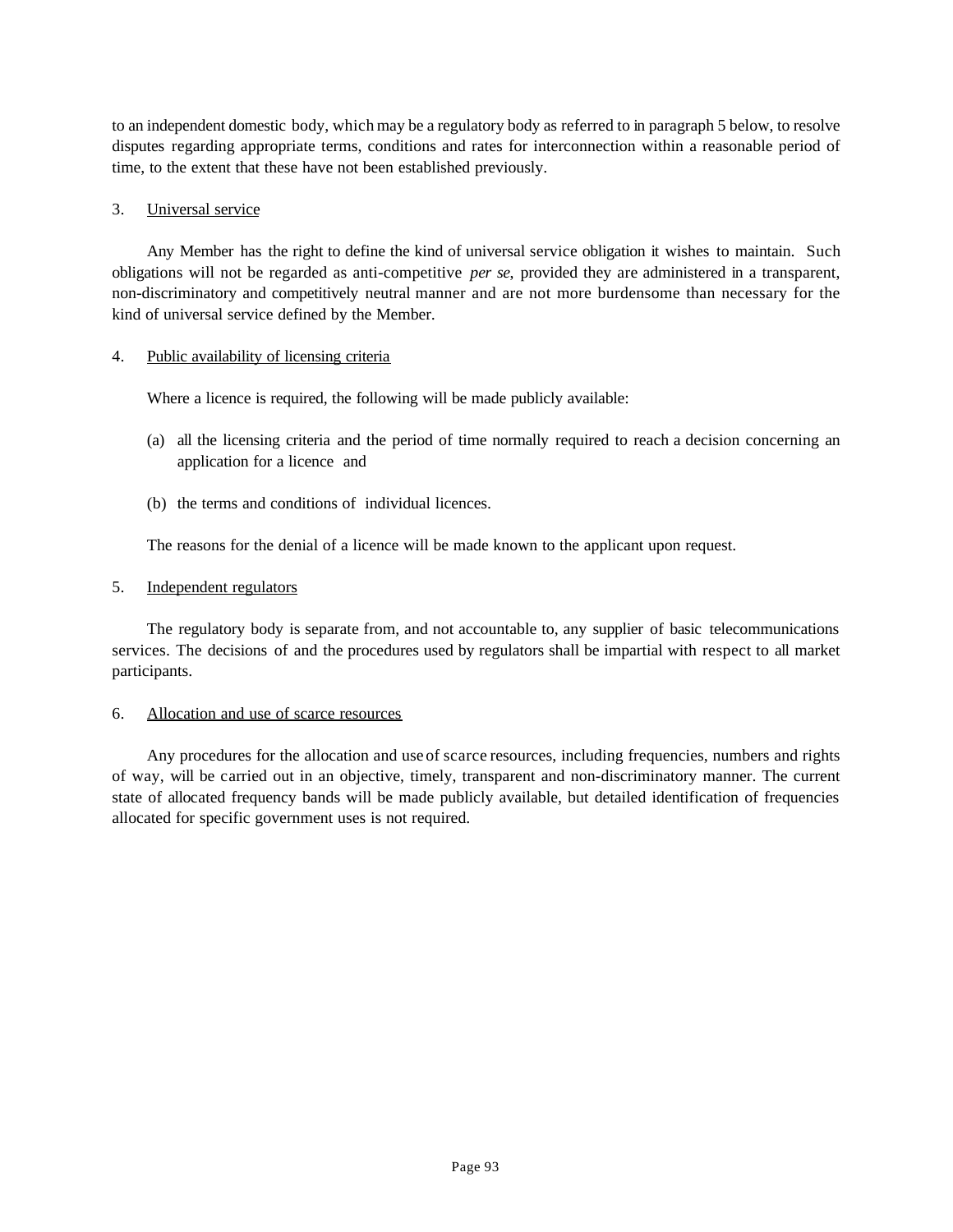to an independent domestic body, which may be a regulatory body as referred to in paragraph 5 below, to resolve disputes regarding appropriate terms, conditions and rates for interconnection within a reasonable period of time, to the extent that these have not been established previously.

3. Universal service

Any Member has the right to define the kind of universal service obligation it wishes to maintain. Such obligations will not be regarded as anti-competitive *per se*, provided they are administered in a transparent, non-discriminatory and competitively neutral manner and are not more burdensome than necessary for the kind of universal service defined by the Member.

4. Public availability of licensing criteria

Where a licence is required, the following will be made publicly available:

(a) all the licensing criteria and the period of time normally required to reach a decision concerning an application for a licence and

(b) the terms and conditions of individual licences.

The reasons for the denial of a licence will be made known to the applicant upon request.

5. Independent regulators

The regulatory body is separate from, and not accountable to, any supplier of basic telecommunications services. The decisions of and the procedures used by regulators shall be impartial with respect to all market participants.

6. Allocation and use of scarce resources

Any procedures for the allocation and use of scarce resources, including frequencies, numbers and rights of way, will be carried out in an objective, timely, transparent and non-discriminatory manner. The current state of allocated frequency bands will be made publicly available, but detailed identification of frequencies allocated for specific government uses is not required.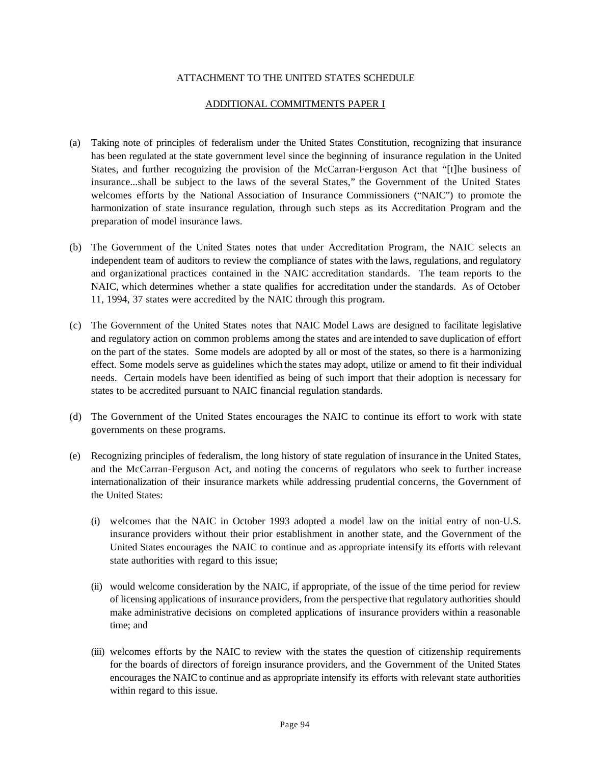ATTACHMENT TO THE UNITED STATES SCHEDULE

ADDITIONAL COMMITMENTS PAPER I

(a) Taking note of principles of federalism under the United States Constitution, recognizing that insurance has been regulated at the state government level since the beginning of insurance regulation in the United States, and further recognizing the provision of the McCarran-Ferguson Act that "[t]he business of insurance...shall be subject to the laws of the several States," the Government of the United States welcomes efforts by the National Association of Insurance Commissioners ("NAIC") to promote the harmonization of state insurance regulation, through such steps as its Accreditation Program and the preparation of model insurance laws.

(b) The Government of the United States notes that under Accreditation Program, the NAIC selects an independent team of auditors to review the compliance of states with the laws, regulations, and regulatory and organizational practices contained in the NAIC accreditation standards. The team reports to the NAIC, which determines whether a state qualifies for accreditation under the standards. As of October 11, 1994, 37 states were accredited by the NAIC through this program.

(c) The Government of the United States notes that NAIC Model Laws are designed to facilitate legislative and regulatory action on common problems among the states and are intended to save duplication of effort on the part of the states. Some models are adopted by all or most of the states, so there is a harmonizing effect. Some models serve as guidelines which the states may adopt, utilize or amend to fit their individual needs. Certain models have been identified as being of such import that their adoption is necessary for states to be accredited pursuant to NAIC financial regulation standards.

(d) The Government of the United States encourages the NAIC to continue its effort to work with state governments on these programs.

(e) Recognizing principles of federalism, the long history of state regulation of insurance in the United States, and the McCarran-Ferguson Act, and noting the concerns of regulators who seek to further increase internationalization of their insurance markets while addressing prudential concerns, the Government of the United States:

   (i) welcomes that the NAIC in October 1993 adopted a model law on the initial entry of non-U.S. insurance providers without their prior establishment in another state, and the Government of the United States encourages the NAIC to continue and as appropriate intensify its efforts with relevant state authorities with regard to this issue;

   (ii) would welcome consideration by the NAIC, if appropriate, of the issue of the time period for review of licensing applications of insurance providers, from the perspective that regulatory authorities should make administrative decisions on completed applications of insurance providers within a reasonable time; and

   (iii) welcomes efforts by the NAIC to review with the states the question of citizenship requirements for the boards of directors of foreign insurance providers, and the Government of the United States encourages the NAIC to continue and as appropriate intensify its efforts with relevant state authorities within regard to this issue.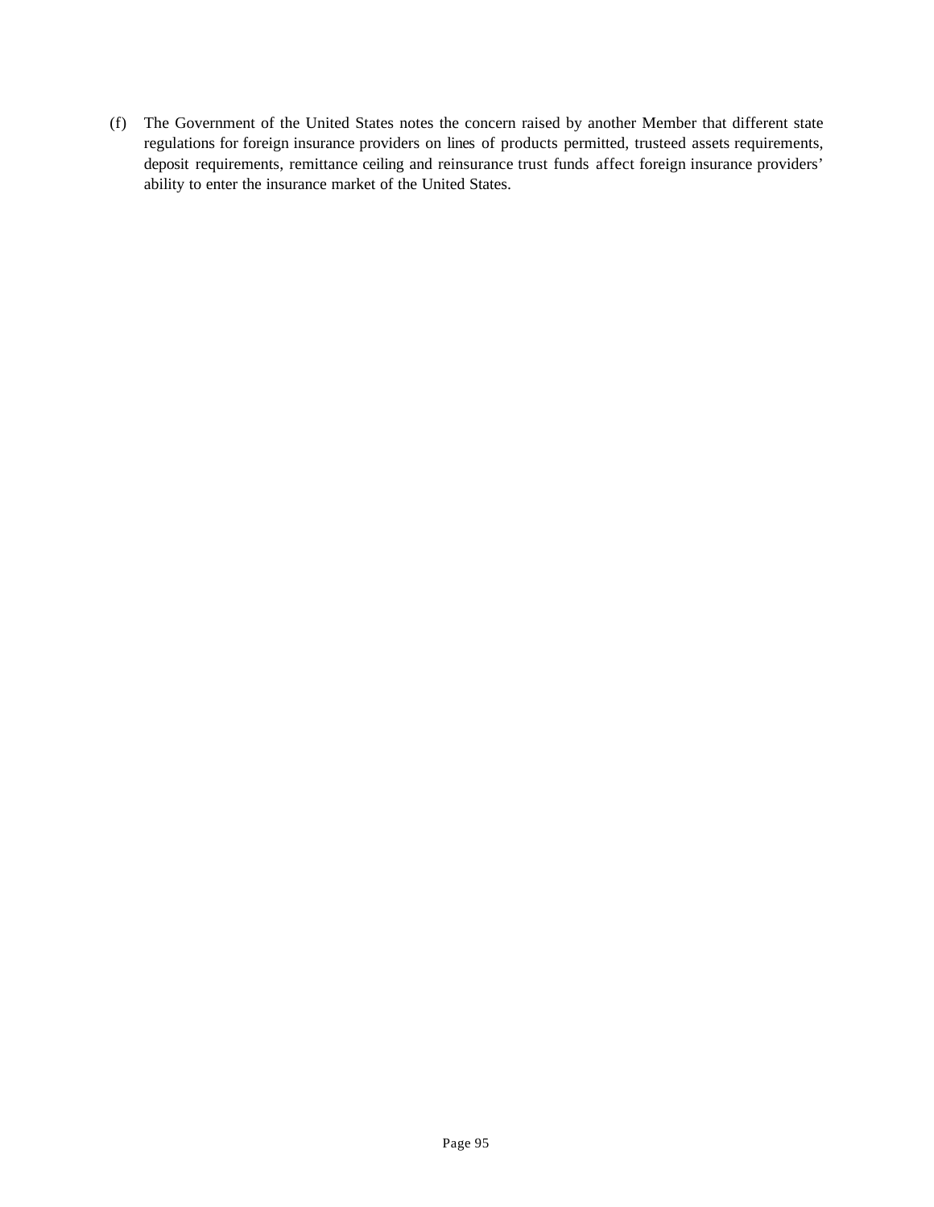(f) The Government of the United States notes the concern raised by another Member that different state regulations for foreign insurance providers on lines of products permitted, trusteed assets requirements, deposit requirements, remittance ceiling and reinsurance trust funds affect foreign insurance providers' ability to enter the insurance market of the United States.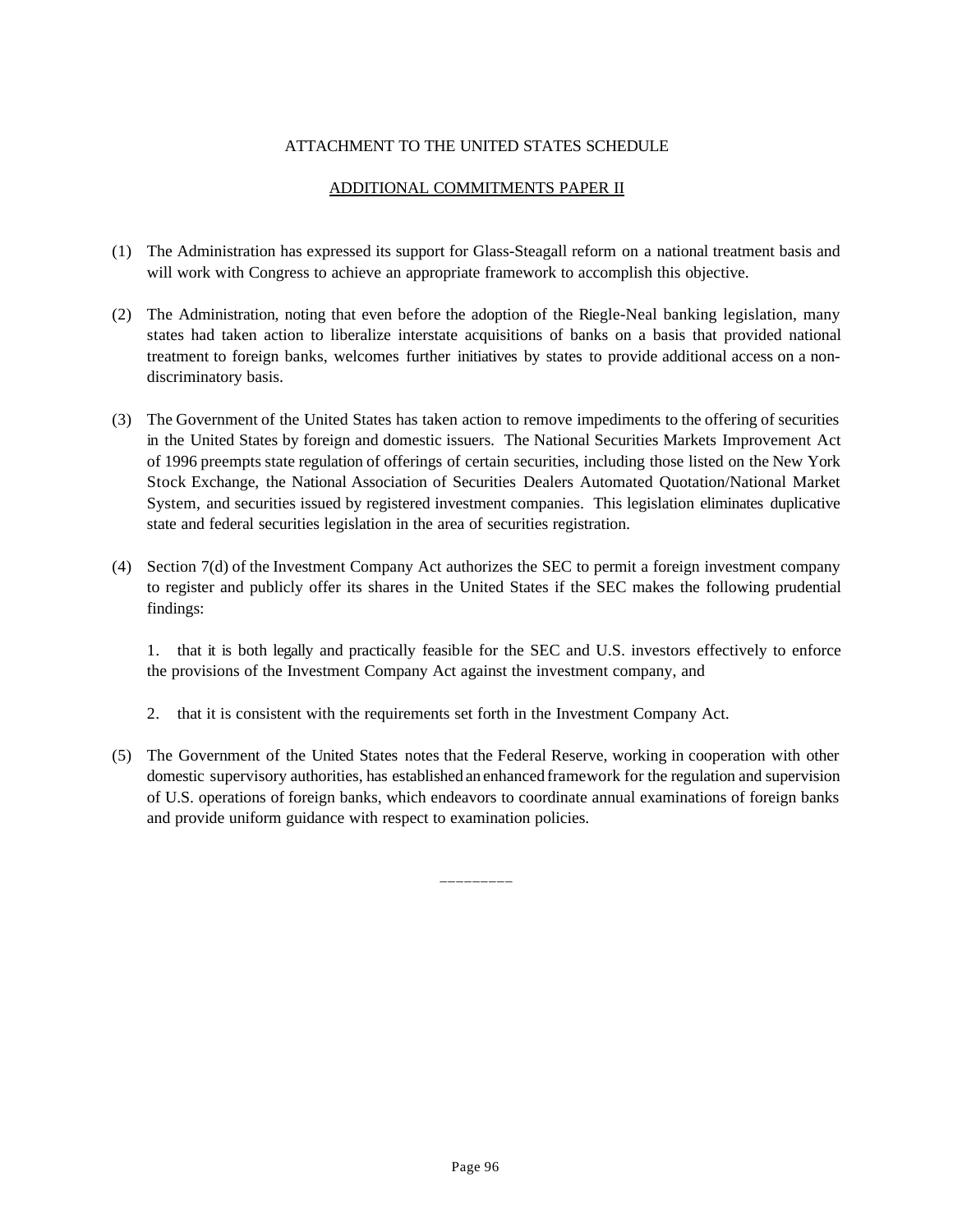ATTACHMENT TO THE UNITED STATES SCHEDULE

ADDITIONAL COMMITMENTS PAPER II

(1) The Administration has expressed its support for Glass-Steagall reform on a national treatment basis and will work with Congress to achieve an appropriate framework to accomplish this objective.

(2) The Administration, noting that even before the adoption of the Riegle-Neal banking legislation, many states had taken action to liberalize interstate acquisitions of banks on a basis that provided national treatment to foreign banks, welcomes further initiatives by states to provide additional access on a non-discriminatory basis.

(3) The Government of the United States has taken action to remove impediments to the offering of securities in the United States by foreign and domestic issuers. The National Securities Markets Improvement Act of 1996 preempts state regulation of offerings of certain securities, including those listed on the New York Stock Exchange, the National Association of Securities Dealers Automated Quotation/National Market System, and securities issued by registered investment companies. This legislation eliminates duplicative state and federal securities legislation in the area of securities registration.

(4) Section 7(d) of the Investment Company Act authorizes the SEC to permit a foreign investment company to register and publicly offer its shares in the United States if the SEC makes the following prudential findings:

   1. that it is both legally and practically feasible for the SEC and U.S. investors effectively to enforce the provisions of the Investment Company Act against the investment company, and

   2. that it is consistent with the requirements set forth in the Investment Company Act.

(5) The Government of the United States notes that the Federal Reserve, working in cooperation with other domestic supervisory authorities, has established an enhanced framework for the regulation and supervision of U.S. operations of foreign banks, which endeavors to coordinate annual examinations of foreign banks and provide uniform guidance with respect to examination policies.

\_\_\_\_\_\_\_\_\_